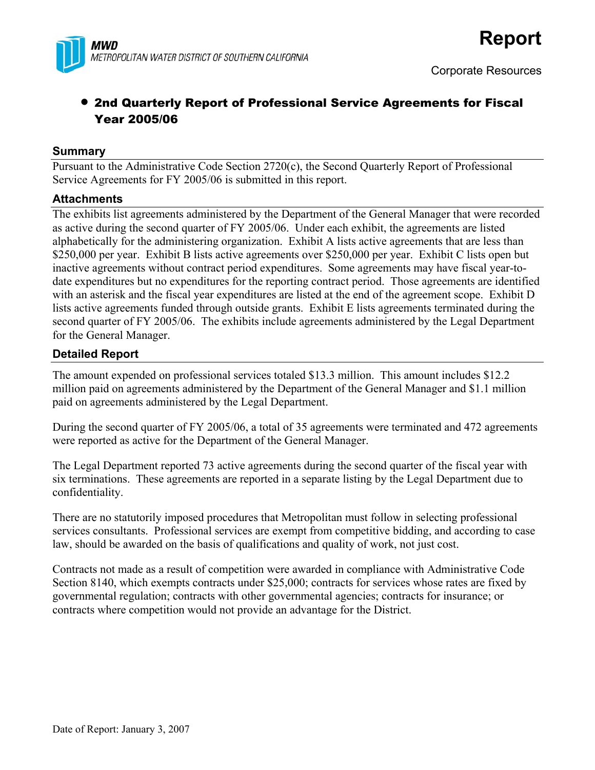**MWD**
*METROPOLITAN WATER DISTRICT OF SOUTHERN CALIFORNIA*

# Report

Corporate Resources

- **2nd Quarterly Report of Professional Service Agreements for Fiscal Year 2005/06**

## Summary

Pursuant to the Administrative Code Section 2720(c), the Second Quarterly Report of Professional Service Agreements for FY 2005/06 is submitted in this report.

## Attachments

The exhibits list agreements administered by the Department of the General Manager that were recorded as active during the second quarter of FY 2005/06. Under each exhibit, the agreements are listed alphabetically for the administering organization. Exhibit A lists active agreements that are less than $250,000 per year. Exhibit B lists active agreements over $250,000 per year. Exhibit C lists open but inactive agreements without contract period expenditures. Some agreements may have fiscal year-to-date expenditures but no expenditures for the reporting contract period. Those agreements are identified with an asterisk and the fiscal year expenditures are listed at the end of the agreement scope. Exhibit D lists active agreements funded through outside grants. Exhibit E lists agreements terminated during the second quarter of FY 2005/06. The exhibits include agreements administered by the Legal Department for the General Manager.

## Detailed Report

The amount expended on professional services totaled $13.3 million. This amount includes $12.2 million paid on agreements administered by the Department of the General Manager and $1.1 million paid on agreements administered by the Legal Department.

During the second quarter of FY 2005/06, a total of 35 agreements were terminated and 472 agreements were reported as active for the Department of the General Manager.

The Legal Department reported 73 active agreements during the second quarter of the fiscal year with six terminations. These agreements are reported in a separate listing by the Legal Department due to confidentiality.

There are no statutorily imposed procedures that Metropolitan must follow in selecting professional services consultants. Professional services are exempt from competitive bidding, and according to case law, should be awarded on the basis of qualifications and quality of work, not just cost.

Contracts not made as a result of competition were awarded in compliance with Administrative Code Section 8140, which exempts contracts under $25,000; contracts for services whose rates are fixed by governmental regulation; contracts with other governmental agencies; contracts for insurance; or contracts where competition would not provide an advantage for the District.

Date of Report: January 3, 2007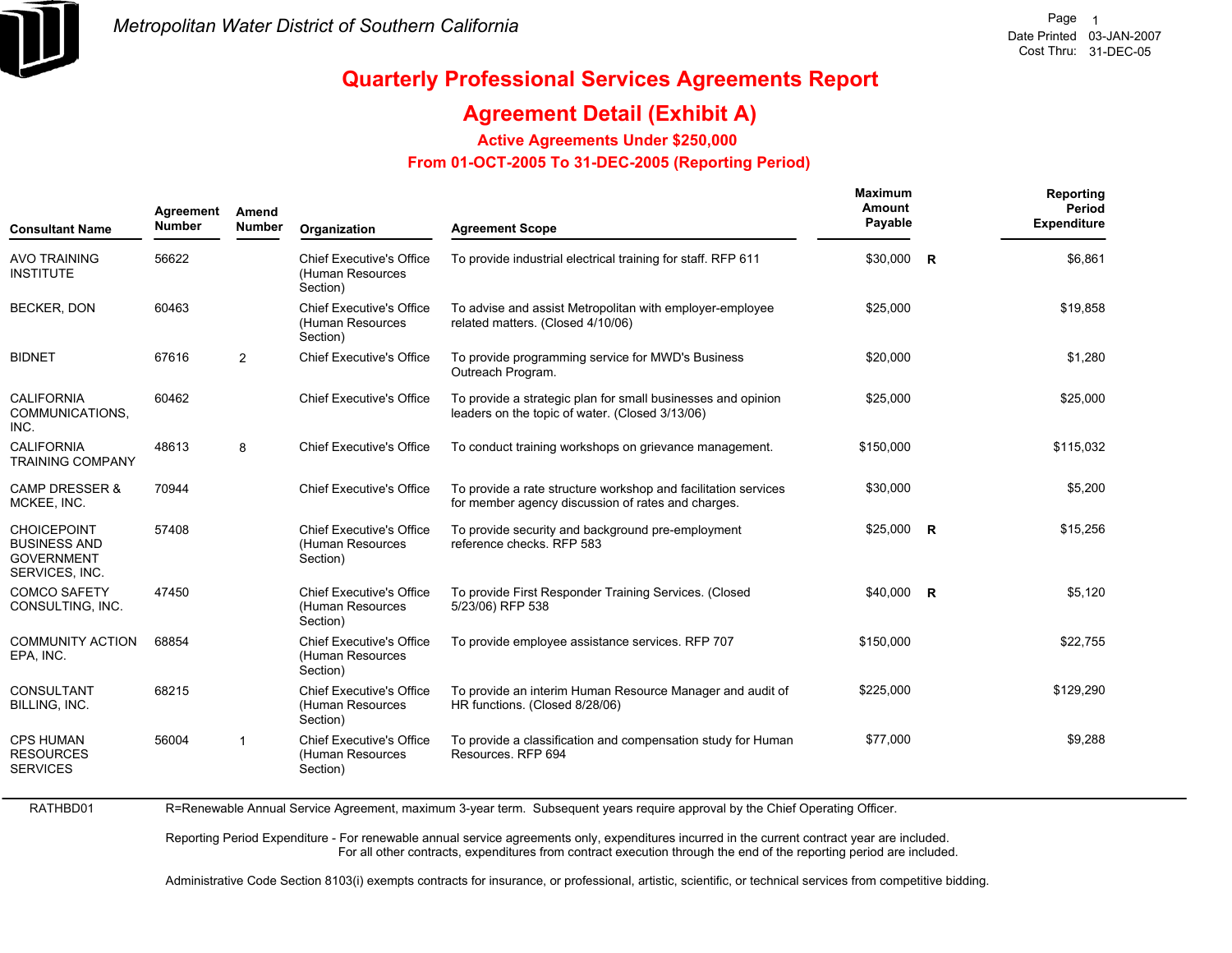# Metropolitan Water District of Southern California

Date Printed 03-JAN-2007
Cost Thru: 31-DEC-05

## Quarterly Professional Services Agreements Report

## Agreement Detail (Exhibit A)

### Active Agreements Under $250,000

### From 01-OCT-2005 To 31-DEC-2005 (Reporting Period)

| Consultant Name | Agreement Number | Amend Number | Organization | Agreement Scope | Maximum Amount Payable | | Reporting Period Expenditure |
|---|---|---|---|---|---|---|---|
| AVO TRAINING INSTITUTE | 56622 | | Chief Executive's Office (Human Resources Section) | To provide industrial electrical training for staff. RFP 611 | $30,000 | R | $6,861 |
| BECKER, DON | 60463 | | Chief Executive's Office (Human Resources Section) | To advise and assist Metropolitan with employer-employee related matters. (Closed 4/10/06) | $25,000 | | $19,858 |
| BIDNET | 67616 | 2 | Chief Executive's Office | To provide programming service for MWD's Business Outreach Program. | $20,000 | | $1,280 |
| CALIFORNIA COMMUNICATIONS, INC. | 60462 | | Chief Executive's Office | To provide a strategic plan for small businesses and opinion leaders on the topic of water. (Closed 3/13/06) | $25,000 | | $25,000 |
| CALIFORNIA TRAINING COMPANY | 48613 | 8 | Chief Executive's Office | To conduct training workshops on grievance management. | $150,000 | | $115,032 |
| CAMP DRESSER & MCKEE, INC. | 70944 | | Chief Executive's Office | To provide a rate structure workshop and facilitation services for member agency discussion of rates and charges. | $30,000 | | $5,200 |
| CHOICEPOINT BUSINESS AND GOVERNMENT SERVICES, INC. | 57408 | | Chief Executive's Office (Human Resources Section) | To provide security and background pre-employment reference checks. RFP 583 | $25,000 | R | $15,256 |
| COMCO SAFETY CONSULTING, INC. | 47450 | | Chief Executive's Office (Human Resources Section) | To provide First Responder Training Services. (Closed 5/23/06) RFP 538 | $40,000 | R | $5,120 |
| COMMUNITY ACTION EPA, INC. | 68854 | | Chief Executive's Office (Human Resources Section) | To provide employee assistance services. RFP 707 | $150,000 | | $22,755 |
| CONSULTANT BILLING, INC. | 68215 | | Chief Executive's Office (Human Resources Section) | To provide an interim Human Resource Manager and audit of HR functions. (Closed 8/28/06) | $225,000 | | $129,290 |
| CPS HUMAN RESOURCES SERVICES | 56004 | 1 | Chief Executive's Office (Human Resources Section) | To provide a classification and compensation study for Human Resources. RFP 694 | $77,000 | | $9,288 |

RATHBD01

R=Renewable Annual Service Agreement, maximum 3-year term. Subsequent years require approval by the Chief Operating Officer.

Reporting Period Expenditure - For renewable annual service agreements only, expenditures incurred in the current contract year are included.
For all other contracts, expenditures from contract execution through the end of the reporting period are included.

Administrative Code Section 8103(i) exempts contracts for insurance, or professional, artistic, scientific, or technical services from competitive bidding.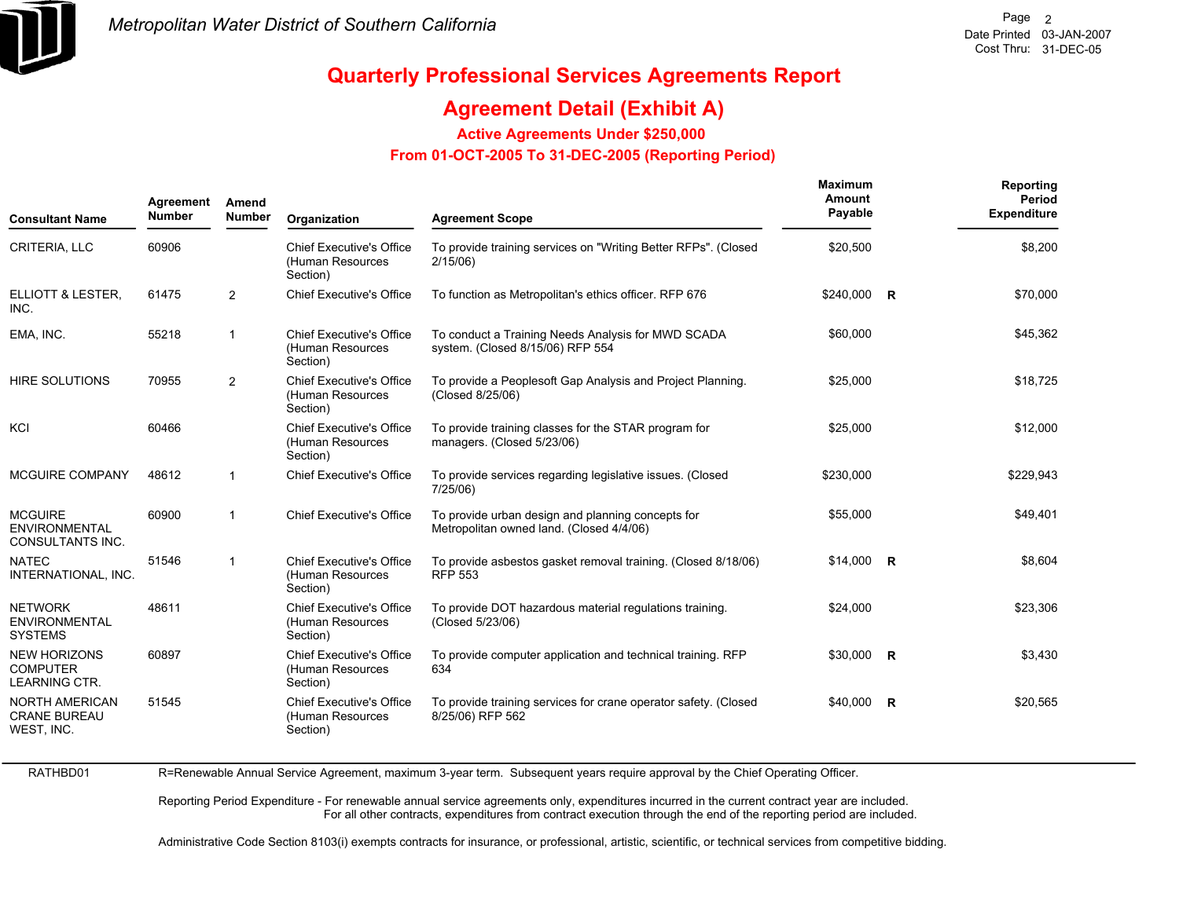# Quarterly Professional Services Agreements Report

## Agreement Detail (Exhibit A)

### Active Agreements Under $250,000

### From 01-OCT-2005 To 31-DEC-2005 (Reporting Period)

| Consultant Name | Agreement Number | Amend Number | Organization | Agreement Scope | Maximum Amount Payable | | Reporting Period Expenditure |
|---|---|---|---|---|---|---|---|
| CRITERIA, LLC | 60906 | | Chief Executive's Office (Human Resources Section) | To provide training services on "Writing Better RFPs". (Closed 2/15/06) | $20,500 | | $8,200 |
| ELLIOTT & LESTER, INC. | 61475 | 2 | Chief Executive's Office | To function as Metropolitan's ethics officer. RFP 676 | $240,000 | R | $70,000 |
| EMA, INC. | 55218 | 1 | Chief Executive's Office (Human Resources Section) | To conduct a Training Needs Analysis for MWD SCADA system. (Closed 8/15/06) RFP 554 | $60,000 | | $45,362 |
| HIRE SOLUTIONS | 70955 | 2 | Chief Executive's Office (Human Resources Section) | To provide a Peoplesoft Gap Analysis and Project Planning. (Closed 8/25/06) | $25,000 | | $18,725 |
| KCI | 60466 | | Chief Executive's Office (Human Resources Section) | To provide training classes for the STAR program for managers. (Closed 5/23/06) | $25,000 | | $12,000 |
| MCGUIRE COMPANY | 48612 | 1 | Chief Executive's Office | To provide services regarding legislative issues. (Closed 7/25/06) | $230,000 | | $229,943 |
| MCGUIRE ENVIRONMENTAL CONSULTANTS INC. | 60900 | 1 | Chief Executive's Office | To provide urban design and planning concepts for Metropolitan owned land. (Closed 4/4/06) | $55,000 | | $49,401 |
| NATEC INTERNATIONAL, INC. | 51546 | 1 | Chief Executive's Office (Human Resources Section) | To provide asbestos gasket removal training. (Closed 8/18/06) RFP 553 | $14,000 | R | $8,604 |
| NETWORK ENVIRONMENTAL SYSTEMS | 48611 | | Chief Executive's Office (Human Resources Section) | To provide DOT hazardous material regulations training. (Closed 5/23/06) | $24,000 | | $23,306 |
| NEW HORIZONS COMPUTER LEARNING CTR. | 60897 | | Chief Executive's Office (Human Resources Section) | To provide computer application and technical training. RFP 634 | $30,000 | R | $3,430 |
| NORTH AMERICAN CRANE BUREAU WEST, INC. | 51545 | | Chief Executive's Office (Human Resources Section) | To provide training services for crane operator safety. (Closed 8/25/06) RFP 562 | $40,000 | R | $20,565 |

RATHBD01

R=Renewable Annual Service Agreement, maximum 3-year term. Subsequent years require approval by the Chief Operating Officer.

Reporting Period Expenditure - For renewable annual service agreements only, expenditures incurred in the current contract year are included. For all other contracts, expenditures from contract execution through the end of the reporting period are included.

Administrative Code Section 8103(i) exempts contracts for insurance, or professional, artistic, scientific, or technical services from competitive bidding.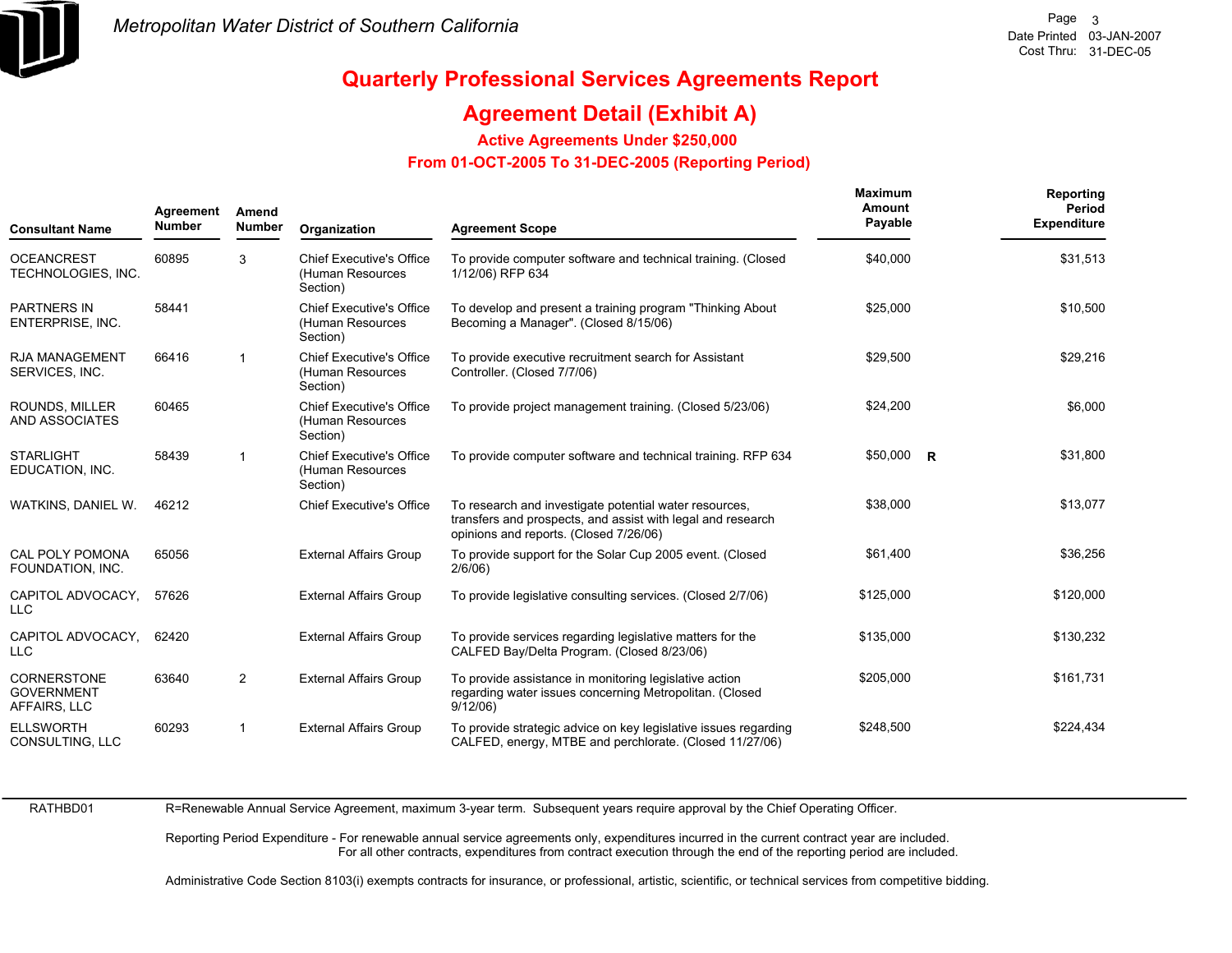# Quarterly Professional Services Agreements Report

## Agreement Detail (Exhibit A)

### Active Agreements Under $250,000

### From 01-OCT-2005 To 31-DEC-2005 (Reporting Period)

| Consultant Name | Agreement Number | Amend Number | Organization | Agreement Scope | Maximum Amount Payable | | Reporting Period Expenditure |
|---|---|---|---|---|---|---|---|
| OCEANCREST TECHNOLOGIES, INC. | 60895 | 3 | Chief Executive's Office (Human Resources Section) | To provide computer software and technical training. (Closed 1/12/06) RFP 634 | $40,000 | | $31,513 |
| PARTNERS IN ENTERPRISE, INC. | 58441 | | Chief Executive's Office (Human Resources Section) | To develop and present a training program "Thinking About Becoming a Manager". (Closed 8/15/06) | $25,000 | | $10,500 |
| RJA MANAGEMENT SERVICES, INC. | 66416 | 1 | Chief Executive's Office (Human Resources Section) | To provide executive recruitment search for Assistant Controller. (Closed 7/7/06) | $29,500 | | $29,216 |
| ROUNDS, MILLER AND ASSOCIATES | 60465 | | Chief Executive's Office (Human Resources Section) | To provide project management training. (Closed 5/23/06) | $24,200 | | $6,000 |
| STARLIGHT EDUCATION, INC. | 58439 | 1 | Chief Executive's Office (Human Resources Section) | To provide computer software and technical training. RFP 634 | $50,000 | R | $31,800 |
| WATKINS, DANIEL W. | 46212 | | Chief Executive's Office | To research and investigate potential water resources, transfers and prospects, and assist with legal and research opinions and reports. (Closed 7/26/06) | $38,000 | | $13,077 |
| CAL POLY POMONA FOUNDATION, INC. | 65056 | | External Affairs Group | To provide support for the Solar Cup 2005 event. (Closed 2/6/06) | $61,400 | | $36,256 |
| CAPITOL ADVOCACY, LLC | 57626 | | External Affairs Group | To provide legislative consulting services. (Closed 2/7/06) | $125,000 | | $120,000 |
| CAPITOL ADVOCACY, LLC | 62420 | | External Affairs Group | To provide services regarding legislative matters for the CALFED Bay/Delta Program. (Closed 8/23/06) | $135,000 | | $130,232 |
| CORNERSTONE GOVERNMENT AFFAIRS, LLC | 63640 | 2 | External Affairs Group | To provide assistance in monitoring legislative action regarding water issues concerning Metropolitan. (Closed 9/12/06) | $205,000 | | $161,731 |
| ELLSWORTH CONSULTING, LLC | 60293 | 1 | External Affairs Group | To provide strategic advice on key legislative issues regarding CALFED, energy, MTBE and perchlorate. (Closed 11/27/06) | $248,500 | | $224,434 |

RATHBD01

R=Renewable Annual Service Agreement, maximum 3-year term. Subsequent years require approval by the Chief Operating Officer.

Reporting Period Expenditure - For renewable annual service agreements only, expenditures incurred in the current contract year are included. For all other contracts, expenditures from contract execution through the end of the reporting period are included.

Administrative Code Section 8103(i) exempts contracts for insurance, or professional, artistic, scientific, or technical services from competitive bidding.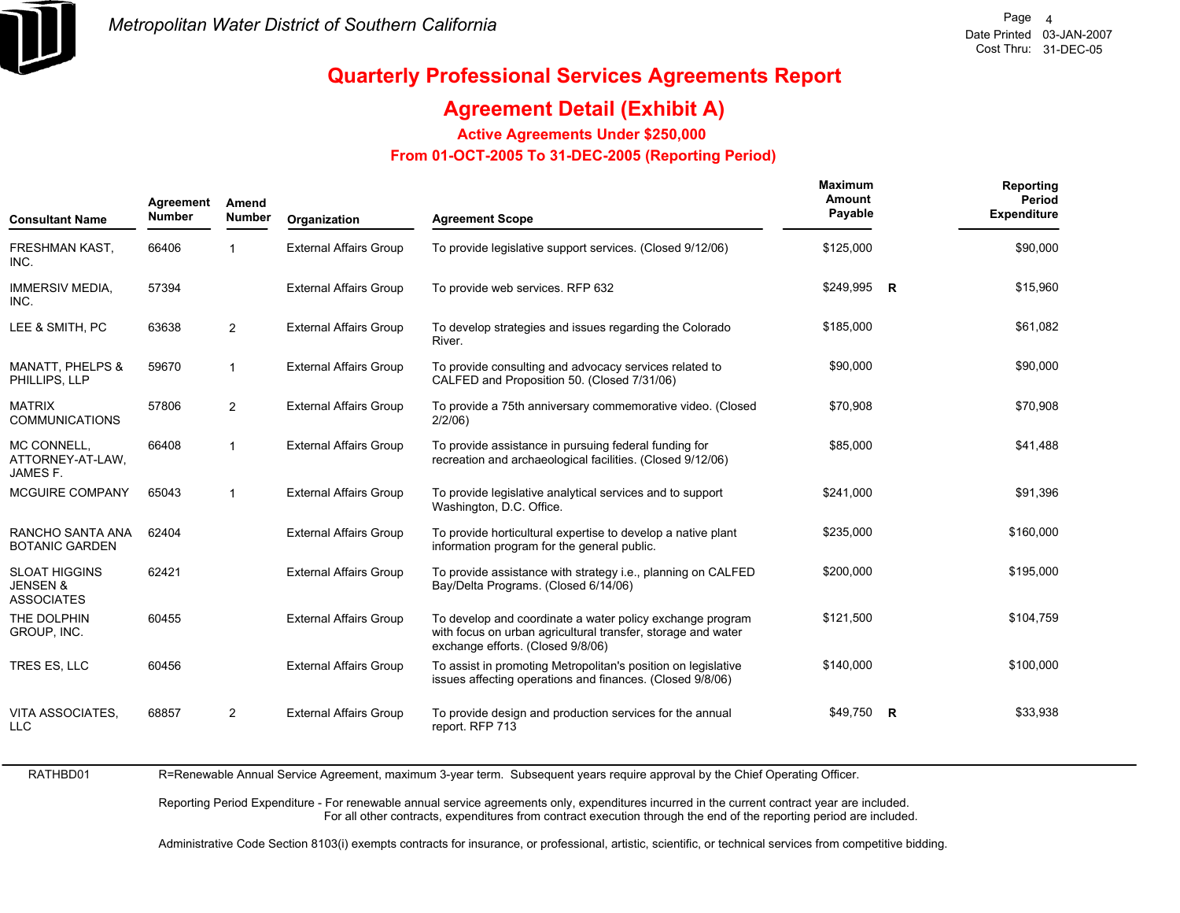# Quarterly Professional Services Agreements Report

## Agreement Detail (Exhibit A)

### Active Agreements Under $250,000

### From 01-OCT-2005 To 31-DEC-2005 (Reporting Period)

| Consultant Name | Agreement Number | Amend Number | Organization | Agreement Scope | Maximum Amount Payable | | Reporting Period Expenditure |
|---|---|---|---|---|---|---|---|
| FRESHMAN KAST, INC. | 66406 | 1 | External Affairs Group | To provide legislative support services. (Closed 9/12/06) | $125,000 | | $90,000 |
| IMMERSIV MEDIA, INC. | 57394 | | External Affairs Group | To provide web services. RFP 632 | $249,995 | R | $15,960 |
| LEE & SMITH, PC | 63638 | 2 | External Affairs Group | To develop strategies and issues regarding the Colorado River. | $185,000 | | $61,082 |
| MANATT, PHELPS & PHILLIPS, LLP | 59670 | 1 | External Affairs Group | To provide consulting and advocacy services related to CALFED and Proposition 50. (Closed 7/31/06) | $90,000 | | $90,000 |
| MATRIX COMMUNICATIONS | 57806 | 2 | External Affairs Group | To provide a 75th anniversary commemorative video. (Closed 2/2/06) | $70,908 | | $70,908 |
| MC CONNELL, ATTORNEY-AT-LAW, JAMES F. | 66408 | 1 | External Affairs Group | To provide assistance in pursuing federal funding for recreation and archaeological facilities. (Closed 9/12/06) | $85,000 | | $41,488 |
| MCGUIRE COMPANY | 65043 | 1 | External Affairs Group | To provide legislative analytical services and to support Washington, D.C. Office. | $241,000 | | $91,396 |
| RANCHO SANTA ANA BOTANIC GARDEN | 62404 | | External Affairs Group | To provide horticultural expertise to develop a native plant information program for the general public. | $235,000 | | $160,000 |
| SLOAT HIGGINS JENSEN & ASSOCIATES | 62421 | | External Affairs Group | To provide assistance with strategy i.e., planning on CALFED Bay/Delta Programs. (Closed 6/14/06) | $200,000 | | $195,000 |
| THE DOLPHIN GROUP, INC. | 60455 | | External Affairs Group | To develop and coordinate a water policy exchange program with focus on urban agricultural transfer, storage and water exchange efforts. (Closed 9/8/06) | $121,500 | | $104,759 |
| TRES ES, LLC | 60456 | | External Affairs Group | To assist in promoting Metropolitan's position on legislative issues affecting operations and finances. (Closed 9/8/06) | $140,000 | | $100,000 |
| VITA ASSOCIATES, LLC | 68857 | 2 | External Affairs Group | To provide design and production services for the annual report. RFP 713 | $49,750 | R | $33,938 |

RATHBD01

R=Renewable Annual Service Agreement, maximum 3-year term. Subsequent years require approval by the Chief Operating Officer.

Reporting Period Expenditure - For renewable annual service agreements only, expenditures incurred in the current contract year are included.
For all other contracts, expenditures from contract execution through the end of the reporting period are included.

Administrative Code Section 8103(i) exempts contracts for insurance, or professional, artistic, scientific, or technical services from competitive bidding.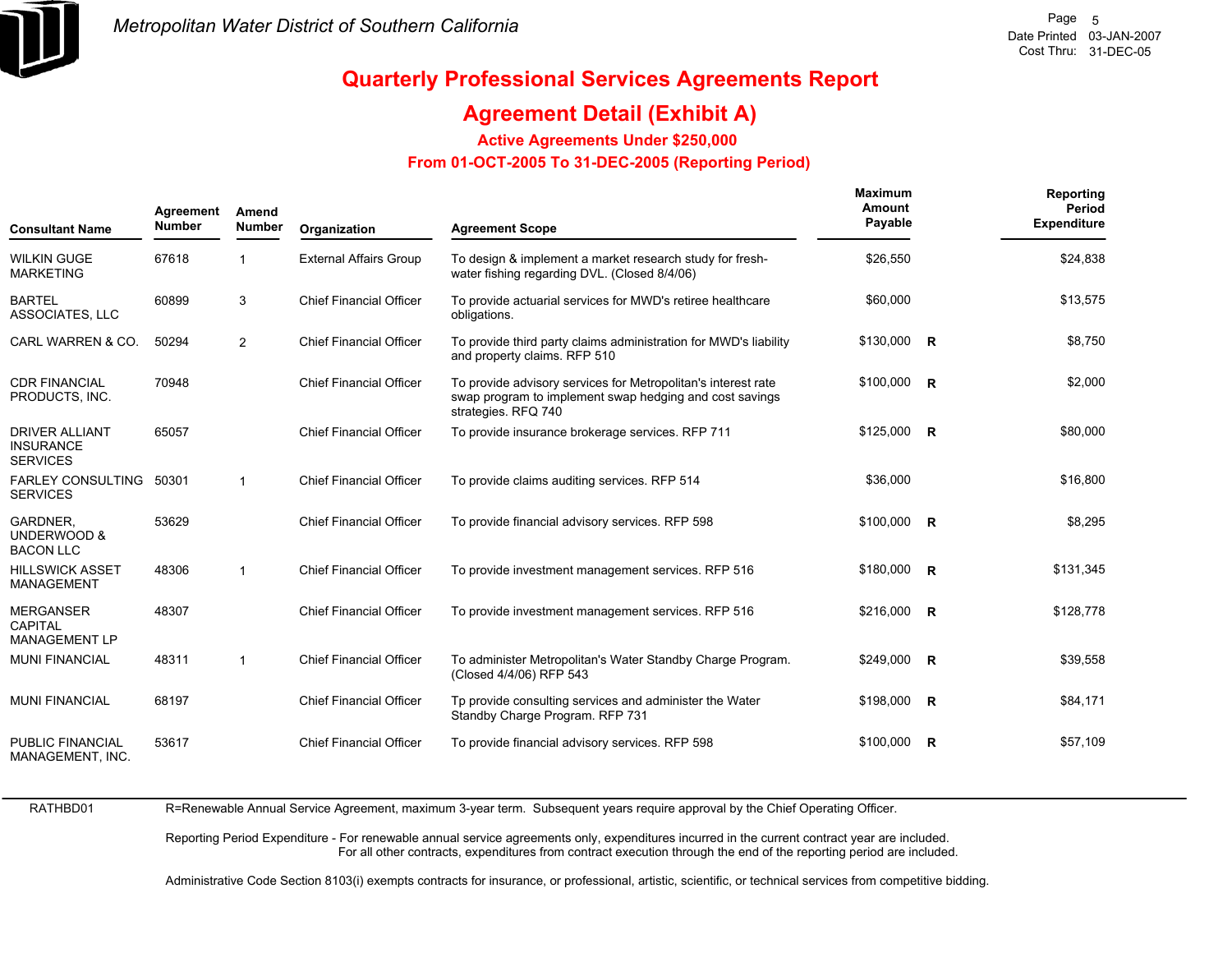# Quarterly Professional Services Agreements Report

## Agreement Detail (Exhibit A)

### Active Agreements Under $250,000

### From 01-OCT-2005 To 31-DEC-2005 (Reporting Period)

| Consultant Name | Agreement Number | Amend Number | Organization | Agreement Scope | Maximum Amount Payable | | Reporting Period Expenditure |
|---|---|---|---|---|---|---|---|
| WILKIN GUGE MARKETING | 67618 | 1 | External Affairs Group | To design & implement a market research study for fresh-water fishing regarding DVL. (Closed 8/4/06) | $26,550 | | $24,838 |
| BARTEL ASSOCIATES, LLC | 60899 | 3 | Chief Financial Officer | To provide actuarial services for MWD's retiree healthcare obligations. | $60,000 | | $13,575 |
| CARL WARREN & CO. | 50294 | 2 | Chief Financial Officer | To provide third party claims administration for MWD's liability and property claims. RFP 510 | $130,000 | R | $8,750 |
| CDR FINANCIAL PRODUCTS, INC. | 70948 | | Chief Financial Officer | To provide advisory services for Metropolitan's interest rate swap program to implement swap hedging and cost savings strategies. RFQ 740 | $100,000 | R | $2,000 |
| DRIVER ALLIANT INSURANCE SERVICES | 65057 | | Chief Financial Officer | To provide insurance brokerage services. RFP 711 | $125,000 | R | $80,000 |
| FARLEY CONSULTING SERVICES | 50301 | 1 | Chief Financial Officer | To provide claims auditing services. RFP 514 | $36,000 | | $16,800 |
| GARDNER, UNDERWOOD & BACON LLC | 53629 | | Chief Financial Officer | To provide financial advisory services. RFP 598 | $100,000 | R | $8,295 |
| HILLSWICK ASSET MANAGEMENT | 48306 | 1 | Chief Financial Officer | To provide investment management services. RFP 516 | $180,000 | R | $131,345 |
| MERGANSER CAPITAL MANAGEMENT LP | 48307 | | Chief Financial Officer | To provide investment management services. RFP 516 | $216,000 | R | $128,778 |
| MUNI FINANCIAL | 48311 | 1 | Chief Financial Officer | To administer Metropolitan's Water Standby Charge Program. (Closed 4/4/06) RFP 543 | $249,000 | R | $39,558 |
| MUNI FINANCIAL | 68197 | | Chief Financial Officer | Tp provide consulting services and administer the Water Standby Charge Program. RFP 731 | $198,000 | R | $84,171 |
| PUBLIC FINANCIAL MANAGEMENT, INC. | 53617 | | Chief Financial Officer | To provide financial advisory services. RFP 598 | $100,000 | R | $57,109 |

RATHBD01

R=Renewable Annual Service Agreement, maximum 3-year term. Subsequent years require approval by the Chief Operating Officer.

Reporting Period Expenditure - For renewable annual service agreements only, expenditures incurred in the current contract year are included. For all other contracts, expenditures from contract execution through the end of the reporting period are included.

Administrative Code Section 8103(i) exempts contracts for insurance, or professional, artistic, scientific, or technical services from competitive bidding.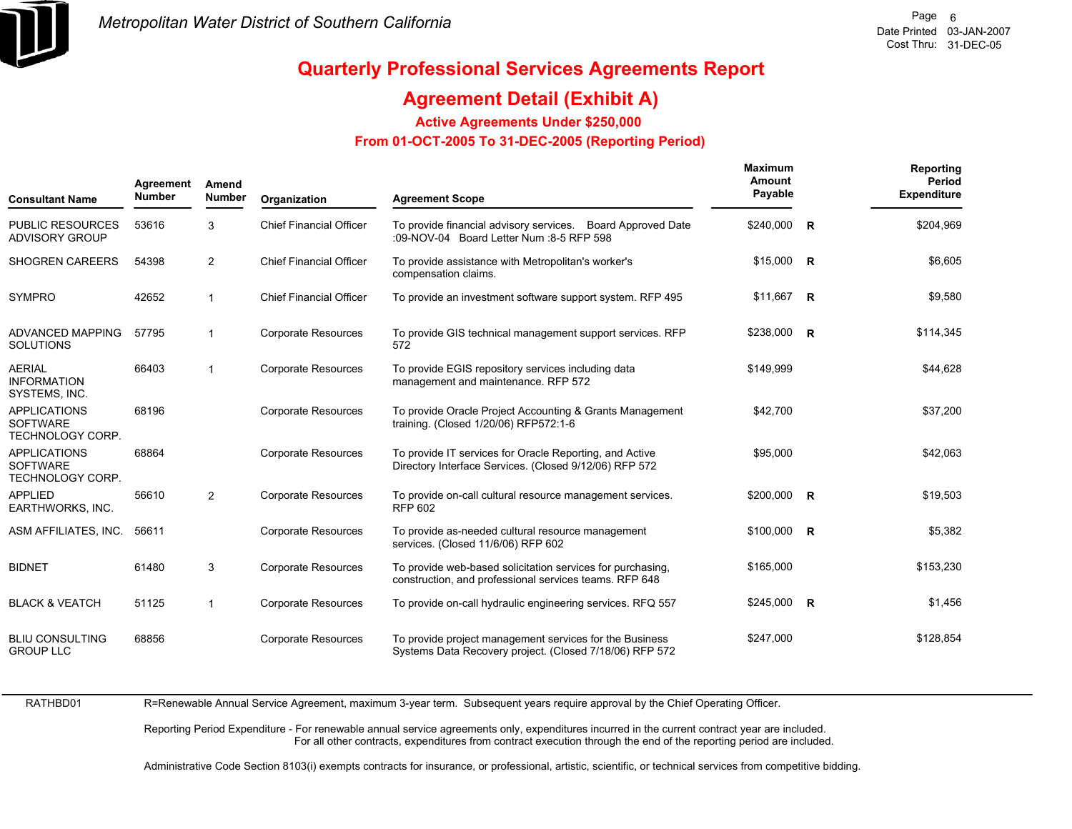# Quarterly Professional Services Agreements Report

## Agreement Detail (Exhibit A)

### Active Agreements Under $250,000

### From 01-OCT-2005 To 31-DEC-2005 (Reporting Period)

| Consultant Name | Agreement Number | Amend Number | Organization | Agreement Scope | Maximum Amount Payable | | Reporting Period Expenditure |
|---|---|---|---|---|---|---|---|
| PUBLIC RESOURCES ADVISORY GROUP | 53616 | 3 | Chief Financial Officer | To provide financial advisory services. Board Approved Date :09-NOV-04 Board Letter Num :8-5 RFP 598 | $240,000 | R | $204,969 |
| SHOGREN CAREERS | 54398 | 2 | Chief Financial Officer | To provide assistance with Metropolitan's worker's compensation claims. | $15,000 | R | $6,605 |
| SYMPRO | 42652 | 1 | Chief Financial Officer | To provide an investment software support system. RFP 495 | $11,667 | R | $9,580 |
| ADVANCED MAPPING SOLUTIONS | 57795 | 1 | Corporate Resources | To provide GIS technical management support services. RFP 572 | $238,000 | R | $114,345 |
| AERIAL INFORMATION SYSTEMS, INC. | 66403 | 1 | Corporate Resources | To provide EGIS repository services including data management and maintenance. RFP 572 | $149,999 | | $44,628 |
| APPLICATIONS SOFTWARE TECHNOLOGY CORP. | 68196 | | Corporate Resources | To provide Oracle Project Accounting & Grants Management training. (Closed 1/20/06) RFP572:1-6 | $42,700 | | $37,200 |
| APPLICATIONS SOFTWARE TECHNOLOGY CORP. | 68864 | | Corporate Resources | To provide IT services for Oracle Reporting, and Active Directory Interface Services. (Closed 9/12/06) RFP 572 | $95,000 | | $42,063 |
| APPLIED EARTHWORKS, INC. | 56610 | 2 | Corporate Resources | To provide on-call cultural resource management services. RFP 602 | $200,000 | R | $19,503 |
| ASM AFFILIATES, INC. | 56611 | | Corporate Resources | To provide as-needed cultural resource management services. (Closed 11/6/06) RFP 602 | $100,000 | R | $5,382 |
| BIDNET | 61480 | 3 | Corporate Resources | To provide web-based solicitation services for purchasing, construction, and professional services teams. RFP 648 | $165,000 | | $153,230 |
| BLACK & VEATCH | 51125 | 1 | Corporate Resources | To provide on-call hydraulic engineering services. RFQ 557 | $245,000 | R | $1,456 |
| BLIU CONSULTING GROUP LLC | 68856 | | Corporate Resources | To provide project management services for the Business Systems Data Recovery project. (Closed 7/18/06) RFP 572 | $247,000 | | $128,854 |

RATHBD01

R=Renewable Annual Service Agreement, maximum 3-year term. Subsequent years require approval by the Chief Operating Officer.

Reporting Period Expenditure - For renewable annual service agreements only, expenditures incurred in the current contract year are included. For all other contracts, expenditures from contract execution through the end of the reporting period are included.

Administrative Code Section 8103(i) exempts contracts for insurance, or professional, artistic, scientific, or technical services from competitive bidding.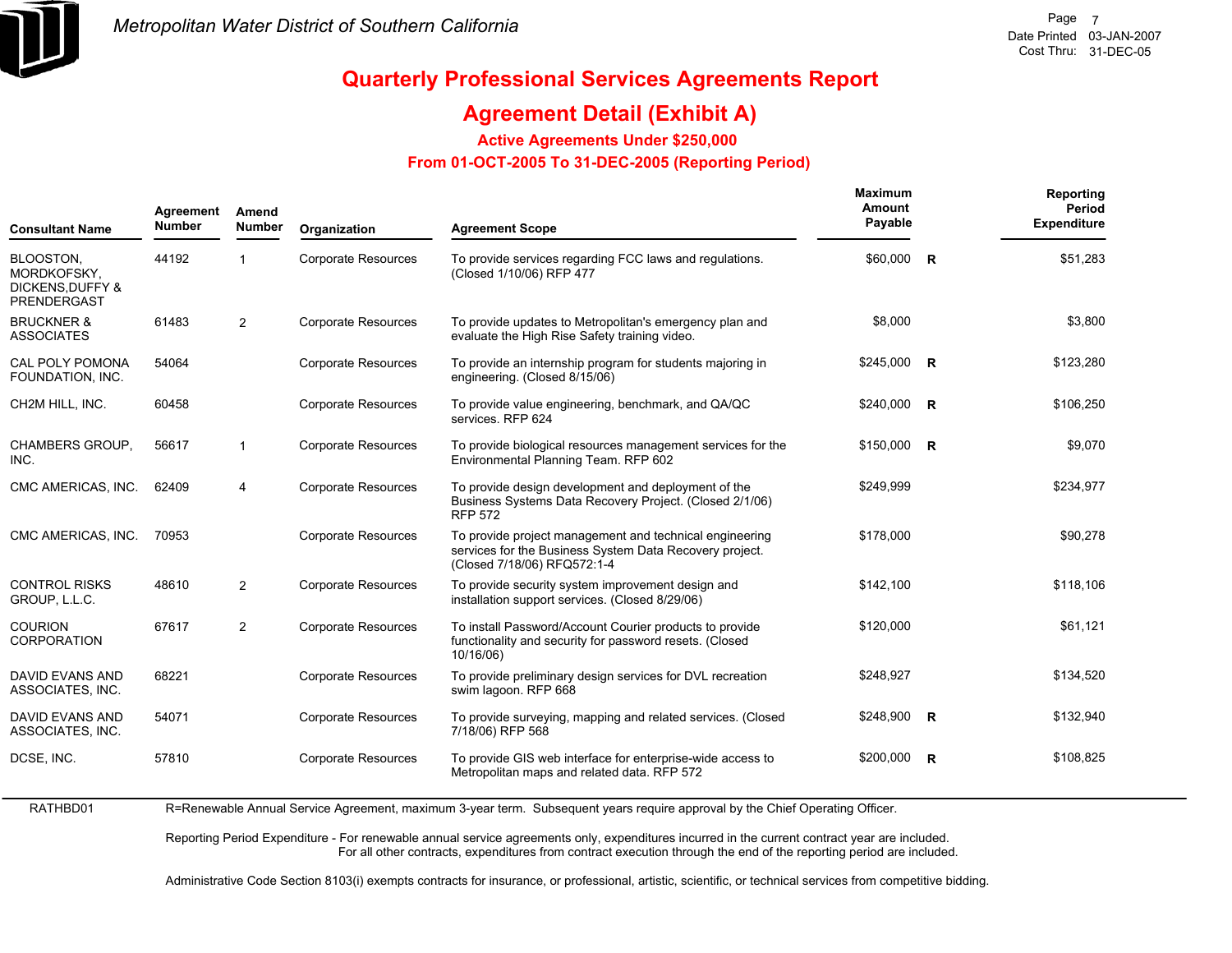# Quarterly Professional Services Agreements Report

## Agreement Detail (Exhibit A)

### Active Agreements Under $250,000

### From 01-OCT-2005 To 31-DEC-2005 (Reporting Period)

| Consultant Name | Agreement Number | Amend Number | Organization | Agreement Scope | Maximum Amount Payable | | Reporting Period Expenditure |
|---|---|---|---|---|---|---|---|
| BLOOSTON, MORDKOFSKY, DICKENS,DUFFY & PRENDERGAST | 44192 | 1 | Corporate Resources | To provide services regarding FCC laws and regulations. (Closed 1/10/06) RFP 477 | $60,000 | R | $51,283 |
| BRUCKNER & ASSOCIATES | 61483 | 2 | Corporate Resources | To provide updates to Metropolitan's emergency plan and evaluate the High Rise Safety training video. | $8,000 | | $3,800 |
| CAL POLY POMONA FOUNDATION, INC. | 54064 | | Corporate Resources | To provide an internship program for students majoring in engineering. (Closed 8/15/06) | $245,000 | R | $123,280 |
| CH2M HILL, INC. | 60458 | | Corporate Resources | To provide value engineering, benchmark, and QA/QC services. RFP 624 | $240,000 | R | $106,250 |
| CHAMBERS GROUP, INC. | 56617 | 1 | Corporate Resources | To provide biological resources management services for the Environmental Planning Team. RFP 602 | $150,000 | R | $9,070 |
| CMC AMERICAS, INC. | 62409 | 4 | Corporate Resources | To provide design development and deployment of the Business Systems Data Recovery Project. (Closed 2/1/06) RFP 572 | $249,999 | | $234,977 |
| CMC AMERICAS, INC. | 70953 | | Corporate Resources | To provide project management and technical engineering services for the Business System Data Recovery project. (Closed 7/18/06) RFQ572:1-4 | $178,000 | | $90,278 |
| CONTROL RISKS GROUP, L.L.C. | 48610 | 2 | Corporate Resources | To provide security system improvement design and installation support services. (Closed 8/29/06) | $142,100 | | $118,106 |
| COURION CORPORATION | 67617 | 2 | Corporate Resources | To install Password/Account Courier products to provide functionality and security for password resets. (Closed 10/16/06) | $120,000 | | $61,121 |
| DAVID EVANS AND ASSOCIATES, INC. | 68221 | | Corporate Resources | To provide preliminary design services for DVL recreation swim lagoon. RFP 668 | $248,927 | | $134,520 |
| DAVID EVANS AND ASSOCIATES, INC. | 54071 | | Corporate Resources | To provide surveying, mapping and related services. (Closed 7/18/06) RFP 568 | $248,900 | R | $132,940 |
| DCSE, INC. | 57810 | | Corporate Resources | To provide GIS web interface for enterprise-wide access to Metropolitan maps and related data. RFP 572 | $200,000 | R | $108,825 |

RATHBD01

R=Renewable Annual Service Agreement, maximum 3-year term. Subsequent years require approval by the Chief Operating Officer.

Reporting Period Expenditure - For renewable annual service agreements only, expenditures incurred in the current contract year are included. For all other contracts, expenditures from contract execution through the end of the reporting period are included.

Administrative Code Section 8103(i) exempts contracts for insurance, or professional, artistic, scientific, or technical services from competitive bidding.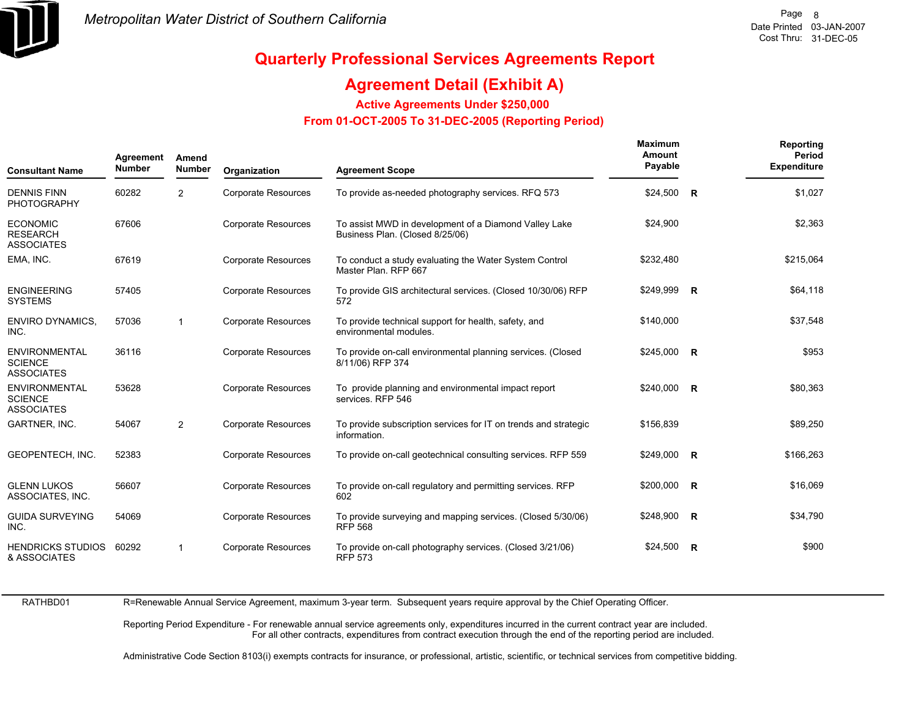*Metropolitan Water District of Southern California*

# Quarterly Professional Services Agreements Report

## Agreement Detail (Exhibit A)

### Active Agreements Under $250,000

### From 01-OCT-2005 To 31-DEC-2005 (Reporting Period)

| Consultant Name | Agreement Number | Amend Number | Organization | Agreement Scope | Maximum Amount Payable | | Reporting Period Expenditure |
|---|---|---|---|---|---|---|---|
| DENNIS FINN PHOTOGRAPHY | 60282 | 2 | Corporate Resources | To provide as-needed photography services. RFQ 573 | $24,500 | R | $1,027 |
| ECONOMIC RESEARCH ASSOCIATES | 67606 | | Corporate Resources | To assist MWD in development of a Diamond Valley Lake Business Plan. (Closed 8/25/06) | $24,900 | | $2,363 |
| EMA, INC. | 67619 | | Corporate Resources | To conduct a study evaluating the Water System Control Master Plan. RFP 667 | $232,480 | | $215,064 |
| ENGINEERING SYSTEMS | 57405 | | Corporate Resources | To provide GIS architectural services. (Closed 10/30/06) RFP 572 | $249,999 | R | $64,118 |
| ENVIRO DYNAMICS, INC. | 57036 | 1 | Corporate Resources | To provide technical support for health, safety, and environmental modules. | $140,000 | | $37,548 |
| ENVIRONMENTAL SCIENCE ASSOCIATES | 36116 | | Corporate Resources | To provide on-call environmental planning services. (Closed 8/11/06) RFP 374 | $245,000 | R | $953 |
| ENVIRONMENTAL SCIENCE ASSOCIATES | 53628 | | Corporate Resources | To provide planning and environmental impact report services. RFP 546 | $240,000 | R | $80,363 |
| GARTNER, INC. | 54067 | 2 | Corporate Resources | To provide subscription services for IT on trends and strategic information. | $156,839 | | $89,250 |
| GEOPENTECH, INC. | 52383 | | Corporate Resources | To provide on-call geotechnical consulting services. RFP 559 | $249,000 | R | $166,263 |
| GLENN LUKOS ASSOCIATES, INC. | 56607 | | Corporate Resources | To provide on-call regulatory and permitting services. RFP 602 | $200,000 | R | $16,069 |
| GUIDA SURVEYING INC. | 54069 | | Corporate Resources | To provide surveying and mapping services. (Closed 5/30/06) RFP 568 | $248,900 | R | $34,790 |
| HENDRICKS STUDIOS & ASSOCIATES | 60292 | 1 | Corporate Resources | To provide on-call photography services. (Closed 3/21/06) RFP 573 | $24,500 | R | $900 |

RATHBD01

R=Renewable Annual Service Agreement, maximum 3-year term. Subsequent years require approval by the Chief Operating Officer.

Reporting Period Expenditure - For renewable annual service agreements only, expenditures incurred in the current contract year are included. For all other contracts, expenditures from contract execution through the end of the reporting period are included.

Administrative Code Section 8103(i) exempts contracts for insurance, or professional, artistic, scientific, or technical services from competitive bidding.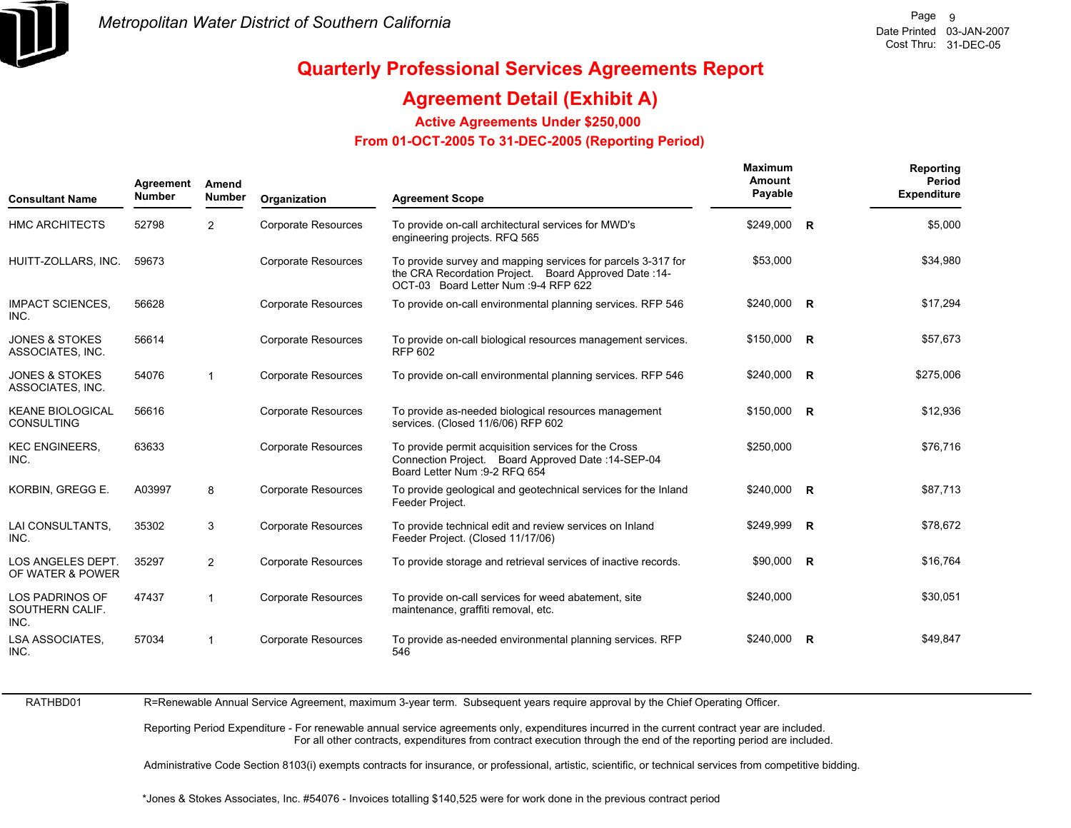# Metropolitan Water District of Southern California

Date Printed 03-JAN-2007
Cost Thru: 31-DEC-05

## Quarterly Professional Services Agreements Report

## Agreement Detail (Exhibit A)

### Active Agreements Under $250,000

### From 01-OCT-2005 To 31-DEC-2005 (Reporting Period)

| Consultant Name | Agreement Number | Amend Number | Organization | Agreement Scope | Maximum Amount Payable | | Reporting Period Expenditure |
|---|---|---|---|---|---|---|---|
| HMC ARCHITECTS | 52798 | 2 | Corporate Resources | To provide on-call architectural services for MWD's engineering projects. RFQ 565 | $249,000 | R | $5,000 |
| HUITT-ZOLLARS, INC. | 59673 | | Corporate Resources | To provide survey and mapping services for parcels 3-317 for the CRA Recordation Project. Board Approved Date :14-OCT-03 Board Letter Num :9-4 RFP 622 | $53,000 | | $34,980 |
| IMPACT SCIENCES, INC. | 56628 | | Corporate Resources | To provide on-call environmental planning services. RFP 546 | $240,000 | R | $17,294 |
| JONES & STOKES ASSOCIATES, INC. | 56614 | | Corporate Resources | To provide on-call biological resources management services. RFP 602 | $150,000 | R | $57,673 |
| JONES & STOKES ASSOCIATES, INC. | 54076 | 1 | Corporate Resources | To provide on-call environmental planning services. RFP 546 | $240,000 | R | $275,006 |
| KEANE BIOLOGICAL CONSULTING | 56616 | | Corporate Resources | To provide as-needed biological resources management services. (Closed 11/6/06) RFP 602 | $150,000 | R | $12,936 |
| KEC ENGINEERS, INC. | 63633 | | Corporate Resources | To provide permit acquisition services for the Cross Connection Project. Board Approved Date :14-SEP-04 Board Letter Num :9-2 RFQ 654 | $250,000 | | $76,716 |
| KORBIN, GREGG E. | A03997 | 8 | Corporate Resources | To provide geological and geotechnical services for the Inland Feeder Project. | $240,000 | R | $87,713 |
| LAI CONSULTANTS, INC. | 35302 | 3 | Corporate Resources | To provide technical edit and review services on Inland Feeder Project. (Closed 11/17/06) | $249,999 | R | $78,672 |
| LOS ANGELES DEPT. OF WATER & POWER | 35297 | 2 | Corporate Resources | To provide storage and retrieval services of inactive records. | $90,000 | R | $16,764 |
| LOS PADRINOS OF SOUTHERN CALIF. INC. | 47437 | 1 | Corporate Resources | To provide on-call services for weed abatement, site maintenance, graffiti removal, etc. | $240,000 | | $30,051 |
| LSA ASSOCIATES, INC. | 57034 | 1 | Corporate Resources | To provide as-needed environmental planning services. RFP 546 | $240,000 | R | $49,847 |

RATHBD01

R=Renewable Annual Service Agreement, maximum 3-year term. Subsequent years require approval by the Chief Operating Officer.

Reporting Period Expenditure - For renewable annual service agreements only, expenditures incurred in the current contract year are included.
For all other contracts, expenditures from contract execution through the end of the reporting period are included.

Administrative Code Section 8103(i) exempts contracts for insurance, or professional, artistic, scientific, or technical services from competitive bidding.

*Jones & Stokes Associates, Inc. #54076 - Invoices totalling $140,525 were for work done in the previous contract period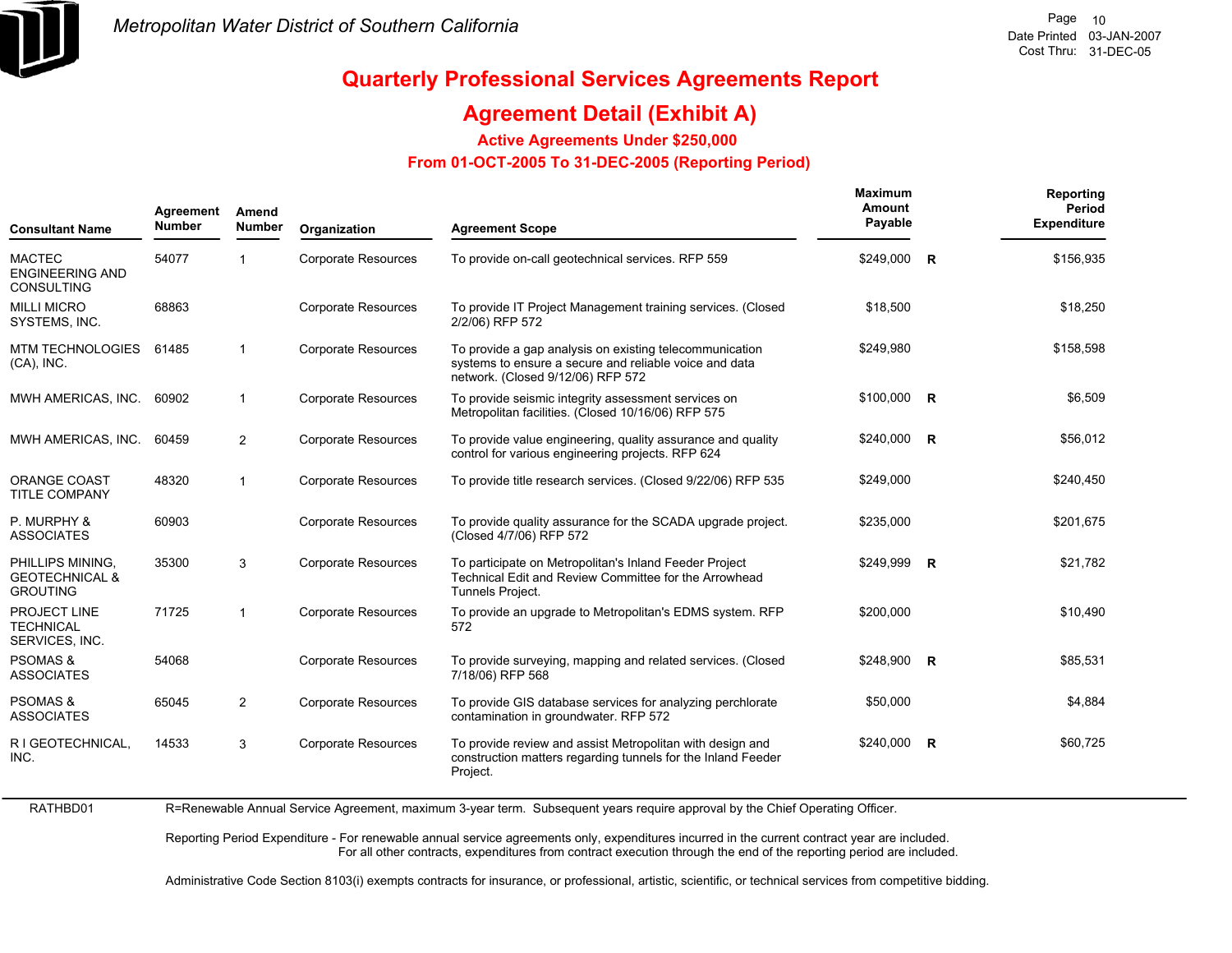# Metropolitan Water District of Southern California

## Quarterly Professional Services Agreements Report

## Agreement Detail (Exhibit A)

### Active Agreements Under $250,000

### From 01-OCT-2005 To 31-DEC-2005 (Reporting Period)

| Consultant Name | Agreement Number | Amend Number | Organization | Agreement Scope | Maximum Amount Payable | | Reporting Period Expenditure |
|---|---|---|---|---|---|---|---|
| MACTEC ENGINEERING AND CONSULTING | 54077 | 1 | Corporate Resources | To provide on-call geotechnical services. RFP 559 | $249,000 | R | $156,935 |
| MILLI MICRO SYSTEMS, INC. | 68863 | | Corporate Resources | To provide IT Project Management training services. (Closed 2/2/06) RFP 572 | $18,500 | | $18,250 |
| MTM TECHNOLOGIES (CA), INC. | 61485 | 1 | Corporate Resources | To provide a gap analysis on existing telecommunication systems to ensure a secure and reliable voice and data network. (Closed 9/12/06) RFP 572 | $249,980 | | $158,598 |
| MWH AMERICAS, INC. | 60902 | 1 | Corporate Resources | To provide seismic integrity assessment services on Metropolitan facilities. (Closed 10/16/06) RFP 575 | $100,000 | R | $6,509 |
| MWH AMERICAS, INC. | 60459 | 2 | Corporate Resources | To provide value engineering, quality assurance and quality control for various engineering projects. RFP 624 | $240,000 | R | $56,012 |
| ORANGE COAST TITLE COMPANY | 48320 | 1 | Corporate Resources | To provide title research services. (Closed 9/22/06) RFP 535 | $249,000 | | $240,450 |
| P. MURPHY & ASSOCIATES | 60903 | | Corporate Resources | To provide quality assurance for the SCADA upgrade project. (Closed 4/7/06) RFP 572 | $235,000 | | $201,675 |
| PHILLIPS MINING, GEOTECHNICAL & GROUTING | 35300 | 3 | Corporate Resources | To participate on Metropolitan's Inland Feeder Project Technical Edit and Review Committee for the Arrowhead Tunnels Project. | $249,999 | R | $21,782 |
| PROJECT LINE TECHNICAL SERVICES, INC. | 71725 | 1 | Corporate Resources | To provide an upgrade to Metropolitan's EDMS system. RFP 572 | $200,000 | | $10,490 |
| PSOMAS & ASSOCIATES | 54068 | | Corporate Resources | To provide surveying, mapping and related services. (Closed 7/18/06) RFP 568 | $248,900 | R | $85,531 |
| PSOMAS & ASSOCIATES | 65045 | 2 | Corporate Resources | To provide GIS database services for analyzing perchlorate contamination in groundwater. RFP 572 | $50,000 | | $4,884 |
| R I GEOTECHNICAL, INC. | 14533 | 3 | Corporate Resources | To provide review and assist Metropolitan with design and construction matters regarding tunnels for the Inland Feeder Project. | $240,000 | R | $60,725 |

RATHBD01

R=Renewable Annual Service Agreement, maximum 3-year term. Subsequent years require approval by the Chief Operating Officer.

Reporting Period Expenditure - For renewable annual service agreements only, expenditures incurred in the current contract year are included.
For all other contracts, expenditures from contract execution through the end of the reporting period are included.

Administrative Code Section 8103(i) exempts contracts for insurance, or professional, artistic, scientific, or technical services from competitive bidding.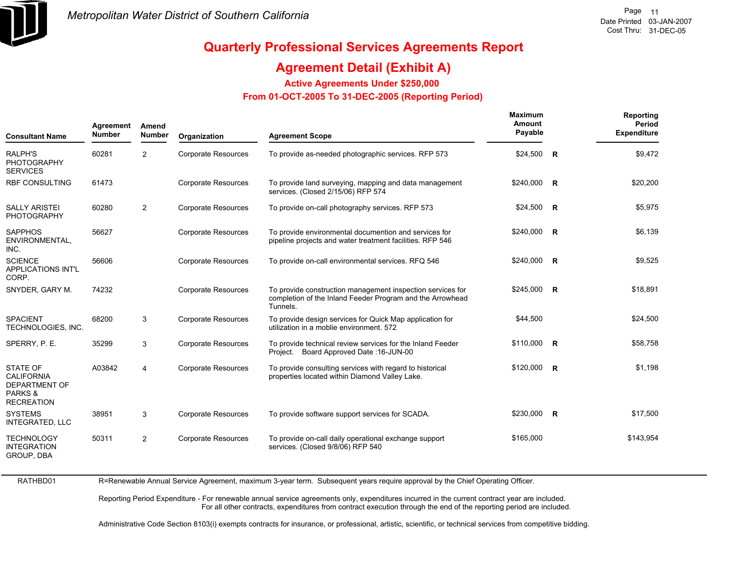Metropolitan Water District of Southern California

Date Printed 03-JAN-2007
Cost Thru: 31-DEC-05

# Quarterly Professional Services Agreements Report

## Agreement Detail (Exhibit A)

### Active Agreements Under $250,000

### From 01-OCT-2005 To 31-DEC-2005 (Reporting Period)

| Consultant Name | Agreement Number | Amend Number | Organization | Agreement Scope | Maximum Amount Payable | | Reporting Period Expenditure |
|---|---|---|---|---|---|---|---|
| RALPH'S PHOTOGRAPHY SERVICES | 60281 | 2 | Corporate Resources | To provide as-needed photographic services. RFP 573 | $24,500 | R | $9,472 |
| RBF CONSULTING | 61473 | | Corporate Resources | To provide land surveying, mapping and data management services. (Closed 2/15/06) RFP 574 | $240,000 | R | $20,200 |
| SALLY ARISTEI PHOTOGRAPHY | 60280 | 2 | Corporate Resources | To provide on-call photography services. RFP 573 | $24,500 | R | $5,975 |
| SAPPHOS ENVIRONMENTAL, INC. | 56627 | | Corporate Resources | To provide environmental documention and services for pipeline projects and water treatment facilities. RFP 546 | $240,000 | R | $6,139 |
| SCIENCE APPLICATIONS INT'L CORP. | 56606 | | Corporate Resources | To provide on-call environmental services. RFQ 546 | $240,000 | R | $9,525 |
| SNYDER, GARY M. | 74232 | | Corporate Resources | To provide construction management inspection services for completion of the Inland Feeder Program and the Arrowhead Tunnels. | $245,000 | R | $18,891 |
| SPACIENT TECHNOLOGIES, INC. | 68200 | 3 | Corporate Resources | To provide design services for Quick Map application for utilization in a moblie environment. 572 | $44,500 | | $24,500 |
| SPERRY, P. E. | 35299 | 3 | Corporate Resources | To provide technical review services for the Inland Feeder Project. Board Approved Date :16-JUN-00 | $110,000 | R | $58,758 |
| STATE OF CALIFORNIA DEPARTMENT OF PARKS & RECREATION | A03842 | 4 | Corporate Resources | To provide consulting services with regard to historical properties located within Diamond Valley Lake. | $120,000 | R | $1,198 |
| SYSTEMS INTEGRATED, LLC | 38951 | 3 | Corporate Resources | To provide software support services for SCADA. | $230,000 | R | $17,500 |
| TECHNOLOGY INTEGRATION GROUP, DBA | 50311 | 2 | Corporate Resources | To provide on-call daily operational exchange support services. (Closed 9/8/06) RFP 540 | $165,000 | | $143,954 |

RATHBD01

R=Renewable Annual Service Agreement, maximum 3-year term. Subsequent years require approval by the Chief Operating Officer.

Reporting Period Expenditure - For renewable annual service agreements only, expenditures incurred in the current contract year are included.
For all other contracts, expenditures from contract execution through the end of the reporting period are included.

Administrative Code Section 8103(i) exempts contracts for insurance, or professional, artistic, scientific, or technical services from competitive bidding.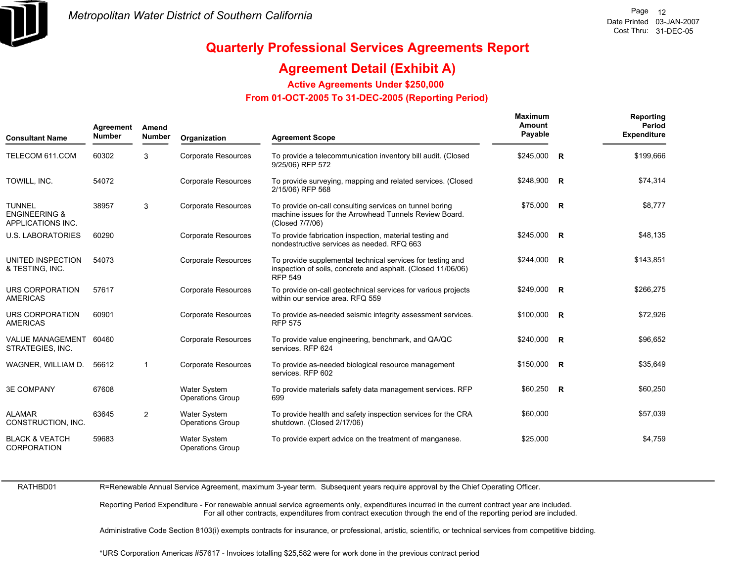# Quarterly Professional Services Agreements Report

## Agreement Detail (Exhibit A)

### Active Agreements Under $250,000

### From 01-OCT-2005 To 31-DEC-2005 (Reporting Period)

| Consultant Name | Agreement Number | Amend Number | Organization | Agreement Scope | Maximum Amount Payable | | Reporting Period Expenditure |
|---|---|---|---|---|---|---|---|
| TELECOM 611.COM | 60302 | 3 | Corporate Resources | To provide a telecommunication inventory bill audit. (Closed 9/25/06) RFP 572 | $245,000 | R | $199,666 |
| TOWILL, INC. | 54072 | | Corporate Resources | To provide surveying, mapping and related services. (Closed 2/15/06) RFP 568 | $248,900 | R | $74,314 |
| TUNNEL ENGINEERING & APPLICATIONS INC. | 38957 | 3 | Corporate Resources | To provide on-call consulting services on tunnel boring machine issues for the Arrowhead Tunnels Review Board. (Closed 7/7/06) | $75,000 | R | $8,777 |
| U.S. LABORATORIES | 60290 | | Corporate Resources | To provide fabrication inspection, material testing and nondestructive services as needed. RFQ 663 | $245,000 | R | $48,135 |
| UNITED INSPECTION & TESTING, INC. | 54073 | | Corporate Resources | To provide supplemental technical services for testing and inspection of soils, concrete and asphalt. (Closed 11/06/06) RFP 549 | $244,000 | R | $143,851 |
| URS CORPORATION AMERICAS | 57617 | | Corporate Resources | To provide on-call geotechnical services for various projects within our service area. RFQ 559 | $249,000 | R | $266,275 |
| URS CORPORATION AMERICAS | 60901 | | Corporate Resources | To provide as-needed seismic integrity assessment services. RFP 575 | $100,000 | R | $72,926 |
| VALUE MANAGEMENT STRATEGIES, INC. | 60460 | | Corporate Resources | To provide value engineering, benchmark, and QA/QC services. RFP 624 | $240,000 | R | $96,652 |
| WAGNER, WILLIAM D. | 56612 | 1 | Corporate Resources | To provide as-needed biological resource management services. RFP 602 | $150,000 | R | $35,649 |
| 3E COMPANY | 67608 | | Water System Operations Group | To provide materials safety data management services. RFP 699 | $60,250 | R | $60,250 |
| ALAMAR CONSTRUCTION, INC. | 63645 | 2 | Water System Operations Group | To provide health and safety inspection services for the CRA shutdown. (Closed 2/17/06) | $60,000 | | $57,039 |
| BLACK & VEATCH CORPORATION | 59683 | | Water System Operations Group | To provide expert advice on the treatment of manganese. | $25,000 | | $4,759 |

RATHBD01

R=Renewable Annual Service Agreement, maximum 3-year term. Subsequent years require approval by the Chief Operating Officer.

Reporting Period Expenditure - For renewable annual service agreements only, expenditures incurred in the current contract year are included. For all other contracts, expenditures from contract execution through the end of the reporting period are included.

Administrative Code Section 8103(i) exempts contracts for insurance, or professional, artistic, scientific, or technical services from competitive bidding.

*URS Corporation Americas #57617 - Invoices totalling $25,582 were for work done in the previous contract period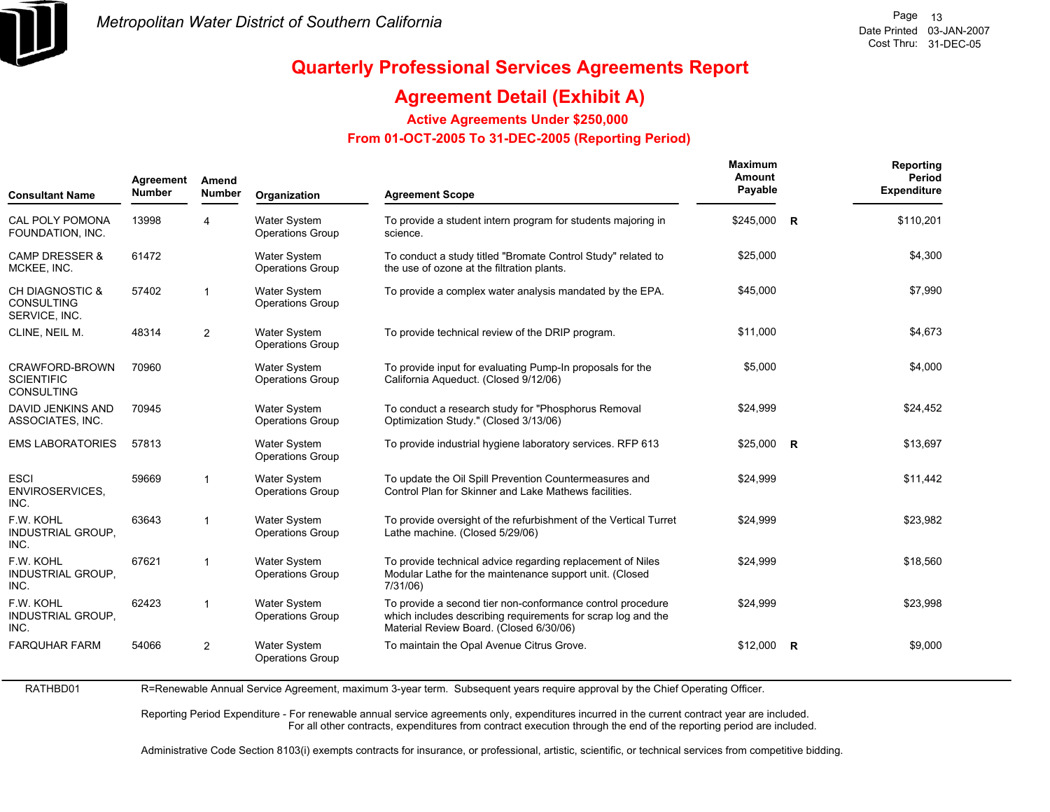# Metropolitan Water District of Southern California

Page 13
Date Printed 03-JAN-2007
Cost Thru: 31-DEC-05

## Quarterly Professional Services Agreements Report

## Agreement Detail (Exhibit A)

### Active Agreements Under $250,000

### From 01-OCT-2005 To 31-DEC-2005 (Reporting Period)

| Consultant Name | Agreement Number | Amend Number | Organization | Agreement Scope | Maximum Amount Payable | | Reporting Period Expenditure |
|---|---|---|---|---|---|---|---|
| CAL POLY POMONA FOUNDATION, INC. | 13998 | 4 | Water System Operations Group | To provide a student intern program for students majoring in science. | $245,000 | R | $110,201 |
| CAMP DRESSER & MCKEE, INC. | 61472 | | Water System Operations Group | To conduct a study titled "Bromate Control Study" related to the use of ozone at the filtration plants. | $25,000 | | $4,300 |
| CH DIAGNOSTIC & CONSULTING SERVICE, INC. | 57402 | 1 | Water System Operations Group | To provide a complex water analysis mandated by the EPA. | $45,000 | | $7,990 |
| CLINE, NEIL M. | 48314 | 2 | Water System Operations Group | To provide technical review of the DRIP program. | $11,000 | | $4,673 |
| CRAWFORD-BROWN SCIENTIFIC CONSULTING | 70960 | | Water System Operations Group | To provide input for evaluating Pump-In proposals for the California Aqueduct. (Closed 9/12/06) | $5,000 | | $4,000 |
| DAVID JENKINS AND ASSOCIATES, INC. | 70945 | | Water System Operations Group | To conduct a research study for "Phosphorus Removal Optimization Study." (Closed 3/13/06) | $24,999 | | $24,452 |
| EMS LABORATORIES | 57813 | | Water System Operations Group | To provide industrial hygiene laboratory services. RFP 613 | $25,000 | R | $13,697 |
| ESCI ENVIROSERVICES, INC. | 59669 | 1 | Water System Operations Group | To update the Oil Spill Prevention Countermeasures and Control Plan for Skinner and Lake Mathews facilities. | $24,999 | | $11,442 |
| F.W. KOHL INDUSTRIAL GROUP, INC. | 63643 | 1 | Water System Operations Group | To provide oversight of the refurbishment of the Vertical Turret Lathe machine. (Closed 5/29/06) | $24,999 | | $23,982 |
| F.W. KOHL INDUSTRIAL GROUP, INC. | 67621 | 1 | Water System Operations Group | To provide technical advice regarding replacement of Niles Modular Lathe for the maintenance support unit. (Closed 7/31/06) | $24,999 | | $18,560 |
| F.W. KOHL INDUSTRIAL GROUP, INC. | 62423 | 1 | Water System Operations Group | To provide a second tier non-conformance control procedure which includes describing requirements for scrap log and the Material Review Board. (Closed 6/30/06) | $24,999 | | $23,998 |
| FARQUHAR FARM | 54066 | 2 | Water System Operations Group | To maintain the Opal Avenue Citrus Grove. | $12,000 | R | $9,000 |

RATHBD01

R=Renewable Annual Service Agreement, maximum 3-year term. Subsequent years require approval by the Chief Operating Officer.

Reporting Period Expenditure - For renewable annual service agreements only, expenditures incurred in the current contract year are included. For all other contracts, expenditures from contract execution through the end of the reporting period are included.

Administrative Code Section 8103(i) exempts contracts for insurance, or professional, artistic, scientific, or technical services from competitive bidding.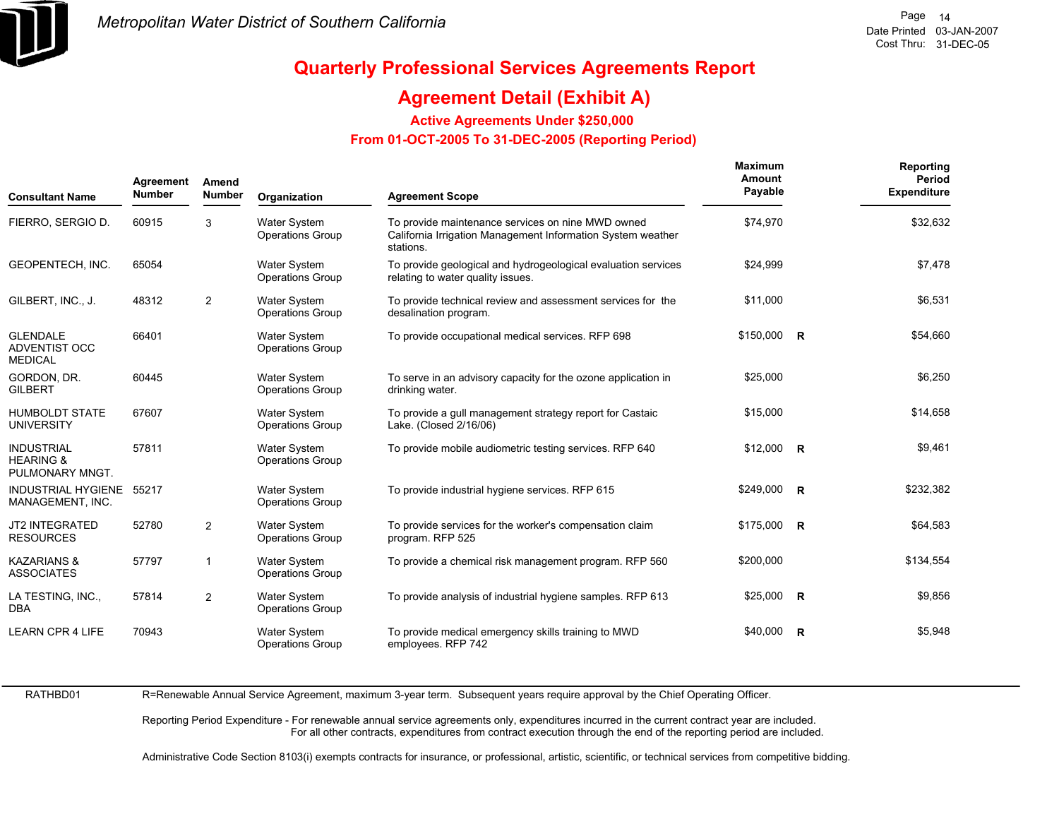# Quarterly Professional Services Agreements Report

## Agreement Detail (Exhibit A)

### Active Agreements Under $250,000

### From 01-OCT-2005 To 31-DEC-2005 (Reporting Period)

| Consultant Name | Agreement Number | Amend Number | Organization | Agreement Scope | Maximum Amount Payable | | Reporting Period Expenditure |
|---|---|---|---|---|---|---|---|
| FIERRO, SERGIO D. | 60915 | 3 | Water System Operations Group | To provide maintenance services on nine MWD owned California Irrigation Management Information System weather stations. | $74,970 | | $32,632 |
| GEOPENTECH, INC. | 65054 | | Water System Operations Group | To provide geological and hydrogeological evaluation services relating to water quality issues. | $24,999 | | $7,478 |
| GILBERT, INC., J. | 48312 | 2 | Water System Operations Group | To provide technical review and assessment services for the desalination program. | $11,000 | | $6,531 |
| GLENDALE ADVENTIST OCC MEDICAL | 66401 | | Water System Operations Group | To provide occupational medical services. RFP 698 | $150,000 | R | $54,660 |
| GORDON, DR. GILBERT | 60445 | | Water System Operations Group | To serve in an advisory capacity for the ozone application in drinking water. | $25,000 | | $6,250 |
| HUMBOLDT STATE UNIVERSITY | 67607 | | Water System Operations Group | To provide a gull management strategy report for Castaic Lake. (Closed 2/16/06) | $15,000 | | $14,658 |
| INDUSTRIAL HEARING & PULMONARY MNGT. | 57811 | | Water System Operations Group | To provide mobile audiometric testing services. RFP 640 | $12,000 | R | $9,461 |
| INDUSTRIAL HYGIENE MANAGEMENT, INC. | 55217 | | Water System Operations Group | To provide industrial hygiene services. RFP 615 | $249,000 | R | $232,382 |
| JT2 INTEGRATED RESOURCES | 52780 | 2 | Water System Operations Group | To provide services for the worker's compensation claim program. RFP 525 | $175,000 | R | $64,583 |
| KAZARIANS & ASSOCIATES | 57797 | 1 | Water System Operations Group | To provide a chemical risk management program. RFP 560 | $200,000 | | $134,554 |
| LA TESTING, INC., DBA | 57814 | 2 | Water System Operations Group | To provide analysis of industrial hygiene samples. RFP 613 | $25,000 | R | $9,856 |
| LEARN CPR 4 LIFE | 70943 | | Water System Operations Group | To provide medical emergency skills training to MWD employees. RFP 742 | $40,000 | R | $5,948 |

RATHBD01

R=Renewable Annual Service Agreement, maximum 3-year term. Subsequent years require approval by the Chief Operating Officer.

Reporting Period Expenditure - For renewable annual service agreements only, expenditures incurred in the current contract year are included. For all other contracts, expenditures from contract execution through the end of the reporting period are included.

Administrative Code Section 8103(i) exempts contracts for insurance, or professional, artistic, scientific, or technical services from competitive bidding.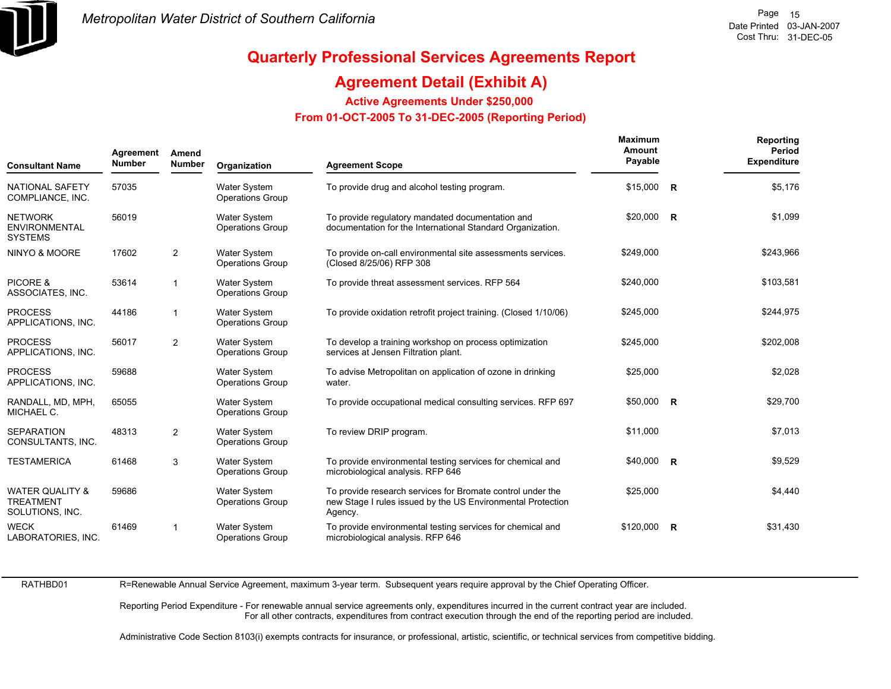# Quarterly Professional Services Agreements Report

## Agreement Detail (Exhibit A)

### Active Agreements Under $250,000

### From 01-OCT-2005 To 31-DEC-2005 (Reporting Period)

| Consultant Name | Agreement Number | Amend Number | Organization | Agreement Scope | Maximum Amount Payable | | Reporting Period Expenditure |
|---|---|---|---|---|---|---|---|
| NATIONAL SAFETY COMPLIANCE, INC. | 57035 | | Water System Operations Group | To provide drug and alcohol testing program. | $15,000 | R | $5,176 |
| NETWORK ENVIRONMENTAL SYSTEMS | 56019 | | Water System Operations Group | To provide regulatory mandated documentation and documentation for the International Standard Organization. | $20,000 | R | $1,099 |
| NINYO & MOORE | 17602 | 2 | Water System Operations Group | To provide on-call environmental site assessments services. (Closed 8/25/06) RFP 308 | $249,000 | | $243,966 |
| PICORE & ASSOCIATES, INC. | 53614 | 1 | Water System Operations Group | To provide threat assessment services. RFP 564 | $240,000 | | $103,581 |
| PROCESS APPLICATIONS, INC. | 44186 | 1 | Water System Operations Group | To provide oxidation retrofit project training. (Closed 1/10/06) | $245,000 | | $244,975 |
| PROCESS APPLICATIONS, INC. | 56017 | 2 | Water System Operations Group | To develop a training workshop on process optimization services at Jensen Filtration plant. | $245,000 | | $202,008 |
| PROCESS APPLICATIONS, INC. | 59688 | | Water System Operations Group | To advise Metropolitan on application of ozone in drinking water. | $25,000 | | $2,028 |
| RANDALL, MD, MPH, MICHAEL C. | 65055 | | Water System Operations Group | To provide occupational medical consulting services. RFP 697 | $50,000 | R | $29,700 |
| SEPARATION CONSULTANTS, INC. | 48313 | 2 | Water System Operations Group | To review DRIP program. | $11,000 | | $7,013 |
| TESTAMERICA | 61468 | 3 | Water System Operations Group | To provide environmental testing services for chemical and microbiological analysis. RFP 646 | $40,000 | R | $9,529 |
| WATER QUALITY & TREATMENT SOLUTIONS, INC. | 59686 | | Water System Operations Group | To provide research services for Bromate control under the new Stage I rules issued by the US Environmental Protection Agency. | $25,000 | | $4,440 |
| WECK LABORATORIES, INC. | 61469 | 1 | Water System Operations Group | To provide environmental testing services for chemical and microbiological analysis. RFP 646 | $120,000 | R | $31,430 |

RATHBD01

R=Renewable Annual Service Agreement, maximum 3-year term. Subsequent years require approval by the Chief Operating Officer.

Reporting Period Expenditure - For renewable annual service agreements only, expenditures incurred in the current contract year are included.
For all other contracts, expenditures from contract execution through the end of the reporting period are included.

Administrative Code Section 8103(i) exempts contracts for insurance, or professional, artistic, scientific, or technical services from competitive bidding.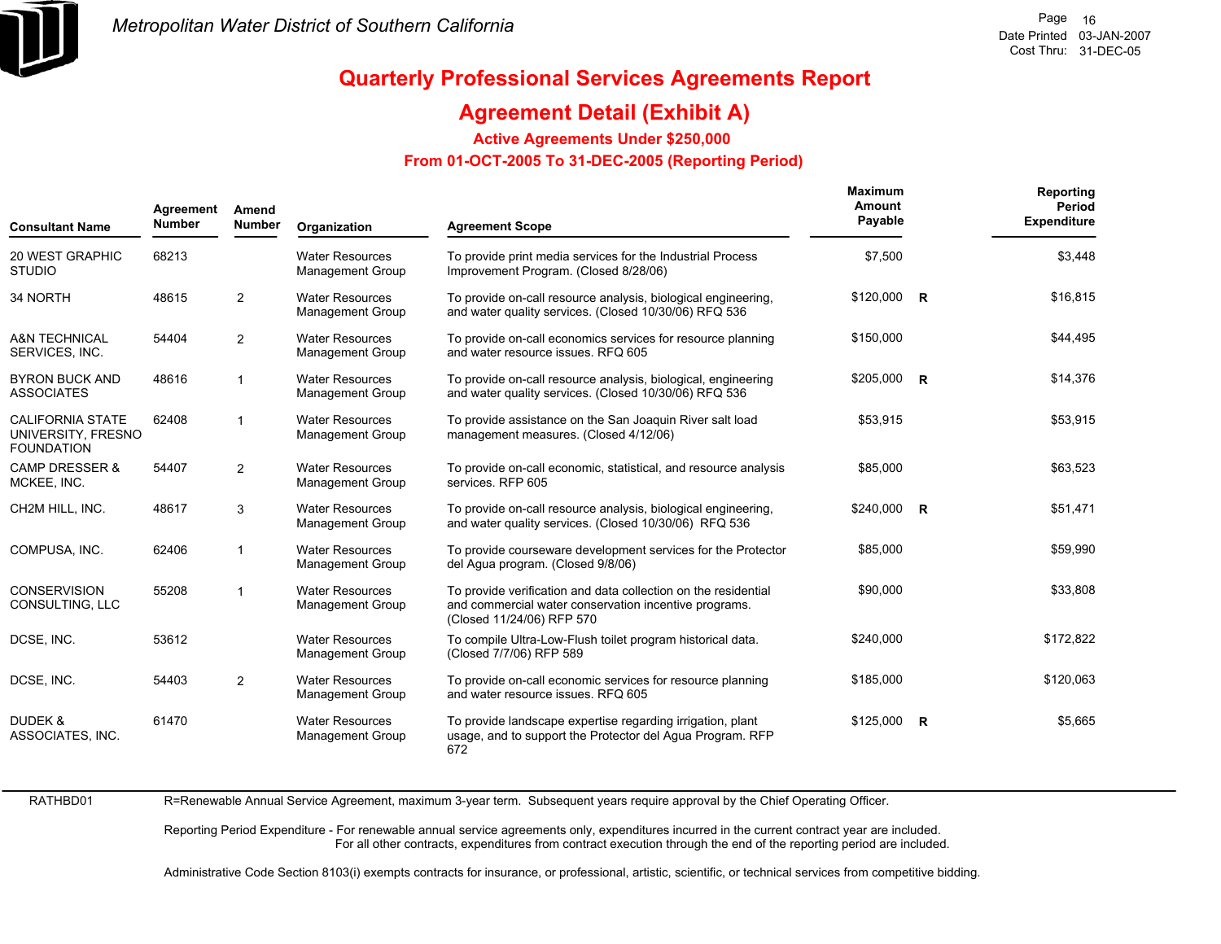Metropolitan Water District of Southern California

Date Printed 03-JAN-2007
Cost Thru: 31-DEC-05

# Quarterly Professional Services Agreements Report

## Agreement Detail (Exhibit A)

### Active Agreements Under $250,000

### From 01-OCT-2005 To 31-DEC-2005 (Reporting Period)

| Consultant Name | Agreement Number | Amend Number | Organization | Agreement Scope | Maximum Amount Payable | | Reporting Period Expenditure |
|---|---|---|---|---|---|---|---|
| 20 WEST GRAPHIC STUDIO | 68213 | | Water Resources Management Group | To provide print media services for the Industrial Process Improvement Program. (Closed 8/28/06) | $7,500 | | $3,448 |
| 34 NORTH | 48615 | 2 | Water Resources Management Group | To provide on-call resource analysis, biological engineering, and water quality services. (Closed 10/30/06) RFQ 536 | $120,000 | R | $16,815 |
| A&N TECHNICAL SERVICES, INC. | 54404 | 2 | Water Resources Management Group | To provide on-call economics services for resource planning and water resource issues. RFQ 605 | $150,000 | | $44,495 |
| BYRON BUCK AND ASSOCIATES | 48616 | 1 | Water Resources Management Group | To provide on-call resource analysis, biological, engineering and water quality services. (Closed 10/30/06) RFQ 536 | $205,000 | R | $14,376 |
| CALIFORNIA STATE UNIVERSITY, FRESNO FOUNDATION | 62408 | 1 | Water Resources Management Group | To provide assistance on the San Joaquin River salt load management measures. (Closed 4/12/06) | $53,915 | | $53,915 |
| CAMP DRESSER & MCKEE, INC. | 54407 | 2 | Water Resources Management Group | To provide on-call economic, statistical, and resource analysis services. RFP 605 | $85,000 | | $63,523 |
| CH2M HILL, INC. | 48617 | 3 | Water Resources Management Group | To provide on-call resource analysis, biological engineering, and water quality services. (Closed 10/30/06) RFQ 536 | $240,000 | R | $51,471 |
| COMPUSA, INC. | 62406 | 1 | Water Resources Management Group | To provide courseware development services for the Protector del Agua program. (Closed 9/8/06) | $85,000 | | $59,990 |
| CONSERVISION CONSULTING, LLC | 55208 | 1 | Water Resources Management Group | To provide verification and data collection on the residential and commercial water conservation incentive programs. (Closed 11/24/06) RFP 570 | $90,000 | | $33,808 |
| DCSE, INC. | 53612 | | Water Resources Management Group | To compile Ultra-Low-Flush toilet program historical data. (Closed 7/7/06) RFP 589 | $240,000 | | $172,822 |
| DCSE, INC. | 54403 | 2 | Water Resources Management Group | To provide on-call economic services for resource planning and water resource issues. RFQ 605 | $185,000 | | $120,063 |
| DUDEK & ASSOCIATES, INC. | 61470 | | Water Resources Management Group | To provide landscape expertise regarding irrigation, plant usage, and to support the Protector del Agua Program. RFP 672 | $125,000 | R | $5,665 |

RATHBD01

R=Renewable Annual Service Agreement, maximum 3-year term. Subsequent years require approval by the Chief Operating Officer.

Reporting Period Expenditure - For renewable annual service agreements only, expenditures incurred in the current contract year are included. For all other contracts, expenditures from contract execution through the end of the reporting period are included.

Administrative Code Section 8103(i) exempts contracts for insurance, or professional, artistic, scientific, or technical services from competitive bidding.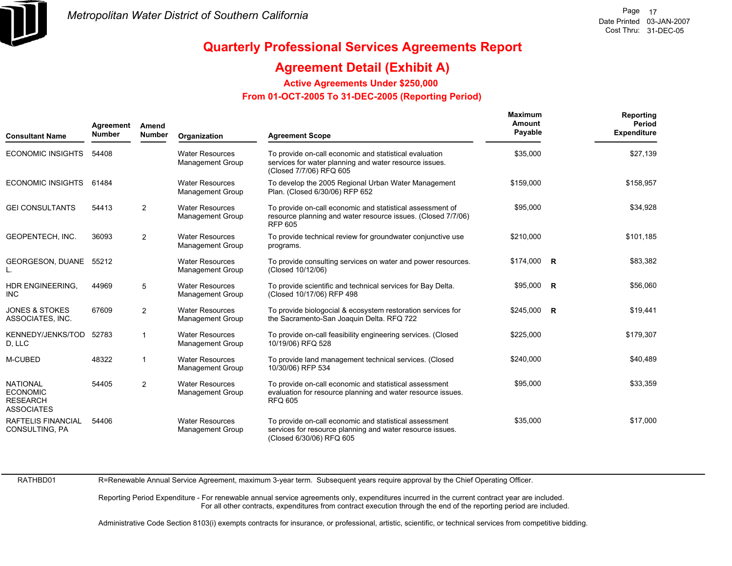# Quarterly Professional Services Agreements Report

## Agreement Detail (Exhibit A)

### Active Agreements Under $250,000

### From 01-OCT-2005 To 31-DEC-2005 (Reporting Period)

| Consultant Name | Agreement Number | Amend Number | Organization | Agreement Scope | Maximum Amount Payable | | Reporting Period Expenditure |
|---|---|---|---|---|---|---|---|
| ECONOMIC INSIGHTS | 54408 | | Water Resources Management Group | To provide on-call economic and statistical evaluation services for water planning and water resource issues. (Closed 7/7/06) RFQ 605 | $35,000 | | $27,139 |
| ECONOMIC INSIGHTS | 61484 | | Water Resources Management Group | To develop the 2005 Regional Urban Water Management Plan. (Closed 6/30/06) RFP 652 | $159,000 | | $158,957 |
| GEI CONSULTANTS | 54413 | 2 | Water Resources Management Group | To provide on-call economic and statistical assessment of resource planning and water resource issues. (Closed 7/7/06) RFP 605 | $95,000 | | $34,928 |
| GEOPENTECH, INC. | 36093 | 2 | Water Resources Management Group | To provide technical review for groundwater conjunctive use programs. | $210,000 | | $101,185 |
| GEORGESON, DUANE L. | 55212 | | Water Resources Management Group | To provide consulting services on water and power resources. (Closed 10/12/06) | $174,000 | R | $83,382 |
| HDR ENGINEERING, INC | 44969 | 5 | Water Resources Management Group | To provide scientific and technical services for Bay Delta. (Closed 10/17/06) RFP 498 | $95,000 | R | $56,060 |
| JONES & STOKES ASSOCIATES, INC. | 67609 | 2 | Water Resources Management Group | To provide biologocial & ecosystem restoration services for the Sacramento-San Joaquin Delta. RFQ 722 | $245,000 | R | $19,441 |
| KENNEDY/JENKS/TODD, LLC | 52783 | 1 | Water Resources Management Group | To provide on-call feasibility engineering services. (Closed 10/19/06) RFQ 528 | $225,000 | | $179,307 |
| M-CUBED | 48322 | 1 | Water Resources Management Group | To provide land management technical services. (Closed 10/30/06) RFP 534 | $240,000 | | $40,489 |
| NATIONAL ECONOMIC RESEARCH ASSOCIATES | 54405 | 2 | Water Resources Management Group | To provide on-call economic and statistical assessment evaluation for resource planning and water resource issues. RFQ 605 | $95,000 | | $33,359 |
| RAFTELIS FINANCIAL CONSULTING, PA | 54406 | | Water Resources Management Group | To provide on-call economic and statistical assessment services for resource planning and water resource issues. (Closed 6/30/06) RFQ 605 | $35,000 | | $17,000 |

RATHBD01

R=Renewable Annual Service Agreement, maximum 3-year term. Subsequent years require approval by the Chief Operating Officer.

Reporting Period Expenditure - For renewable annual service agreements only, expenditures incurred in the current contract year are included.
For all other contracts, expenditures from contract execution through the end of the reporting period are included.

Administrative Code Section 8103(i) exempts contracts for insurance, or professional, artistic, scientific, or technical services from competitive bidding.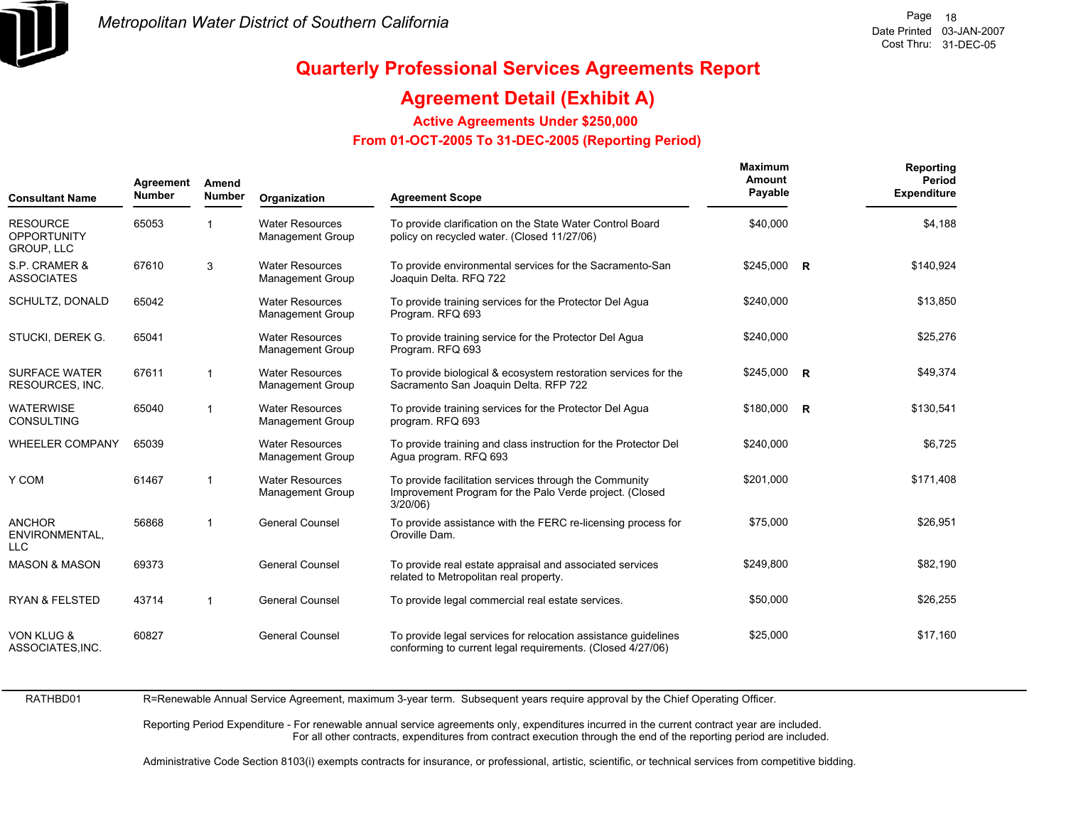# Quarterly Professional Services Agreements Report

## Agreement Detail (Exhibit A)

### Active Agreements Under $250,000

### From 01-OCT-2005 To 31-DEC-2005 (Reporting Period)

| Consultant Name | Agreement Number | Amend Number | Organization | Agreement Scope | Maximum Amount Payable | | Reporting Period Expenditure |
|---|---|---|---|---|---|---|---|
| RESOURCE OPPORTUNITY GROUP, LLC | 65053 | 1 | Water Resources Management Group | To provide clarification on the State Water Control Board policy on recycled water. (Closed 11/27/06) | $40,000 | | $4,188 |
| S.P. CRAMER & ASSOCIATES | 67610 | 3 | Water Resources Management Group | To provide environmental services for the Sacramento-San Joaquin Delta. RFQ 722 | $245,000 | R | $140,924 |
| SCHULTZ, DONALD | 65042 | | Water Resources Management Group | To provide training services for the Protector Del Agua Program. RFQ 693 | $240,000 | | $13,850 |
| STUCKI, DEREK G. | 65041 | | Water Resources Management Group | To provide training service for the Protector Del Agua Program. RFQ 693 | $240,000 | | $25,276 |
| SURFACE WATER RESOURCES, INC. | 67611 | 1 | Water Resources Management Group | To provide biological & ecosystem restoration services for the Sacramento San Joaquin Delta. RFP 722 | $245,000 | R | $49,374 |
| WATERWISE CONSULTING | 65040 | 1 | Water Resources Management Group | To provide training services for the Protector Del Agua program. RFQ 693 | $180,000 | R | $130,541 |
| WHEELER COMPANY | 65039 | | Water Resources Management Group | To provide training and class instruction for the Protector Del Agua program. RFQ 693 | $240,000 | | $6,725 |
| Y COM | 61467 | 1 | Water Resources Management Group | To provide facilitation services through the Community Improvement Program for the Palo Verde project. (Closed 3/20/06) | $201,000 | | $171,408 |
| ANCHOR ENVIRONMENTAL, LLC | 56868 | 1 | General Counsel | To provide assistance with the FERC re-licensing process for Oroville Dam. | $75,000 | | $26,951 |
| MASON & MASON | 69373 | | General Counsel | To provide real estate appraisal and associated services related to Metropolitan real property. | $249,800 | | $82,190 |
| RYAN & FELSTED | 43714 | 1 | General Counsel | To provide legal commercial real estate services. | $50,000 | | $26,255 |
| VON KLUG & ASSOCIATES,INC. | 60827 | | General Counsel | To provide legal services for relocation assistance guidelines conforming to current legal requirements. (Closed 4/27/06) | $25,000 | | $17,160 |

RATHBD01

R=Renewable Annual Service Agreement, maximum 3-year term. Subsequent years require approval by the Chief Operating Officer.

Reporting Period Expenditure - For renewable annual service agreements only, expenditures incurred in the current contract year are included. For all other contracts, expenditures from contract execution through the end of the reporting period are included.

Administrative Code Section 8103(i) exempts contracts for insurance, or professional, artistic, scientific, or technical services from competitive bidding.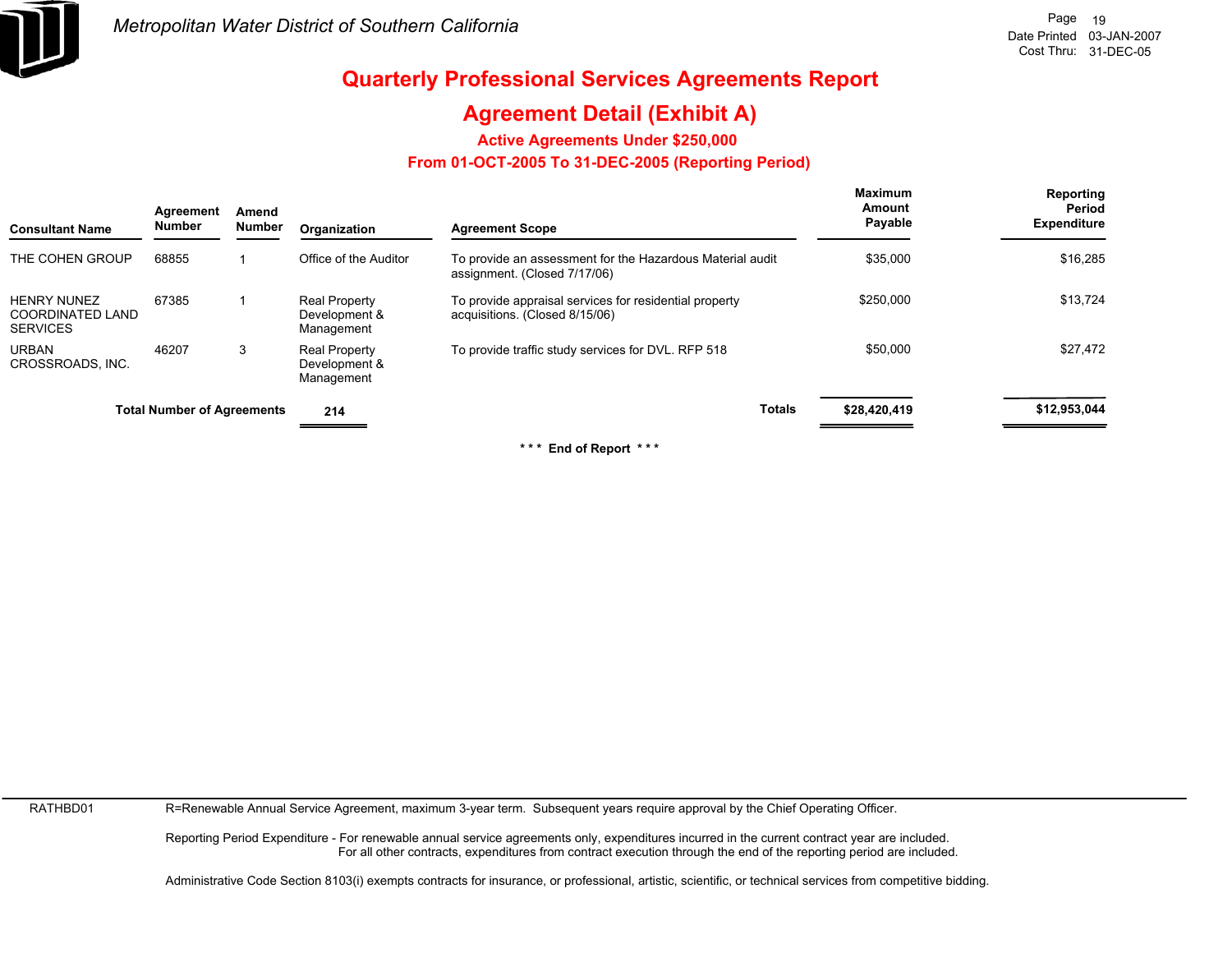Metropolitan Water District of Southern California

# Quarterly Professional Services Agreements Report

## Agreement Detail (Exhibit A)

### Active Agreements Under $250,000

### From 01-OCT-2005 To 31-DEC-2005 (Reporting Period)

Date Printed 03-JAN-2007
Cost Thru: 31-DEC-05

| Consultant Name | Agreement Number | Amend Number | Organization | Agreement Scope | Maximum Amount Payable | Reporting Period Expenditure |
|---|---|---|---|---|---|---|
| THE COHEN GROUP | 68855 | 1 | Office of the Auditor | To provide an assessment for the Hazardous Material audit assignment. (Closed 7/17/06) | $35,000 | $16,285 |
| HENRY NUNEZ COORDINATED LAND SERVICES | 67385 | 1 | Real Property Development & Management | To provide appraisal services for residential property acquisitions. (Closed 8/15/06) | $250,000 | $13,724 |
| URBAN CROSSROADS, INC. | 46207 | 3 | Real Property Development & Management | To provide traffic study services for DVL. RFP 518 | $50,000 | $27,472 |
| **Total Number of Agreements** | | | **214** | **Totals** | **$28,420,419** | **$12,953,044** |

*** End of Report ***

RATHBD01 R=Renewable Annual Service Agreement, maximum 3-year term. Subsequent years require approval by the Chief Operating Officer.

Reporting Period Expenditure - For renewable annual service agreements only, expenditures incurred in the current contract year are included.
For all other contracts, expenditures from contract execution through the end of the reporting period are included.

Administrative Code Section 8103(i) exempts contracts for insurance, or professional, artistic, scientific, or technical services from competitive bidding.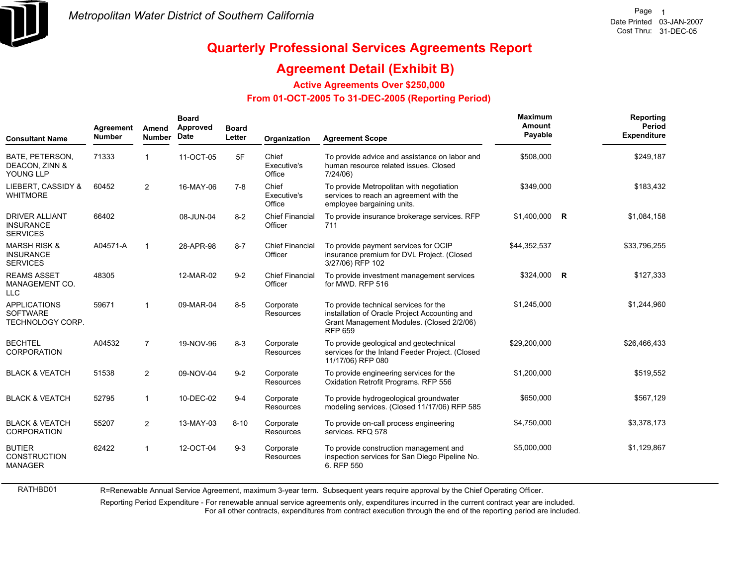*Metropolitan Water District of Southern California*

# Quarterly Professional Services Agreements Report

## Agreement Detail (Exhibit B)

### Active Agreements Over $250,000

### From 01-OCT-2005 To 31-DEC-2005 (Reporting Period)

Date Printed 03-JAN-2007
Cost Thru: 31-DEC-05

| Consultant Name | Agreement Number | Amend Number | Board Approved Date | Board Letter | Organization | Agreement Scope | Maximum Amount Payable | | Reporting Period Expenditure |
|---|---|---|---|---|---|---|---|---|---|
| BATE, PETERSON, DEACON, ZINN & YOUNG LLP | 71333 | 1 | 11-OCT-05 | 5F | Chief Executive's Office | To provide advice and assistance on labor and human resource related issues. Closed 7/24/06) | $508,000 | | $249,187 |
| LIEBERT, CASSIDY & WHITMORE | 60452 | 2 | 16-MAY-06 | 7-8 | Chief Executive's Office | To provide Metropolitan with negotiation services to reach an agreement with the employee bargaining units. | $349,000 | | $183,432 |
| DRIVER ALLIANT INSURANCE SERVICES | 66402 | | 08-JUN-04 | 8-2 | Chief Financial Officer | To provide insurance brokerage services. RFP 711 | $1,400,000 | R | $1,084,158 |
| MARSH RISK & INSURANCE SERVICES | A04571-A | 1 | 28-APR-98 | 8-7 | Chief Financial Officer | To provide payment services for OCIP insurance premium for DVL Project. (Closed 3/27/06) RFP 102 | $44,352,537 | | $33,796,255 |
| REAMS ASSET MANAGEMENT CO. LLC | 48305 | | 12-MAR-02 | 9-2 | Chief Financial Officer | To provide investment management services for MWD. RFP 516 | $324,000 | R | $127,333 |
| APPLICATIONS SOFTWARE TECHNOLOGY CORP. | 59671 | 1 | 09-MAR-04 | 8-5 | Corporate Resources | To provide technical services for the installation of Oracle Project Accounting and Grant Management Modules. (Closed 2/2/06) RFP 659 | $1,245,000 | | $1,244,960 |
| BECHTEL CORPORATION | A04532 | 7 | 19-NOV-96 | 8-3 | Corporate Resources | To provide geological and geotechnical services for the Inland Feeder Project. (Closed 11/17/06) RFP 080 | $29,200,000 | | $26,466,433 |
| BLACK & VEATCH | 51538 | 2 | 09-NOV-04 | 9-2 | Corporate Resources | To provide engineering services for the Oxidation Retrofit Programs. RFP 556 | $1,200,000 | | $519,552 |
| BLACK & VEATCH | 52795 | 1 | 10-DEC-02 | 9-4 | Corporate Resources | To provide hydrogeological groundwater modeling services. (Closed 11/17/06) RFP 585 | $650,000 | | $567,129 |
| BLACK & VEATCH CORPORATION | 55207 | 2 | 13-MAY-03 | 8-10 | Corporate Resources | To provide on-call process engineering services. RFQ 578 | $4,750,000 | | $3,378,173 |
| BUTIER CONSTRUCTION MANAGER | 62422 | 1 | 12-OCT-04 | 9-3 | Corporate Resources | To provide construction management and inspection services for San Diego Pipeline No. 6. RFP 550 | $5,000,000 | | $1,129,867 |

RATHBD01

R=Renewable Annual Service Agreement, maximum 3-year term. Subsequent years require approval by the Chief Operating Officer.

Reporting Period Expenditure - For renewable annual service agreements only, expenditures incurred in the current contract year are included. For all other contracts, expenditures from contract execution through the end of the reporting period are included.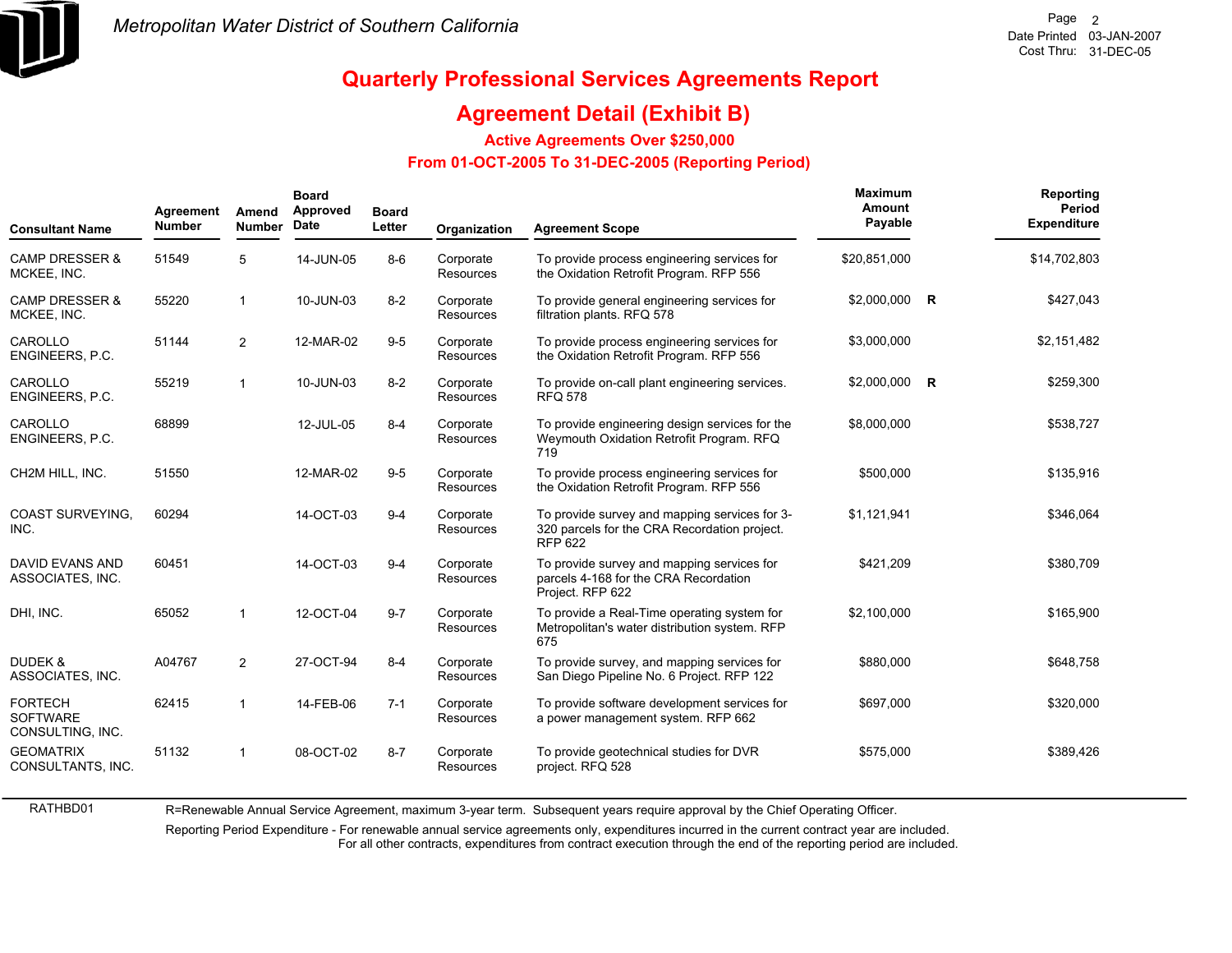# Metropolitan Water District of Southern California

Date Printed 03-JAN-2007
Cost Thru: 31-DEC-05

## Quarterly Professional Services Agreements Report

## Agreement Detail (Exhibit B)

### Active Agreements Over $250,000

### From 01-OCT-2005 To 31-DEC-2005 (Reporting Period)

| Consultant Name | Agreement Number | Amend Number | Board Approved Date | Board Letter | Organization | Agreement Scope | Maximum Amount Payable | | Reporting Period Expenditure |
|---|---|---|---|---|---|---|---|---|---|
| CAMP DRESSER & MCKEE, INC. | 51549 | 5 | 14-JUN-05 | 8-6 | Corporate Resources | To provide process engineering services for the Oxidation Retrofit Program. RFP 556 | $20,851,000 | | $14,702,803 |
| CAMP DRESSER & MCKEE, INC. | 55220 | 1 | 10-JUN-03 | 8-2 | Corporate Resources | To provide general engineering services for filtration plants. RFQ 578 | $2,000,000 | R | $427,043 |
| CAROLLO ENGINEERS, P.C. | 51144 | 2 | 12-MAR-02 | 9-5 | Corporate Resources | To provide process engineering services for the Oxidation Retrofit Program. RFP 556 | $3,000,000 | | $2,151,482 |
| CAROLLO ENGINEERS, P.C. | 55219 | 1 | 10-JUN-03 | 8-2 | Corporate Resources | To provide on-call plant engineering services. RFQ 578 | $2,000,000 | R | $259,300 |
| CAROLLO ENGINEERS, P.C. | 68899 | | 12-JUL-05 | 8-4 | Corporate Resources | To provide engineering design services for the Weymouth Oxidation Retrofit Program. RFQ 719 | $8,000,000 | | $538,727 |
| CH2M HILL, INC. | 51550 | | 12-MAR-02 | 9-5 | Corporate Resources | To provide process engineering services for the Oxidation Retrofit Program. RFP 556 | $500,000 | | $135,916 |
| COAST SURVEYING, INC. | 60294 | | 14-OCT-03 | 9-4 | Corporate Resources | To provide survey and mapping services for 3-320 parcels for the CRA Recordation project. RFP 622 | $1,121,941 | | $346,064 |
| DAVID EVANS AND ASSOCIATES, INC. | 60451 | | 14-OCT-03 | 9-4 | Corporate Resources | To provide survey and mapping services for parcels 4-168 for the CRA Recordation Project. RFP 622 | $421,209 | | $380,709 |
| DHI, INC. | 65052 | 1 | 12-OCT-04 | 9-7 | Corporate Resources | To provide a Real-Time operating system for Metropolitan's water distribution system. RFP 675 | $2,100,000 | | $165,900 |
| DUDEK & ASSOCIATES, INC. | A04767 | 2 | 27-OCT-94 | 8-4 | Corporate Resources | To provide survey, and mapping services for San Diego Pipeline No. 6 Project. RFP 122 | $880,000 | | $648,758 |
| FORTECH SOFTWARE CONSULTING, INC. | 62415 | 1 | 14-FEB-06 | 7-1 | Corporate Resources | To provide software development services for a power management system. RFP 662 | $697,000 | | $320,000 |
| GEOMATRIX CONSULTANTS, INC. | 51132 | 1 | 08-OCT-02 | 8-7 | Corporate Resources | To provide geotechnical studies for DVR project. RFQ 528 | $575,000 | | $389,426 |

RATHBD01

R=Renewable Annual Service Agreement, maximum 3-year term. Subsequent years require approval by the Chief Operating Officer.

Reporting Period Expenditure - For renewable annual service agreements only, expenditures incurred in the current contract year are included. For all other contracts, expenditures from contract execution through the end of the reporting period are included.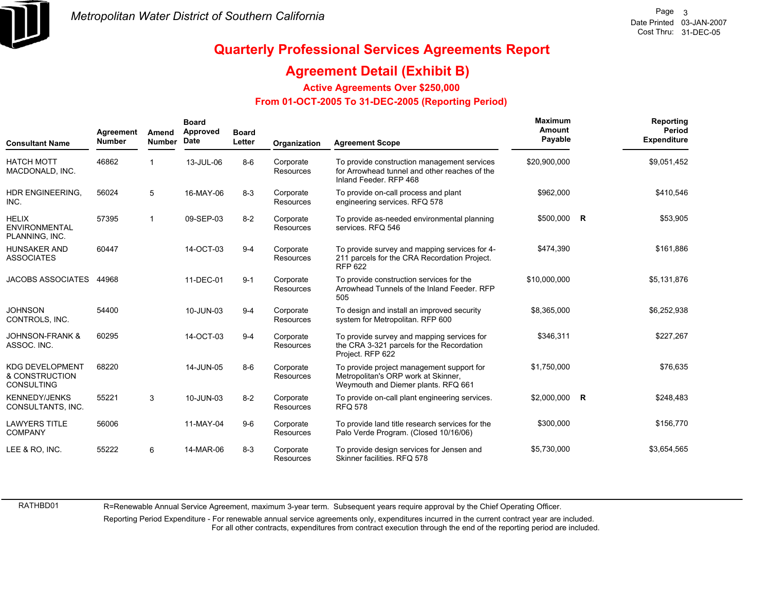# Quarterly Professional Services Agreements Report

## Agreement Detail (Exhibit B)

### Active Agreements Over $250,000

### From 01-OCT-2005 To 31-DEC-2005 (Reporting Period)

| Consultant Name | Agreement Number | Amend Number | Board Approved Date | Board Letter | Organization | Agreement Scope | Maximum Amount Payable | | Reporting Period Expenditure |
|---|---|---|---|---|---|---|---|---|---|
| HATCH MOTT MACDONALD, INC. | 46862 | 1 | 13-JUL-06 | 8-6 | Corporate Resources | To provide construction management services for Arrowhead tunnel and other reaches of the Inland Feeder. RFP 468 | $20,900,000 | | $9,051,452 |
| HDR ENGINEERING, INC. | 56024 | 5 | 16-MAY-06 | 8-3 | Corporate Resources | To provide on-call process and plant engineering services. RFQ 578 | $962,000 | | $410,546 |
| HELIX ENVIRONMENTAL PLANNING, INC. | 57395 | 1 | 09-SEP-03 | 8-2 | Corporate Resources | To provide as-needed environmental planning services. RFQ 546 | $500,000 | R | $53,905 |
| HUNSAKER AND ASSOCIATES | 60447 | | 14-OCT-03 | 9-4 | Corporate Resources | To provide survey and mapping services for 4-211 parcels for the CRA Recordation Project. RFP 622 | $474,390 | | $161,886 |
| JACOBS ASSOCIATES | 44968 | | 11-DEC-01 | 9-1 | Corporate Resources | To provide construction services for the Arrowhead Tunnels of the Inland Feeder. RFP 505 | $10,000,000 | | $5,131,876 |
| JOHNSON CONTROLS, INC. | 54400 | | 10-JUN-03 | 9-4 | Corporate Resources | To design and install an improved security system for Metropolitan. RFP 600 | $8,365,000 | | $6,252,938 |
| JOHNSON-FRANK & ASSOC. INC. | 60295 | | 14-OCT-03 | 9-4 | Corporate Resources | To provide survey and mapping services for the CRA 3-321 parcels for the Recordation Project. RFP 622 | $346,311 | | $227,267 |
| KDG DEVELOPMENT & CONSTRUCTION CONSULTING | 68220 | | 14-JUN-05 | 8-6 | Corporate Resources | To provide project management support for Metropolitan's ORP work at Skinner, Weymouth and Diemer plants. RFQ 661 | $1,750,000 | | $76,635 |
| KENNEDY/JENKS CONSULTANTS, INC. | 55221 | 3 | 10-JUN-03 | 8-2 | Corporate Resources | To provide on-call plant engineering services. RFQ 578 | $2,000,000 | R | $248,483 |
| LAWYERS TITLE COMPANY | 56006 | | 11-MAY-04 | 9-6 | Corporate Resources | To provide land title research services for the Palo Verde Program. (Closed 10/16/06) | $300,000 | | $156,770 |
| LEE & RO, INC. | 55222 | 6 | 14-MAR-06 | 8-3 | Corporate Resources | To provide design services for Jensen and Skinner facilities. RFQ 578 | $5,730,000 | | $3,654,565 |

RATHBD01

R=Renewable Annual Service Agreement, maximum 3-year term. Subsequent years require approval by the Chief Operating Officer.

Reporting Period Expenditure - For renewable annual service agreements only, expenditures incurred in the current contract year are included. For all other contracts, expenditures from contract execution through the end of the reporting period are included.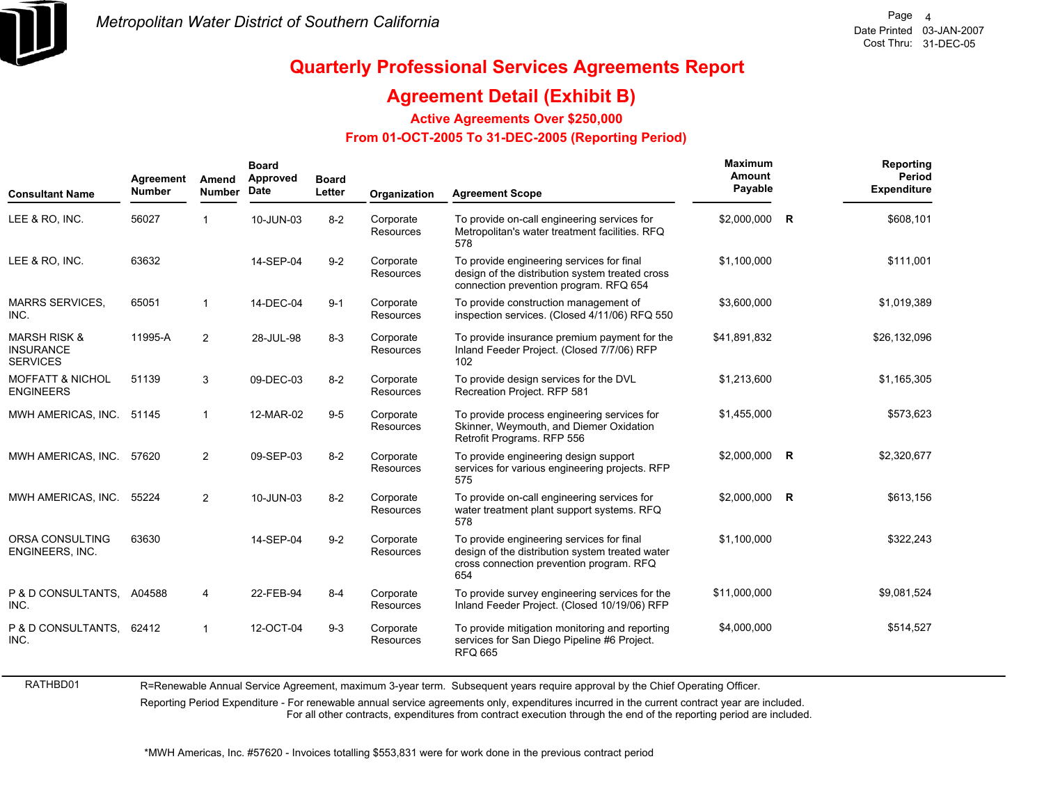Metropolitan Water District of Southern California

Date Printed 03-JAN-2007
Cost Thru: 31-DEC-05

# Quarterly Professional Services Agreements Report

## Agreement Detail (Exhibit B)

### Active Agreements Over $250,000

### From 01-OCT-2005 To 31-DEC-2005 (Reporting Period)

| Consultant Name | Agreement Number | Amend Number | Board Approved Date | Board Letter | Organization | Agreement Scope | Maximum Amount Payable | | Reporting Period Expenditure |
|---|---|---|---|---|---|---|---|---|---|
| LEE & RO, INC. | 56027 | 1 | 10-JUN-03 | 8-2 | Corporate Resources | To provide on-call engineering services for Metropolitan's water treatment facilities. RFQ 578 | $2,000,000 | R | $608,101 |
| LEE & RO, INC. | 63632 | | 14-SEP-04 | 9-2 | Corporate Resources | To provide engineering services for final design of the distribution system treated cross connection prevention program. RFQ 654 | $1,100,000 | | $111,001 |
| MARRS SERVICES, INC. | 65051 | 1 | 14-DEC-04 | 9-1 | Corporate Resources | To provide construction management of inspection services. (Closed 4/11/06) RFQ 550 | $3,600,000 | | $1,019,389 |
| MARSH RISK & INSURANCE SERVICES | 11995-A | 2 | 28-JUL-98 | 8-3 | Corporate Resources | To provide insurance premium payment for the Inland Feeder Project. (Closed 7/7/06) RFP 102 | $41,891,832 | | $26,132,096 |
| MOFFATT & NICHOL ENGINEERS | 51139 | 3 | 09-DEC-03 | 8-2 | Corporate Resources | To provide design services for the DVL Recreation Project. RFP 581 | $1,213,600 | | $1,165,305 |
| MWH AMERICAS, INC. | 51145 | 1 | 12-MAR-02 | 9-5 | Corporate Resources | To provide process engineering services for Skinner, Weymouth, and Diemer Oxidation Retrofit Programs. RFP 556 | $1,455,000 | | $573,623 |
| MWH AMERICAS, INC. | 57620 | 2 | 09-SEP-03 | 8-2 | Corporate Resources | To provide engineering design support services for various engineering projects. RFP 575 | $2,000,000 | R | $2,320,677 |
| MWH AMERICAS, INC. | 55224 | 2 | 10-JUN-03 | 8-2 | Corporate Resources | To provide on-call engineering services for water treatment plant support systems. RFQ 578 | $2,000,000 | R | $613,156 |
| ORSA CONSULTING ENGINEERS, INC. | 63630 | | 14-SEP-04 | 9-2 | Corporate Resources | To provide engineering services for final design of the distribution system treated water cross connection prevention program. RFQ 654 | $1,100,000 | | $322,243 |
| P & D CONSULTANTS, INC. | A04588 | 4 | 22-FEB-94 | 8-4 | Corporate Resources | To provide survey engineering services for the Inland Feeder Project. (Closed 10/19/06) RFP | $11,000,000 | | $9,081,524 |
| P & D CONSULTANTS, INC. | 62412 | 1 | 12-OCT-04 | 9-3 | Corporate Resources | To provide mitigation monitoring and reporting services for San Diego Pipeline #6 Project. RFQ 665 | $4,000,000 | | $514,527 |

RATHBD01

R=Renewable Annual Service Agreement, maximum 3-year term. Subsequent years require approval by the Chief Operating Officer.

Reporting Period Expenditure - For renewable annual service agreements only, expenditures incurred in the current contract year are included. For all other contracts, expenditures from contract execution through the end of the reporting period are included.

*MWH Americas, Inc. #57620 - Invoices totalling $553,831 were for work done in the previous contract period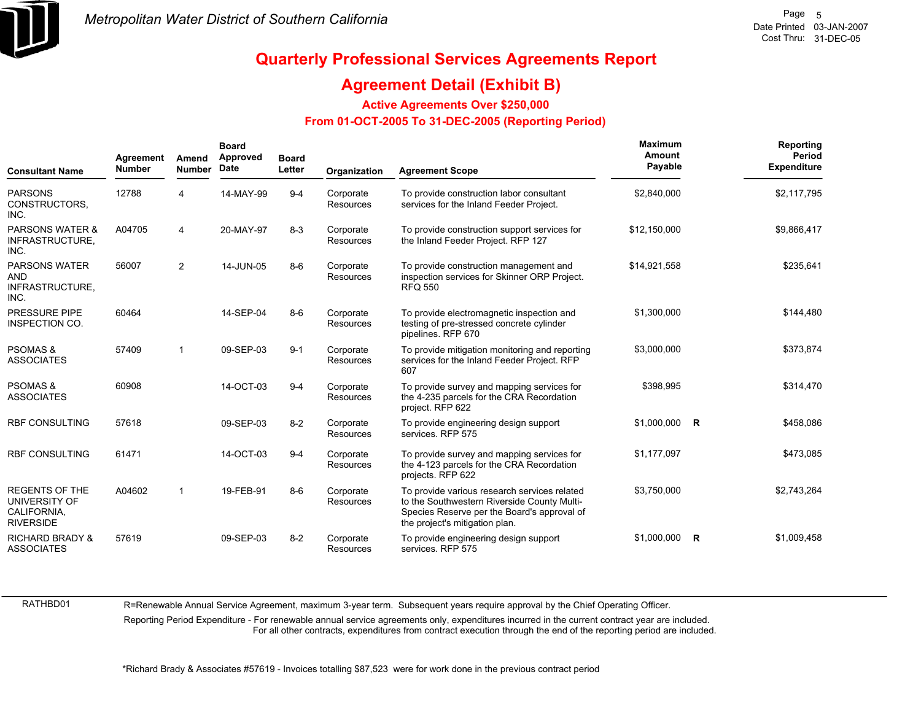Metropolitan Water District of Southern California

Date Printed 03-JAN-2007
Cost Thru: 31-DEC-05

# Quarterly Professional Services Agreements Report

## Agreement Detail (Exhibit B)

### Active Agreements Over $250,000

### From 01-OCT-2005 To 31-DEC-2005 (Reporting Period)

| Consultant Name | Agreement Number | Amend Number | Board Approved Date | Board Letter | Organization | Agreement Scope | Maximum Amount Payable | | Reporting Period Expenditure |
|---|---|---|---|---|---|---|---|---|---|
| PARSONS CONSTRUCTORS, INC. | 12788 | 4 | 14-MAY-99 | 9-4 | Corporate Resources | To provide construction labor consultant services for the Inland Feeder Project. | $2,840,000 | | $2,117,795 |
| PARSONS WATER & INFRASTRUCTURE, INC. | A04705 | 4 | 20-MAY-97 | 8-3 | Corporate Resources | To provide construction support services for the Inland Feeder Project. RFP 127 | $12,150,000 | | $9,866,417 |
| PARSONS WATER AND INFRASTRUCTURE, INC. | 56007 | 2 | 14-JUN-05 | 8-6 | Corporate Resources | To provide construction management and inspection services for Skinner ORP Project. RFQ 550 | $14,921,558 | | $235,641 |
| PRESSURE PIPE INSPECTION CO. | 60464 | | 14-SEP-04 | 8-6 | Corporate Resources | To provide electromagnetic inspection and testing of pre-stressed concrete cylinder pipelines. RFP 670 | $1,300,000 | | $144,480 |
| PSOMAS & ASSOCIATES | 57409 | 1 | 09-SEP-03 | 9-1 | Corporate Resources | To provide mitigation monitoring and reporting services for the Inland Feeder Project. RFP 607 | $3,000,000 | | $373,874 |
| PSOMAS & ASSOCIATES | 60908 | | 14-OCT-03 | 9-4 | Corporate Resources | To provide survey and mapping services for the 4-235 parcels for the CRA Recordation project. RFP 622 | $398,995 | | $314,470 |
| RBF CONSULTING | 57618 | | 09-SEP-03 | 8-2 | Corporate Resources | To provide engineering design support services. RFP 575 | $1,000,000 | R | $458,086 |
| RBF CONSULTING | 61471 | | 14-OCT-03 | 9-4 | Corporate Resources | To provide survey and mapping services for the 4-123 parcels for the CRA Recordation projects. RFP 622 | $1,177,097 | | $473,085 |
| REGENTS OF THE UNIVERSITY OF CALIFORNIA, RIVERSIDE | A04602 | 1 | 19-FEB-91 | 8-6 | Corporate Resources | To provide various research services related to the Southwestern Riverside County Multi-Species Reserve per the Board's approval of the project's mitigation plan. | $3,750,000 | | $2,743,264 |
| RICHARD BRADY & ASSOCIATES | 57619 | | 09-SEP-03 | 8-2 | Corporate Resources | To provide engineering design support services. RFP 575 | $1,000,000 | R | $1,009,458 |

RATHBD01

R=Renewable Annual Service Agreement, maximum 3-year term. Subsequent years require approval by the Chief Operating Officer.

Reporting Period Expenditure - For renewable annual service agreements only, expenditures incurred in the current contract year are included. For all other contracts, expenditures from contract execution through the end of the reporting period are included.

*Richard Brady & Associates #57619 - Invoices totalling $87,523 were for work done in the previous contract period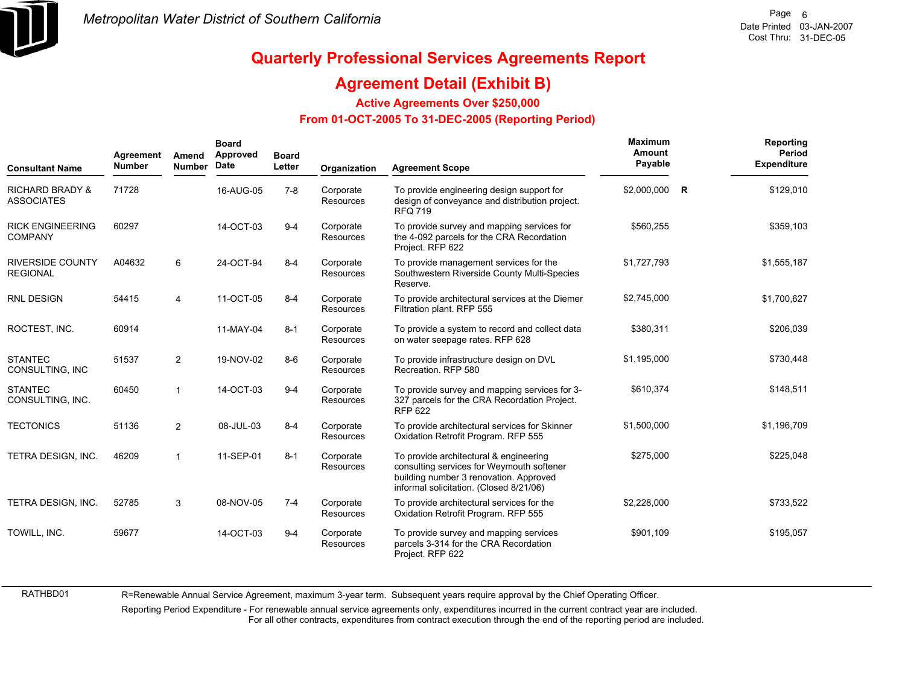Metropolitan Water District of Southern California

# Quarterly Professional Services Agreements Report

## Agreement Detail (Exhibit B)

### Active Agreements Over $250,000

### From 01-OCT-2005 To 31-DEC-2005 (Reporting Period)

| Consultant Name | Agreement Number | Amend Number | Board Approved Date | Board Letter | Organization | Agreement Scope | Maximum Amount Payable | | Reporting Period Expenditure |
|---|---|---|---|---|---|---|---|---|---|
| RICHARD BRADY & ASSOCIATES | 71728 | | 16-AUG-05 | 7-8 | Corporate Resources | To provide engineering design support for design of conveyance and distribution project. RFQ 719 | $2,000,000 | R | $129,010 |
| RICK ENGINEERING COMPANY | 60297 | | 14-OCT-03 | 9-4 | Corporate Resources | To provide survey and mapping services for the 4-092 parcels for the CRA Recordation Project. RFP 622 | $560,255 | | $359,103 |
| RIVERSIDE COUNTY REGIONAL | A04632 | 6 | 24-OCT-94 | 8-4 | Corporate Resources | To provide management services for the Southwestern Riverside County Multi-Species Reserve. | $1,727,793 | | $1,555,187 |
| RNL DESIGN | 54415 | 4 | 11-OCT-05 | 8-4 | Corporate Resources | To provide architectural services at the Diemer Filtration plant. RFP 555 | $2,745,000 | | $1,700,627 |
| ROCTEST, INC. | 60914 | | 11-MAY-04 | 8-1 | Corporate Resources | To provide a system to record and collect data on water seepage rates. RFP 628 | $380,311 | | $206,039 |
| STANTEC CONSULTING, INC | 51537 | 2 | 19-NOV-02 | 8-6 | Corporate Resources | To provide infrastructure design on DVL Recreation. RFP 580 | $1,195,000 | | $730,448 |
| STANTEC CONSULTING, INC. | 60450 | 1 | 14-OCT-03 | 9-4 | Corporate Resources | To provide survey and mapping services for 3-327 parcels for the CRA Recordation Project. RFP 622 | $610,374 | | $148,511 |
| TECTONICS | 51136 | 2 | 08-JUL-03 | 8-4 | Corporate Resources | To provide architectural services for Skinner Oxidation Retrofit Program. RFP 555 | $1,500,000 | | $1,196,709 |
| TETRA DESIGN, INC. | 46209 | 1 | 11-SEP-01 | 8-1 | Corporate Resources | To provide architectural & engineering consulting services for Weymouth softener building number 3 renovation. Approved informal solicitation. (Closed 8/21/06) | $275,000 | | $225,048 |
| TETRA DESIGN, INC. | 52785 | 3 | 08-NOV-05 | 7-4 | Corporate Resources | To provide architectural services for the Oxidation Retrofit Program. RFP 555 | $2,228,000 | | $733,522 |
| TOWILL, INC. | 59677 | | 14-OCT-03 | 9-4 | Corporate Resources | To provide survey and mapping services parcels 3-314 for the CRA Recordation Project. RFP 622 | $901,109 | | $195,057 |

RATHBD01

R=Renewable Annual Service Agreement, maximum 3-year term. Subsequent years require approval by the Chief Operating Officer.

Reporting Period Expenditure - For renewable annual service agreements only, expenditures incurred in the current contract year are included. For all other contracts, expenditures from contract execution through the end of the reporting period are included.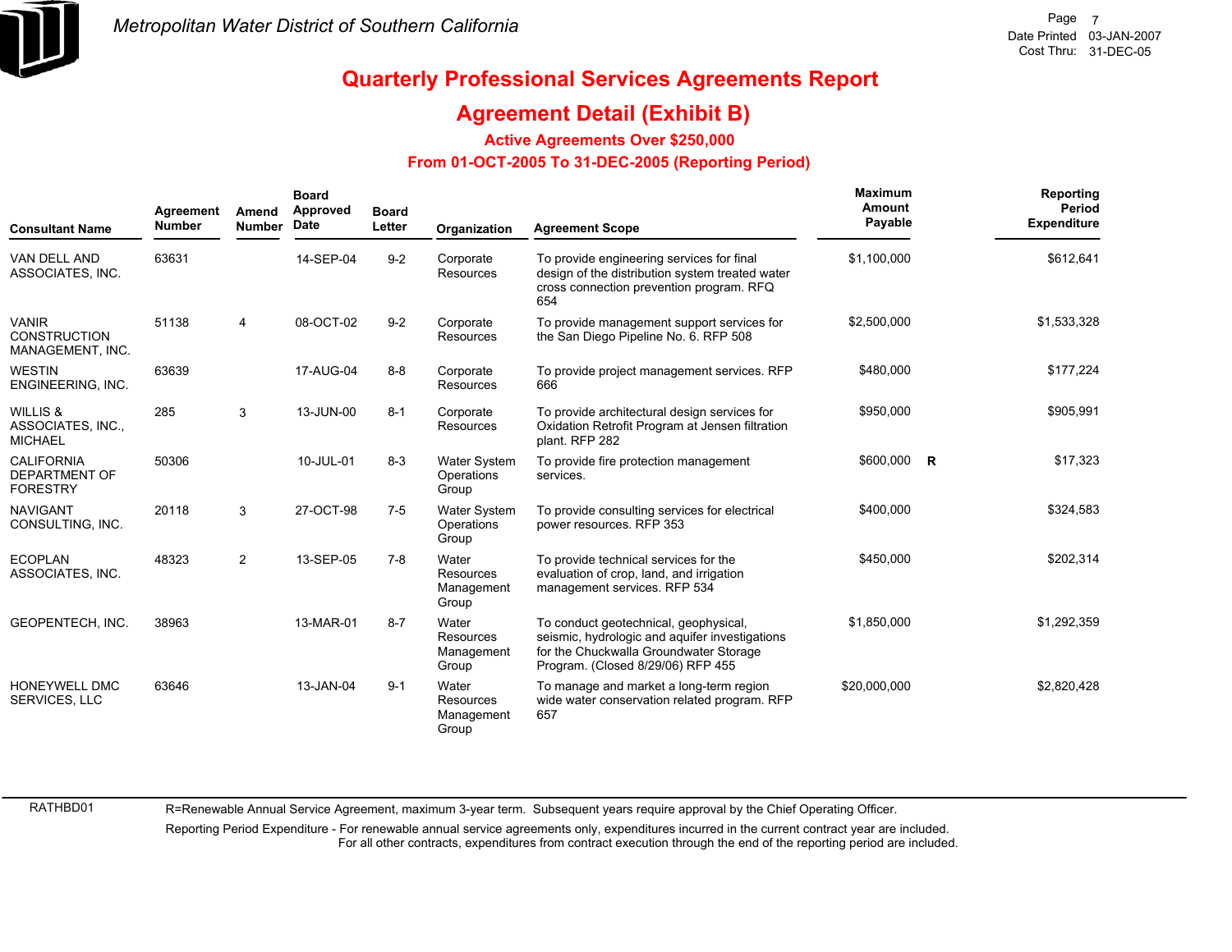Metropolitan Water District of Southern California

# Quarterly Professional Services Agreements Report

## Agreement Detail (Exhibit B)

### Active Agreements Over $250,000

### From 01-OCT-2005 To 31-DEC-2005 (Reporting Period)

| Consultant Name | Agreement Number | Amend Number | Board Approved Date | Board Letter | Organization | Agreement Scope | Maximum Amount Payable | | Reporting Period Expenditure |
|---|---|---|---|---|---|---|---|---|---|
| VAN DELL AND ASSOCIATES, INC. | 63631 | | 14-SEP-04 | 9-2 | Corporate Resources | To provide engineering services for final design of the distribution system treated water cross connection prevention program. RFQ 654 | $1,100,000 | | $612,641 |
| VANIR CONSTRUCTION MANAGEMENT, INC. | 51138 | 4 | 08-OCT-02 | 9-2 | Corporate Resources | To provide management support services for the San Diego Pipeline No. 6. RFP 508 | $2,500,000 | | $1,533,328 |
| WESTIN ENGINEERING, INC. | 63639 | | 17-AUG-04 | 8-8 | Corporate Resources | To provide project management services. RFP 666 | $480,000 | | $177,224 |
| WILLIS & ASSOCIATES, INC., MICHAEL | 285 | 3 | 13-JUN-00 | 8-1 | Corporate Resources | To provide architectural design services for Oxidation Retrofit Program at Jensen filtration plant. RFP 282 | $950,000 | | $905,991 |
| CALIFORNIA DEPARTMENT OF FORESTRY | 50306 | | 10-JUL-01 | 8-3 | Water System Operations Group | To provide fire protection management services. | $600,000 | R | $17,323 |
| NAVIGANT CONSULTING, INC. | 20118 | 3 | 27-OCT-98 | 7-5 | Water System Operations Group | To provide consulting services for electrical power resources. RFP 353 | $400,000 | | $324,583 |
| ECOPLAN ASSOCIATES, INC. | 48323 | 2 | 13-SEP-05 | 7-8 | Water Resources Management Group | To provide technical services for the evaluation of crop, land, and irrigation management services. RFP 534 | $450,000 | | $202,314 |
| GEOPENTECH, INC. | 38963 | | 13-MAR-01 | 8-7 | Water Resources Management Group | To conduct geotechnical, geophysical, seismic, hydrologic and aquifer investigations for the Chuckwalla Groundwater Storage Program. (Closed 8/29/06) RFP 455 | $1,850,000 | | $1,292,359 |
| HONEYWELL DMC SERVICES, LLC | 63646 | | 13-JAN-04 | 9-1 | Water Resources Management Group | To manage and market a long-term region wide water conservation related program. RFP 657 | $20,000,000 | | $2,820,428 |

RATHBD01

R=Renewable Annual Service Agreement, maximum 3-year term. Subsequent years require approval by the Chief Operating Officer.

Reporting Period Expenditure - For renewable annual service agreements only, expenditures incurred in the current contract year are included. For all other contracts, expenditures from contract execution through the end of the reporting period are included.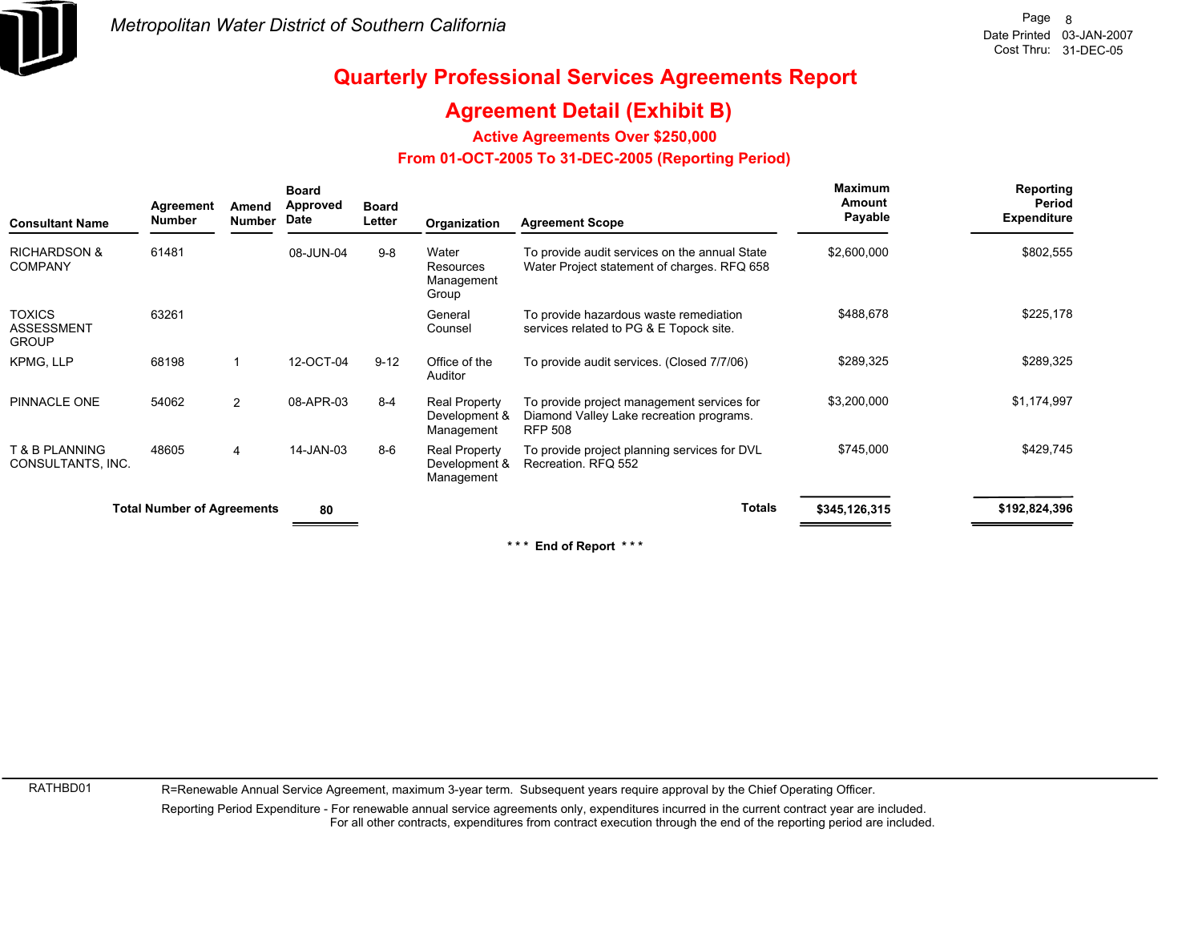# Metropolitan Water District of Southern California

Date Printed 03-JAN-2007
Cost Thru: 31-DEC-05

## Quarterly Professional Services Agreements Report

## Agreement Detail (Exhibit B)

### Active Agreements Over $250,000

### From 01-OCT-2005 To 31-DEC-2005 (Reporting Period)

| Consultant Name | Agreement Number | Amend Number | Board Approved Date | Board Letter | Organization | Agreement Scope | Maximum Amount Payable | Reporting Period Expenditure |
|---|---|---|---|---|---|---|---|---|
| RICHARDSON & COMPANY | 61481 | | 08-JUN-04 | 9-8 | Water Resources Management Group | To provide audit services on the annual State Water Project statement of charges. RFQ 658 | $2,600,000 | $802,555 |
| TOXICS ASSESSMENT GROUP | 63261 | | | | General Counsel | To provide hazardous waste remediation services related to PG & E Topock site. | $488,678 | $225,178 |
| KPMG, LLP | 68198 | 1 | 12-OCT-04 | 9-12 | Office of the Auditor | To provide audit services. (Closed 7/7/06) | $289,325 | $289,325 |
| PINNACLE ONE | 54062 | 2 | 08-APR-03 | 8-4 | Real Property Development & Management | To provide project management services for Diamond Valley Lake recreation programs. RFP 508 | $3,200,000 | $1,174,997 |
| T & B PLANNING CONSULTANTS, INC. | 48605 | 4 | 14-JAN-03 | 8-6 | Real Property Development & Management | To provide project planning services for DVL Recreation. RFQ 552 | $745,000 | $429,745 |
| **Total Number of Agreements** | | | **80** | | | **Totals** | **$345,126,315** | **$192,824,396** |

*** End of Report ***

RATHBD01

R=Renewable Annual Service Agreement, maximum 3-year term. Subsequent years require approval by the Chief Operating Officer.

Reporting Period Expenditure - For renewable annual service agreements only, expenditures incurred in the current contract year are included. For all other contracts, expenditures from contract execution through the end of the reporting period are included.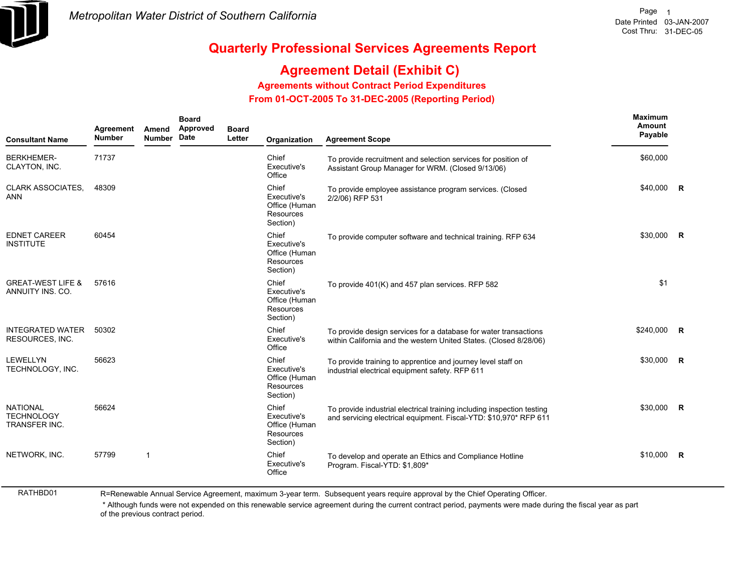Metropolitan Water District of Southern California

Date Printed 03-JAN-2007
Cost Thru: 31-DEC-05

# Quarterly Professional Services Agreements Report

## Agreement Detail (Exhibit C)

### Agreements without Contract Period Expenditures

### From 01-OCT-2005 To 31-DEC-2005 (Reporting Period)

| Consultant Name | Agreement Number | Amend Number | Board Approved Date | Board Letter | Organization | Agreement Scope | Maximum Amount Payable | |
|---|---|---|---|---|---|---|---|---|
| BERKHEMER-CLAYTON, INC. | 71737 | | | | Chief Executive's Office | To provide recruitment and selection services for position of Assistant Group Manager for WRM. (Closed 9/13/06) | $60,000 | |
| CLARK ASSOCIATES, ANN | 48309 | | | | Chief Executive's Office (Human Resources Section) | To provide employee assistance program services. (Closed 2/2/06) RFP 531 | $40,000 | R |
| EDNET CAREER INSTITUTE | 60454 | | | | Chief Executive's Office (Human Resources Section) | To provide computer software and technical training. RFP 634 | $30,000 | R |
| GREAT-WEST LIFE & ANNUITY INS. CO. | 57616 | | | | Chief Executive's Office (Human Resources Section) | To provide 401(K) and 457 plan services. RFP 582 | $1 | |
| INTEGRATED WATER RESOURCES, INC. | 50302 | | | | Chief Executive's Office | To provide design services for a database for water transactions within California and the western United States. (Closed 8/28/06) | $240,000 | R |
| LEWELLYN TECHNOLOGY, INC. | 56623 | | | | Chief Executive's Office (Human Resources Section) | To provide training to apprentice and journey level staff on industrial electrical equipment safety. RFP 611 | $30,000 | R |
| NATIONAL TECHNOLOGY TRANSFER INC. | 56624 | | | | Chief Executive's Office (Human Resources Section) | To provide industrial electrical training including inspection testing and servicing electrical equipment. Fiscal-YTD: $10,970* RFP 611 | $30,000 | R |
| NETWORK, INC. | 57799 | 1 | | | Chief Executive's Office | To develop and operate an Ethics and Compliance Hotline Program. Fiscal-YTD: $1,809* | $10,000 | R |

RATHBD01

R=Renewable Annual Service Agreement, maximum 3-year term. Subsequent years require approval by the Chief Operating Officer.

* Although funds were not expended on this renewable service agreement during the current contract period, payments were made during the fiscal year as part of the previous contract period.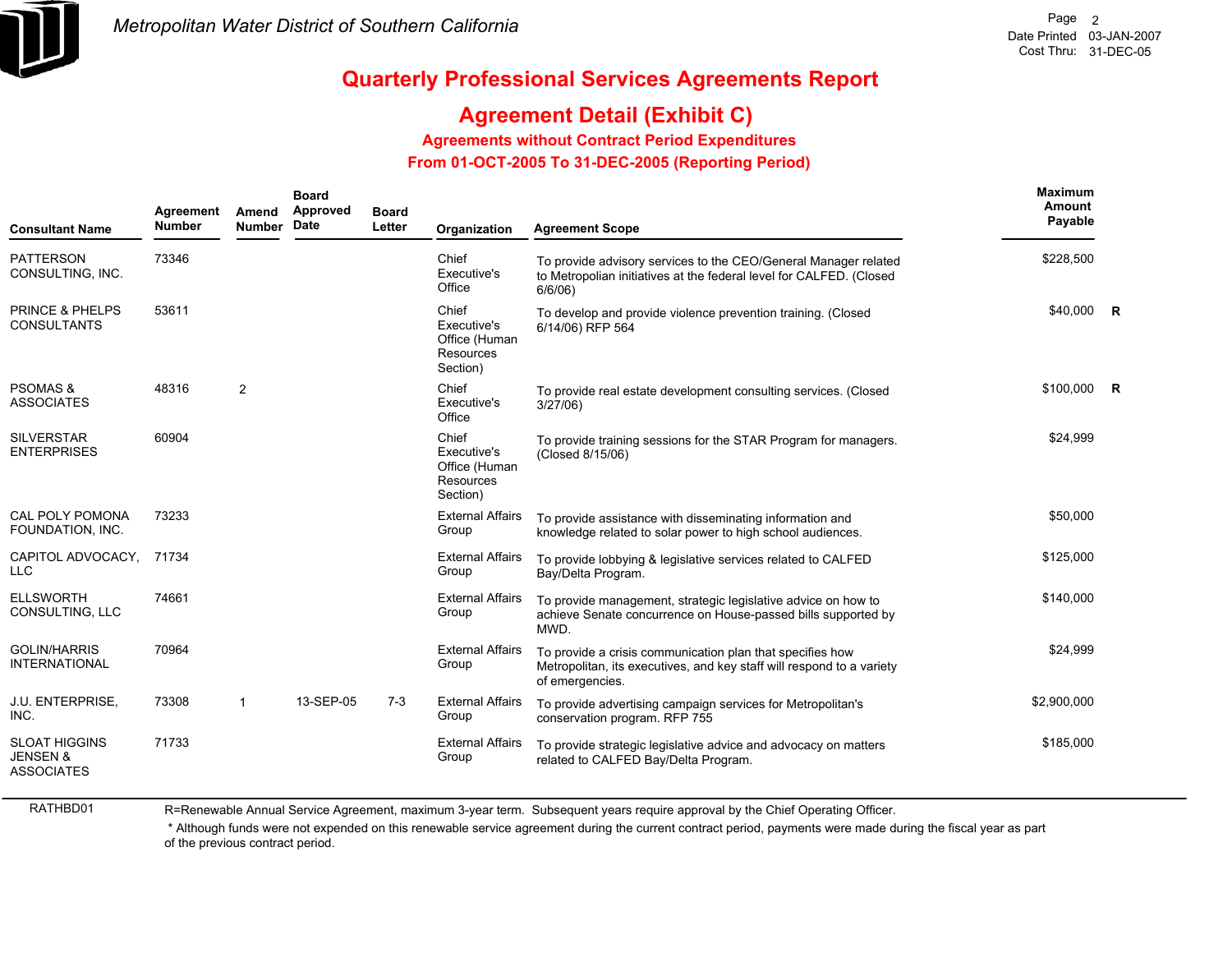Metropolitan Water District of Southern California

Date Printed 03-JAN-2007
Cost Thru: 31-DEC-05

# Quarterly Professional Services Agreements Report

## Agreement Detail (Exhibit C)

### Agreements without Contract Period Expenditures

### From 01-OCT-2005 To 31-DEC-2005 (Reporting Period)

| Consultant Name | Agreement Number | Amend Number | Board Approved Date | Board Letter | Organization | Agreement Scope | Maximum Amount Payable | |
|---|---|---|---|---|---|---|---|---|
| PATTERSON CONSULTING, INC. | 73346 | | | | Chief Executive's Office | To provide advisory services to the CEO/General Manager related to Metropolian initiatives at the federal level for CALFED. (Closed 6/6/06) | $228,500 | |
| PRINCE & PHELPS CONSULTANTS | 53611 | | | | Chief Executive's Office (Human Resources Section) | To develop and provide violence prevention training. (Closed 6/14/06) RFP 564 | $40,000 | R |
| PSOMAS & ASSOCIATES | 48316 | 2 | | | Chief Executive's Office | To provide real estate development consulting services. (Closed 3/27/06) | $100,000 | R |
| SILVERSTAR ENTERPRISES | 60904 | | | | Chief Executive's Office (Human Resources Section) | To provide training sessions for the STAR Program for managers. (Closed 8/15/06) | $24,999 | |
| CAL POLY POMONA FOUNDATION, INC. | 73233 | | | | External Affairs Group | To provide assistance with disseminating information and knowledge related to solar power to high school audiences. | $50,000 | |
| CAPITOL ADVOCACY, LLC | 71734 | | | | External Affairs Group | To provide lobbying & legislative services related to CALFED Bay/Delta Program. | $125,000 | |
| ELLSWORTH CONSULTING, LLC | 74661 | | | | External Affairs Group | To provide management, strategic legislative advice on how to achieve Senate concurrence on House-passed bills supported by MWD. | $140,000 | |
| GOLIN/HARRIS INTERNATIONAL | 70964 | | | | External Affairs Group | To provide a crisis communication plan that specifies how Metropolitan, its executives, and key staff will respond to a variety of emergencies. | $24,999 | |
| J.U. ENTERPRISE, INC. | 73308 | 1 | 13-SEP-05 | 7-3 | External Affairs Group | To provide advertising campaign services for Metropolitan's conservation program. RFP 755 | $2,900,000 | |
| SLOAT HIGGINS JENSEN & ASSOCIATES | 71733 | | | | External Affairs Group | To provide strategic legislative advice and advocacy on matters related to CALFED Bay/Delta Program. | $185,000 | |

RATHBD01

R=Renewable Annual Service Agreement, maximum 3-year term. Subsequent years require approval by the Chief Operating Officer.

* Although funds were not expended on this renewable service agreement during the current contract period, payments were made during the fiscal year as part of the previous contract period.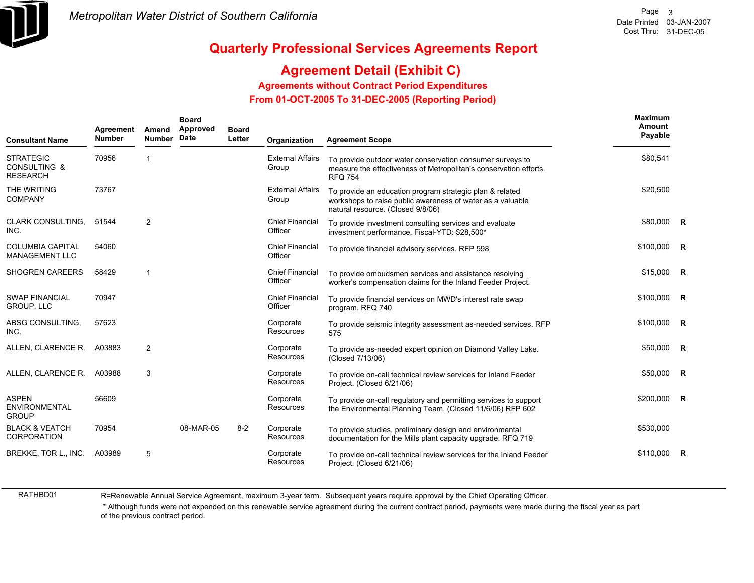# Quarterly Professional Services Agreements Report

## Agreement Detail (Exhibit C)

### Agreements without Contract Period Expenditures

### From 01-OCT-2005 To 31-DEC-2005 (Reporting Period)

| Consultant Name | Agreement Number | Amend Number | Board Approved Date | Board Letter | Organization | Agreement Scope | Maximum Amount Payable | |
|---|---|---|---|---|---|---|---|---|
| STRATEGIC CONSULTING & RESEARCH | 70956 | 1 | | | External Affairs Group | To provide outdoor water conservation consumer surveys to measure the effectiveness of Metropolitan's conservation efforts. RFQ 754 | $80,541 | |
| THE WRITING COMPANY | 73767 | | | | External Affairs Group | To provide an education program strategic plan & related workshops to raise public awareness of water as a valuable natural resource. (Closed 9/8/06) | $20,500 | |
| CLARK CONSULTING, INC. | 51544 | 2 | | | Chief Financial Officer | To provide investment consulting services and evaluate investment performance. Fiscal-YTD: $28,500* | $80,000 | R |
| COLUMBIA CAPITAL MANAGEMENT LLC | 54060 | | | | Chief Financial Officer | To provide financial advisory services. RFP 598 | $100,000 | R |
| SHOGREN CAREERS | 58429 | 1 | | | Chief Financial Officer | To provide ombudsmen services and assistance resolving worker's compensation claims for the Inland Feeder Project. | $15,000 | R |
| SWAP FINANCIAL GROUP, LLC | 70947 | | | | Chief Financial Officer | To provide financial services on MWD's interest rate swap program. RFQ 740 | $100,000 | R |
| ABSG CONSULTING, INC. | 57623 | | | | Corporate Resources | To provide seismic integrity assessment as-needed services. RFP 575 | $100,000 | R |
| ALLEN, CLARENCE R. | A03883 | 2 | | | Corporate Resources | To provide as-needed expert opinion on Diamond Valley Lake. (Closed 7/13/06) | $50,000 | R |
| ALLEN, CLARENCE R. | A03988 | 3 | | | Corporate Resources | To provide on-call technical review services for Inland Feeder Project. (Closed 6/21/06) | $50,000 | R |
| ASPEN ENVIRONMENTAL GROUP | 56609 | | | | Corporate Resources | To provide on-call regulatory and permitting services to support the Environmental Planning Team. (Closed 11/6/06) RFP 602 | $200,000 | R |
| BLACK & VEATCH CORPORATION | 70954 | | 08-MAR-05 | 8-2 | Corporate Resources | To provide studies, preliminary design and environmental documentation for the Mills plant capacity upgrade. RFQ 719 | $530,000 | |
| BREKKE, TOR L., INC. | A03989 | 5 | | | Corporate Resources | To provide on-call technical review services for the Inland Feeder Project. (Closed 6/21/06) | $110,000 | R |

RATHBD01

R=Renewable Annual Service Agreement, maximum 3-year term. Subsequent years require approval by the Chief Operating Officer.

* Although funds were not expended on this renewable service agreement during the current contract period, payments were made during the fiscal year as part of the previous contract period.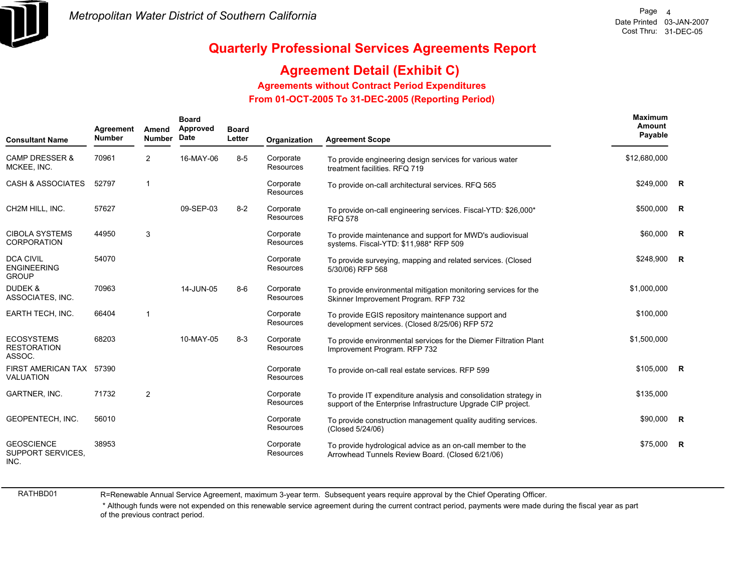*Metropolitan Water District of Southern California*

Date Printed 03-JAN-2007
Cost Thru: 31-DEC-05

# Quarterly Professional Services Agreements Report

## Agreement Detail (Exhibit C)

### Agreements without Contract Period Expenditures

### From 01-OCT-2005 To 31-DEC-2005 (Reporting Period)

| Consultant Name | Agreement Number | Amend Number | Board Approved Date | Board Letter | Organization | Agreement Scope | Maximum Amount Payable | |
|---|---|---|---|---|---|---|---|---|
| CAMP DRESSER & MCKEE, INC. | 70961 | 2 | 16-MAY-06 | 8-5 | Corporate Resources | To provide engineering design services for various water treatment facilities. RFQ 719 | $12,680,000 | |
| CASH & ASSOCIATES | 52797 | 1 | | | Corporate Resources | To provide on-call architectural services. RFQ 565 | $249,000 | R |
| CH2M HILL, INC. | 57627 | | 09-SEP-03 | 8-2 | Corporate Resources | To provide on-call engineering services. Fiscal-YTD: $26,000* RFQ 578 | $500,000 | R |
| CIBOLA SYSTEMS CORPORATION | 44950 | 3 | | | Corporate Resources | To provide maintenance and support for MWD's audiovisual systems. Fiscal-YTD: $11,988* RFP 509 | $60,000 | R |
| DCA CIVIL ENGINEERING GROUP | 54070 | | | | Corporate Resources | To provide surveying, mapping and related services. (Closed 5/30/06) RFP 568 | $248,900 | R |
| DUDEK & ASSOCIATES, INC. | 70963 | | 14-JUN-05 | 8-6 | Corporate Resources | To provide environmental mitigation monitoring services for the Skinner Improvement Program. RFP 732 | $1,000,000 | |
| EARTH TECH, INC. | 66404 | 1 | | | Corporate Resources | To provide EGIS repository maintenance support and development services. (Closed 8/25/06) RFP 572 | $100,000 | |
| ECOSYSTEMS RESTORATION ASSOC. | 68203 | | 10-MAY-05 | 8-3 | Corporate Resources | To provide environmental services for the Diemer Filtration Plant Improvement Program. RFP 732 | $1,500,000 | |
| FIRST AMERICAN TAX VALUATION | 57390 | | | | Corporate Resources | To provide on-call real estate services. RFP 599 | $105,000 | R |
| GARTNER, INC. | 71732 | 2 | | | Corporate Resources | To provide IT expenditure analysis and consolidation strategy in support of the Enterprise Infrastructure Upgrade CIP project. | $135,000 | |
| GEOPENTECH, INC. | 56010 | | | | Corporate Resources | To provide construction management quality auditing services. (Closed 5/24/06) | $90,000 | R |
| GEOSCIENCE SUPPORT SERVICES, INC. | 38953 | | | | Corporate Resources | To provide hydrological advice as an on-call member to the Arrowhead Tunnels Review Board. (Closed 6/21/06) | $75,000 | R |

RATHBD01

R=Renewable Annual Service Agreement, maximum 3-year term. Subsequent years require approval by the Chief Operating Officer.

* Although funds were not expended on this renewable service agreement during the current contract period, payments were made during the fiscal year as part of the previous contract period.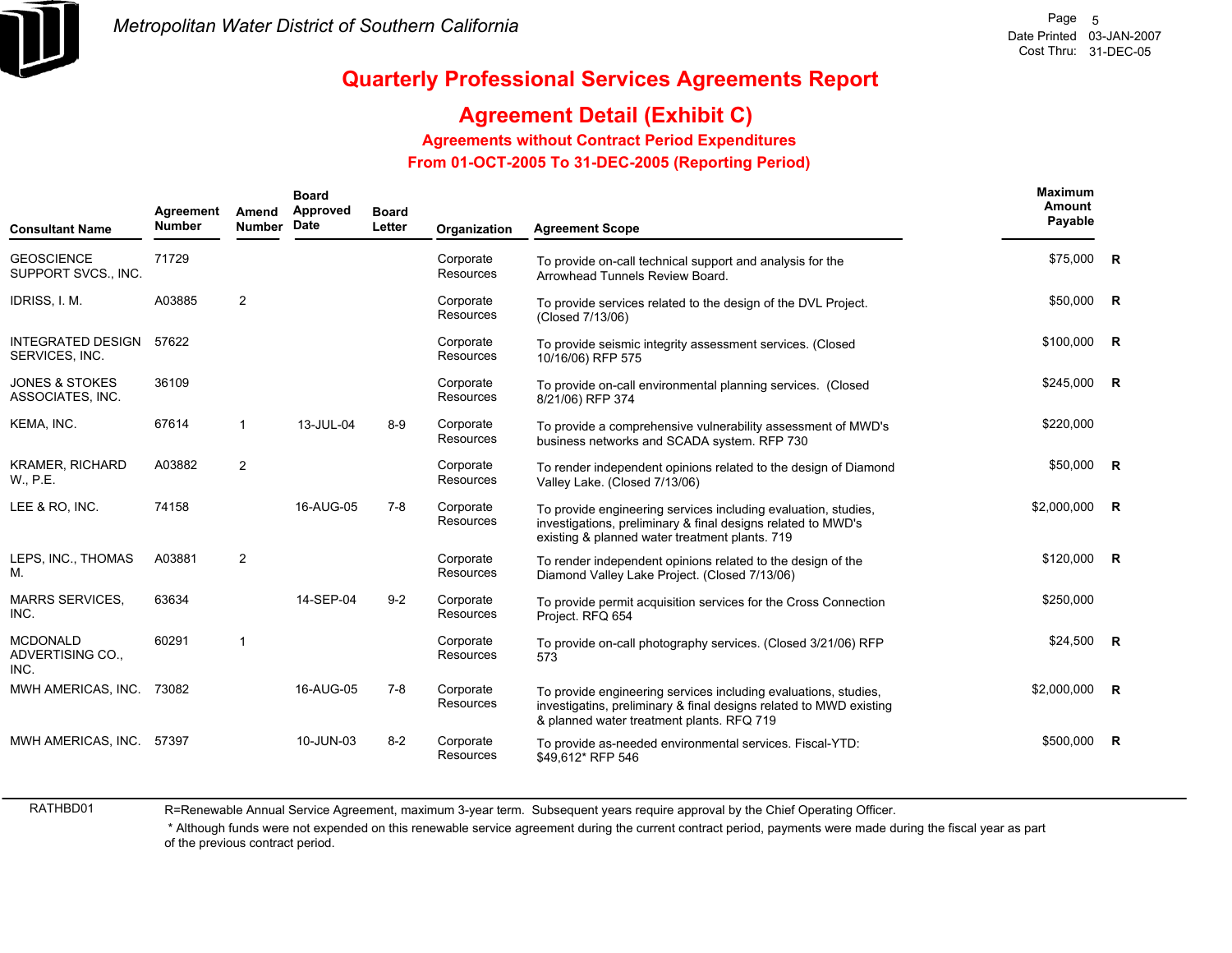Metropolitan Water District of Southern California

Date Printed 03-JAN-2007
Cost Thru: 31-DEC-05

# Quarterly Professional Services Agreements Report

## Agreement Detail (Exhibit C)

### Agreements without Contract Period Expenditures

### From 01-OCT-2005 To 31-DEC-2005 (Reporting Period)

| Consultant Name | Agreement Number | Amend Number | Board Approved Date | Board Letter | Organization | Agreement Scope | Maximum Amount Payable | |
|---|---|---|---|---|---|---|---|---|
| GEOSCIENCE SUPPORT SVCS., INC. | 71729 | | | | Corporate Resources | To provide on-call technical support and analysis for the Arrowhead Tunnels Review Board. | $75,000 | R |
| IDRISS, I. M. | A03885 | 2 | | | Corporate Resources | To provide services related to the design of the DVL Project. (Closed 7/13/06) | $50,000 | R |
| INTEGRATED DESIGN SERVICES, INC. | 57622 | | | | Corporate Resources | To provide seismic integrity assessment services. (Closed 10/16/06) RFP 575 | $100,000 | R |
| JONES & STOKES ASSOCIATES, INC. | 36109 | | | | Corporate Resources | To provide on-call environmental planning services. (Closed 8/21/06) RFP 374 | $245,000 | R |
| KEMA, INC. | 67614 | 1 | 13-JUL-04 | 8-9 | Corporate Resources | To provide a comprehensive vulnerability assessment of MWD's business networks and SCADA system. RFP 730 | $220,000 | |
| KRAMER, RICHARD W., P.E. | A03882 | 2 | | | Corporate Resources | To render independent opinions related to the design of Diamond Valley Lake. (Closed 7/13/06) | $50,000 | R |
| LEE & RO, INC. | 74158 | | 16-AUG-05 | 7-8 | Corporate Resources | To provide engineering services including evaluation, studies, investigations, preliminary & final designs related to MWD's existing & planned water treatment plants. 719 | $2,000,000 | R |
| LEPS, INC., THOMAS M. | A03881 | 2 | | | Corporate Resources | To render independent opinions related to the design of the Diamond Valley Lake Project. (Closed 7/13/06) | $120,000 | R |
| MARRS SERVICES, INC. | 63634 | | 14-SEP-04 | 9-2 | Corporate Resources | To provide permit acquisition services for the Cross Connection Project. RFQ 654 | $250,000 | |
| MCDONALD ADVERTISING CO., INC. | 60291 | 1 | | | Corporate Resources | To provide on-call photography services. (Closed 3/21/06) RFP 573 | $24,500 | R |
| MWH AMERICAS, INC. | 73082 | | 16-AUG-05 | 7-8 | Corporate Resources | To provide engineering services including evaluations, studies, investigatins, preliminary & final designs related to MWD existing & planned water treatment plants. RFQ 719 | $2,000,000 | R |
| MWH AMERICAS, INC. | 57397 | | 10-JUN-03 | 8-2 | Corporate Resources | To provide as-needed environmental services. Fiscal-YTD: $49,612* RFP 546 | $500,000 | R |

RATHBD01

R=Renewable Annual Service Agreement, maximum 3-year term. Subsequent years require approval by the Chief Operating Officer.

* Although funds were not expended on this renewable service agreement during the current contract period, payments were made during the fiscal year as part of the previous contract period.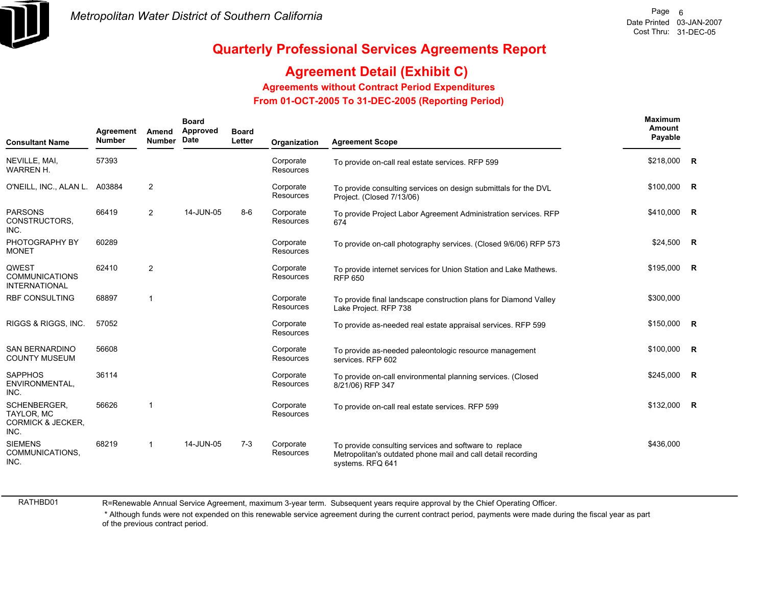Metropolitan Water District of Southern California

Date Printed 03-JAN-2007
Cost Thru: 31-DEC-05

# Quarterly Professional Services Agreements Report

## Agreement Detail (Exhibit C)

### Agreements without Contract Period Expenditures

### From 01-OCT-2005 To 31-DEC-2005 (Reporting Period)

| Consultant Name | Agreement Number | Amend Number | Board Approved Date | Board Letter | Organization | Agreement Scope | Maximum Amount Payable | |
|---|---|---|---|---|---|---|---|---|
| NEVILLE, MAI, WARREN H. | 57393 | | | | Corporate Resources | To provide on-call real estate services. RFP 599 | $218,000 | R |
| O'NEILL, INC., ALAN L. | A03884 | 2 | | | Corporate Resources | To provide consulting services on design submittals for the DVL Project. (Closed 7/13/06) | $100,000 | R |
| PARSONS CONSTRUCTORS, INC. | 66419 | 2 | 14-JUN-05 | 8-6 | Corporate Resources | To provide Project Labor Agreement Administration services. RFP 674 | $410,000 | R |
| PHOTOGRAPHY BY MONET | 60289 | | | | Corporate Resources | To provide on-call photography services. (Closed 9/6/06) RFP 573 | $24,500 | R |
| QWEST COMMUNICATIONS INTERNATIONAL | 62410 | 2 | | | Corporate Resources | To provide internet services for Union Station and Lake Mathews. RFP 650 | $195,000 | R |
| RBF CONSULTING | 68897 | 1 | | | Corporate Resources | To provide final landscape construction plans for Diamond Valley Lake Project. RFP 738 | $300,000 | |
| RIGGS & RIGGS, INC. | 57052 | | | | Corporate Resources | To provide as-needed real estate appraisal services. RFP 599 | $150,000 | R |
| SAN BERNARDINO COUNTY MUSEUM | 56608 | | | | Corporate Resources | To provide as-needed paleontologic resource management services. RFP 602 | $100,000 | R |
| SAPPHOS ENVIRONMENTAL, INC. | 36114 | | | | Corporate Resources | To provide on-call environmental planning services. (Closed 8/21/06) RFP 347 | $245,000 | R |
| SCHENBERGER, TAYLOR, MC CORMICK & JECKER, INC. | 56626 | 1 | | | Corporate Resources | To provide on-call real estate services. RFP 599 | $132,000 | R |
| SIEMENS COMMUNICATIONS, INC. | 68219 | 1 | 14-JUN-05 | 7-3 | Corporate Resources | To provide consulting services and software to replace Metropolitan's outdated phone mail and call detail recording systems. RFQ 641 | $436,000 | |

RATHBD01

R=Renewable Annual Service Agreement, maximum 3-year term. Subsequent years require approval by the Chief Operating Officer.

\* Although funds were not expended on this renewable service agreement during the current contract period, payments were made during the fiscal year as part of the previous contract period.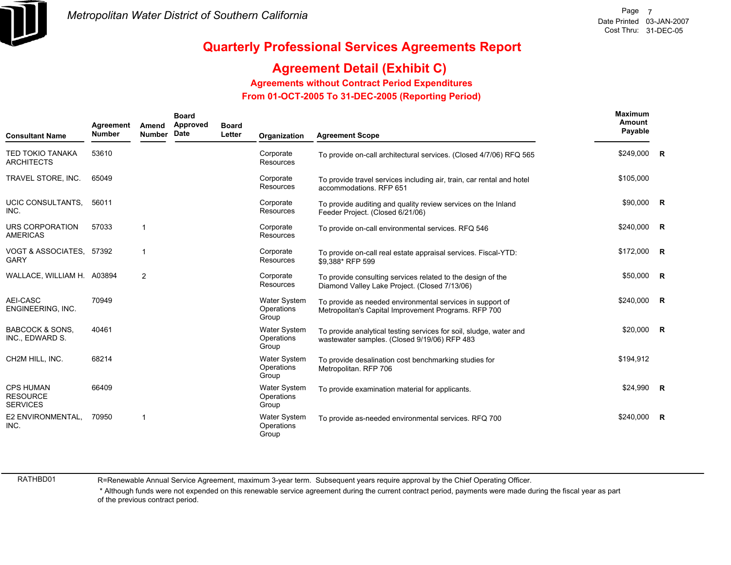# Metropolitan Water District of Southern California

## Quarterly Professional Services Agreements Report

## Agreement Detail (Exhibit C)

### Agreements without Contract Period Expenditures

### From 01-OCT-2005 To 31-DEC-2005 (Reporting Period)

| Consultant Name | Agreement Number | Amend Number | Board Approved Date | Board Letter | Organization | Agreement Scope | Maximum Amount Payable | |
|---|---|---|---|---|---|---|---|---|
| TED TOKIO TANAKA ARCHITECTS | 53610 | | | | Corporate Resources | To provide on-call architectural services. (Closed 4/7/06) RFQ 565 | $249,000 | R |
| TRAVEL STORE, INC. | 65049 | | | | Corporate Resources | To provide travel services including air, train, car rental and hotel accommodations. RFP 651 | $105,000 | |
| UCIC CONSULTANTS, INC. | 56011 | | | | Corporate Resources | To provide auditing and quality review services on the Inland Feeder Project. (Closed 6/21/06) | $90,000 | R |
| URS CORPORATION AMERICAS | 57033 | 1 | | | Corporate Resources | To provide on-call environmental services. RFQ 546 | $240,000 | R |
| VOGT & ASSOCIATES, GARY | 57392 | 1 | | | Corporate Resources | To provide on-call real estate appraisal services. Fiscal-YTD: $9,388* RFP 599 | $172,000 | R |
| WALLACE, WILLIAM H. | A03894 | 2 | | | Corporate Resources | To provide consulting services related to the design of the Diamond Valley Lake Project. (Closed 7/13/06) | $50,000 | R |
| AEI-CASC ENGINEERING, INC. | 70949 | | | | Water System Operations Group | To provide as needed environmental services in support of Metropolitan's Capital Improvement Programs. RFP 700 | $240,000 | R |
| BABCOCK & SONS, INC., EDWARD S. | 40461 | | | | Water System Operations Group | To provide analytical testing services for soil, sludge, water and wastewater samples. (Closed 9/19/06) RFP 483 | $20,000 | R |
| CH2M HILL, INC. | 68214 | | | | Water System Operations Group | To provide desalination cost benchmarking studies for Metropolitan. RFP 706 | $194,912 | |
| CPS HUMAN RESOURCE SERVICES | 66409 | | | | Water System Operations Group | To provide examination material for applicants. | $24,990 | R |
| E2 ENVIRONMENTAL, INC. | 70950 | 1 | | | Water System Operations Group | To provide as-needed environmental services. RFQ 700 | $240,000 | R |

RATHBD01

R=Renewable Annual Service Agreement, maximum 3-year term. Subsequent years require approval by the Chief Operating Officer.

* Although funds were not expended on this renewable service agreement during the current contract period, payments were made during the fiscal year as part of the previous contract period.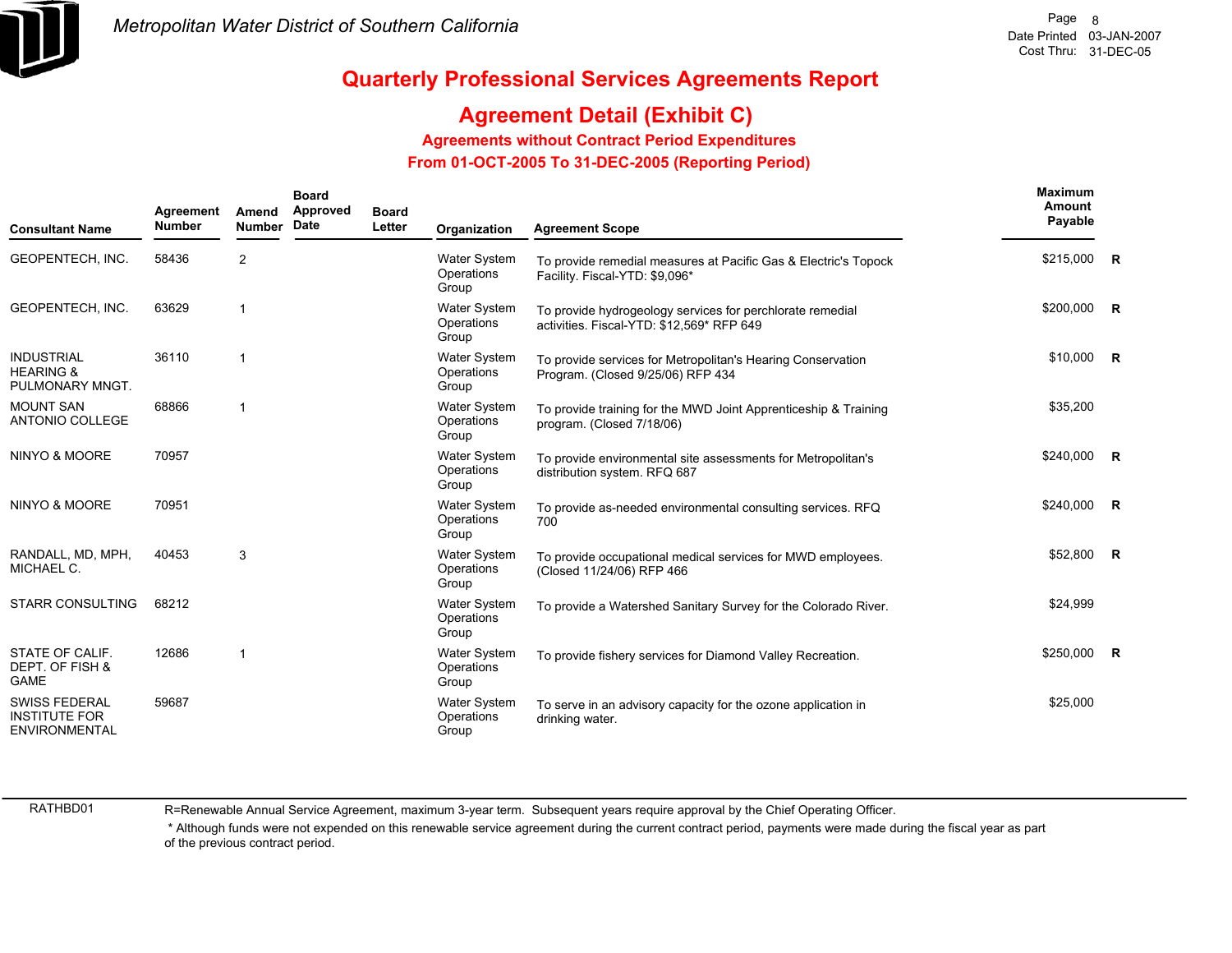Metropolitan Water District of Southern California

Date Printed 03-JAN-2007
Cost Thru: 31-DEC-05

# Quarterly Professional Services Agreements Report

## Agreement Detail (Exhibit C)

### Agreements without Contract Period Expenditures

### From 01-OCT-2005 To 31-DEC-2005 (Reporting Period)

| Consultant Name | Agreement Number | Amend Number | Board Approved Date | Board Letter | Organization | Agreement Scope | Maximum Amount Payable | |
|---|---|---|---|---|---|---|---|---|
| GEOPENTECH, INC. | 58436 | 2 | | | Water System Operations Group | To provide remedial measures at Pacific Gas & Electric's Topock Facility. Fiscal-YTD: $9,096* | $215,000 | R |
| GEOPENTECH, INC. | 63629 | 1 | | | Water System Operations Group | To provide hydrogeology services for perchlorate remedial activities. Fiscal-YTD: $12,569* RFP 649 | $200,000 | R |
| INDUSTRIAL HEARING & PULMONARY MNGT. | 36110 | 1 | | | Water System Operations Group | To provide services for Metropolitan's Hearing Conservation Program. (Closed 9/25/06) RFP 434 | $10,000 | R |
| MOUNT SAN ANTONIO COLLEGE | 68866 | 1 | | | Water System Operations Group | To provide training for the MWD Joint Apprenticeship & Training program. (Closed 7/18/06) | $35,200 | |
| NINYO & MOORE | 70957 | | | | Water System Operations Group | To provide environmental site assessments for Metropolitan's distribution system. RFQ 687 | $240,000 | R |
| NINYO & MOORE | 70951 | | | | Water System Operations Group | To provide as-needed environmental consulting services. RFQ 700 | $240,000 | R |
| RANDALL, MD, MPH, MICHAEL C. | 40453 | 3 | | | Water System Operations Group | To provide occupational medical services for MWD employees. (Closed 11/24/06) RFP 466 | $52,800 | R |
| STARR CONSULTING | 68212 | | | | Water System Operations Group | To provide a Watershed Sanitary Survey for the Colorado River. | $24,999 | |
| STATE OF CALIF. DEPT. OF FISH & GAME | 12686 | 1 | | | Water System Operations Group | To provide fishery services for Diamond Valley Recreation. | $250,000 | R |
| SWISS FEDERAL INSTITUTE FOR ENVIRONMENTAL | 59687 | | | | Water System Operations Group | To serve in an advisory capacity for the ozone application in drinking water. | $25,000 | |

RATHBD01

R=Renewable Annual Service Agreement, maximum 3-year term. Subsequent years require approval by the Chief Operating Officer.

* Although funds were not expended on this renewable service agreement during the current contract period, payments were made during the fiscal year as part of the previous contract period.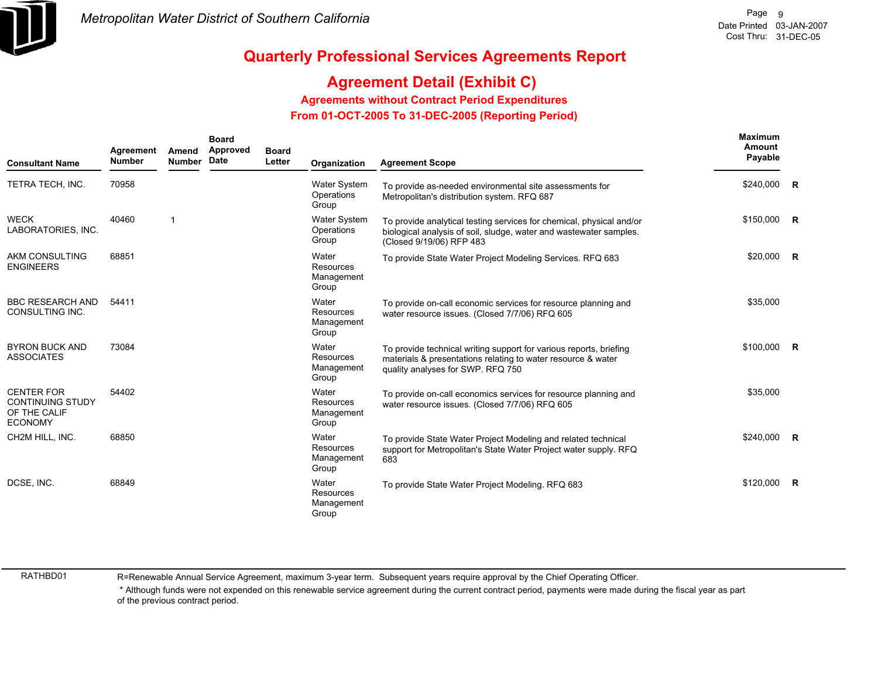# Quarterly Professional Services Agreements Report

## Agreement Detail (Exhibit C)

### Agreements without Contract Period Expenditures

### From 01-OCT-2005 To 31-DEC-2005 (Reporting Period)

| Consultant Name | Agreement Number | Amend Number | Board Approved Date | Board Letter | Organization | Agreement Scope | Maximum Amount Payable | |
|---|---|---|---|---|---|---|---|---|
| TETRA TECH, INC. | 70958 | | | | Water System Operations Group | To provide as-needed environmental site assessments for Metropolitan's distribution system. RFQ 687 | $240,000 | R |
| WECK LABORATORIES, INC. | 40460 | 1 | | | Water System Operations Group | To provide analytical testing services for chemical, physical and/or biological analysis of soil, sludge, water and wastewater samples. (Closed 9/19/06) RFP 483 | $150,000 | R |
| AKM CONSULTING ENGINEERS | 68851 | | | | Water Resources Management Group | To provide State Water Project Modeling Services. RFQ 683 | $20,000 | R |
| BBC RESEARCH AND CONSULTING INC. | 54411 | | | | Water Resources Management Group | To provide on-call economic services for resource planning and water resource issues. (Closed 7/7/06) RFQ 605 | $35,000 | |
| BYRON BUCK AND ASSOCIATES | 73084 | | | | Water Resources Management Group | To provide technical writing support for various reports, briefing materials & presentations relating to water resource & water quality analyses for SWP. RFQ 750 | $100,000 | R |
| CENTER FOR CONTINUING STUDY OF THE CALIF ECONOMY | 54402 | | | | Water Resources Management Group | To provide on-call economics services for resource planning and water resource issues. (Closed 7/7/06) RFQ 605 | $35,000 | |
| CH2M HILL, INC. | 68850 | | | | Water Resources Management Group | To provide State Water Project Modeling and related technical support for Metropolitan's State Water Project water supply. RFQ 683 | $240,000 | R |
| DCSE, INC. | 68849 | | | | Water Resources Management Group | To provide State Water Project Modeling. RFQ 683 | $120,000 | R |

RATHBD01

R=Renewable Annual Service Agreement, maximum 3-year term. Subsequent years require approval by the Chief Operating Officer.

* Although funds were not expended on this renewable service agreement during the current contract period, payments were made during the fiscal year as part of the previous contract period.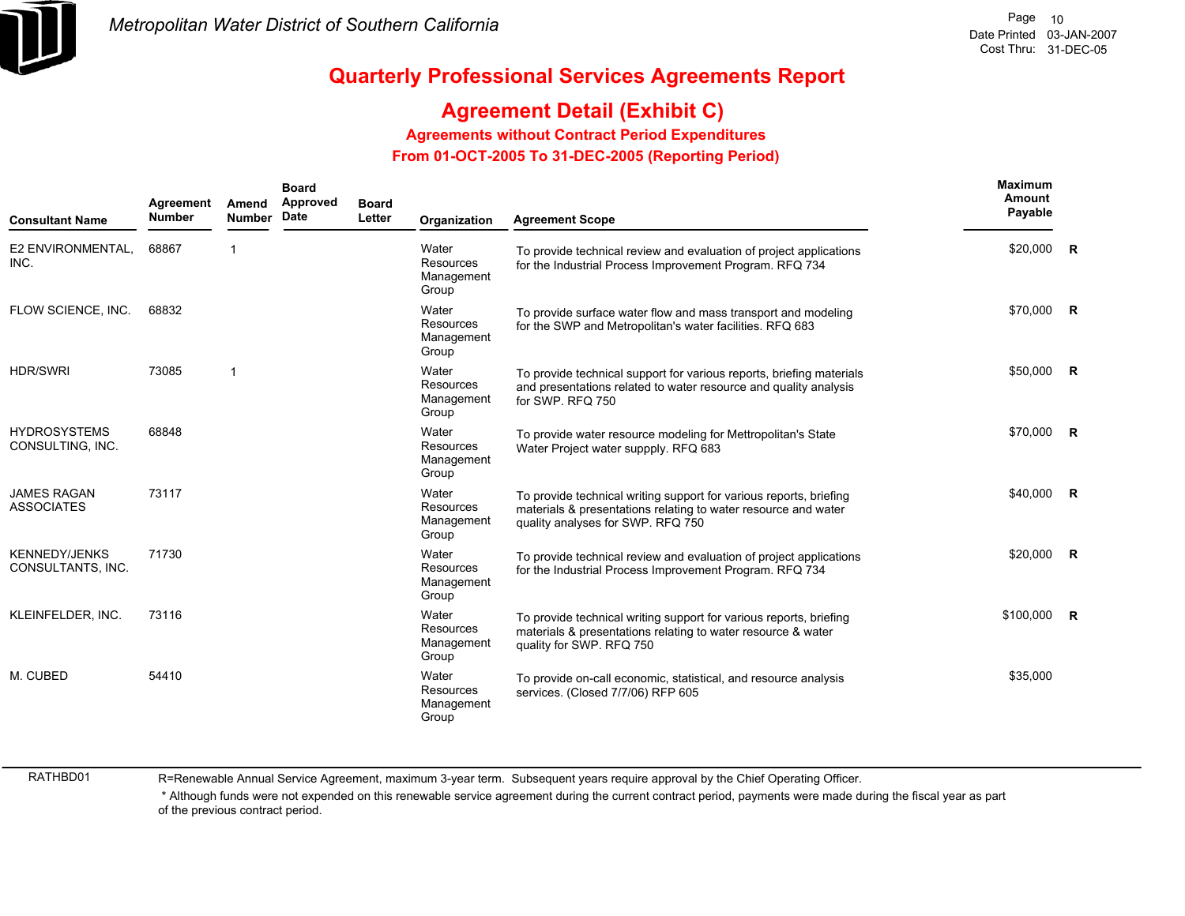# Quarterly Professional Services Agreements Report

## Agreement Detail (Exhibit C)

### Agreements without Contract Period Expenditures

### From 01-OCT-2005 To 31-DEC-2005 (Reporting Period)

| Consultant Name | Agreement Number | Amend Number | Board Approved Date | Board Letter | Organization | Agreement Scope | Maximum Amount Payable | |
|---|---|---|---|---|---|---|---|---|
| E2 ENVIRONMENTAL, INC. | 68867 | 1 | | | Water Resources Management Group | To provide technical review and evaluation of project applications for the Industrial Process Improvement Program. RFQ 734 | $20,000 | R |
| FLOW SCIENCE, INC. | 68832 | | | | Water Resources Management Group | To provide surface water flow and mass transport and modeling for the SWP and Metropolitan's water facilities. RFQ 683 | $70,000 | R |
| HDR/SWRI | 73085 | 1 | | | Water Resources Management Group | To provide technical support for various reports, briefing materials and presentations related to water resource and quality analysis for SWP. RFQ 750 | $50,000 | R |
| HYDROSYSTEMS CONSULTING, INC. | 68848 | | | | Water Resources Management Group | To provide water resource modeling for Mettropolitan's State Water Project water suppply. RFQ 683 | $70,000 | R |
| JAMES RAGAN ASSOCIATES | 73117 | | | | Water Resources Management Group | To provide technical writing support for various reports, briefing materials & presentations relating to water resource and water quality analyses for SWP. RFQ 750 | $40,000 | R |
| KENNEDY/JENKS CONSULTANTS, INC. | 71730 | | | | Water Resources Management Group | To provide technical review and evaluation of project applications for the Industrial Process Improvement Program. RFQ 734 | $20,000 | R |
| KLEINFELDER, INC. | 73116 | | | | Water Resources Management Group | To provide technical writing support for various reports, briefing materials & presentations relating to water resource & water quality for SWP. RFQ 750 | $100,000 | R |
| M. CUBED | 54410 | | | | Water Resources Management Group | To provide on-call economic, statistical, and resource analysis services. (Closed 7/7/06) RFP 605 | $35,000 | |

RATHBD01

R=Renewable Annual Service Agreement, maximum 3-year term. Subsequent years require approval by the Chief Operating Officer.

* Although funds were not expended on this renewable service agreement during the current contract period, payments were made during the fiscal year as part of the previous contract period.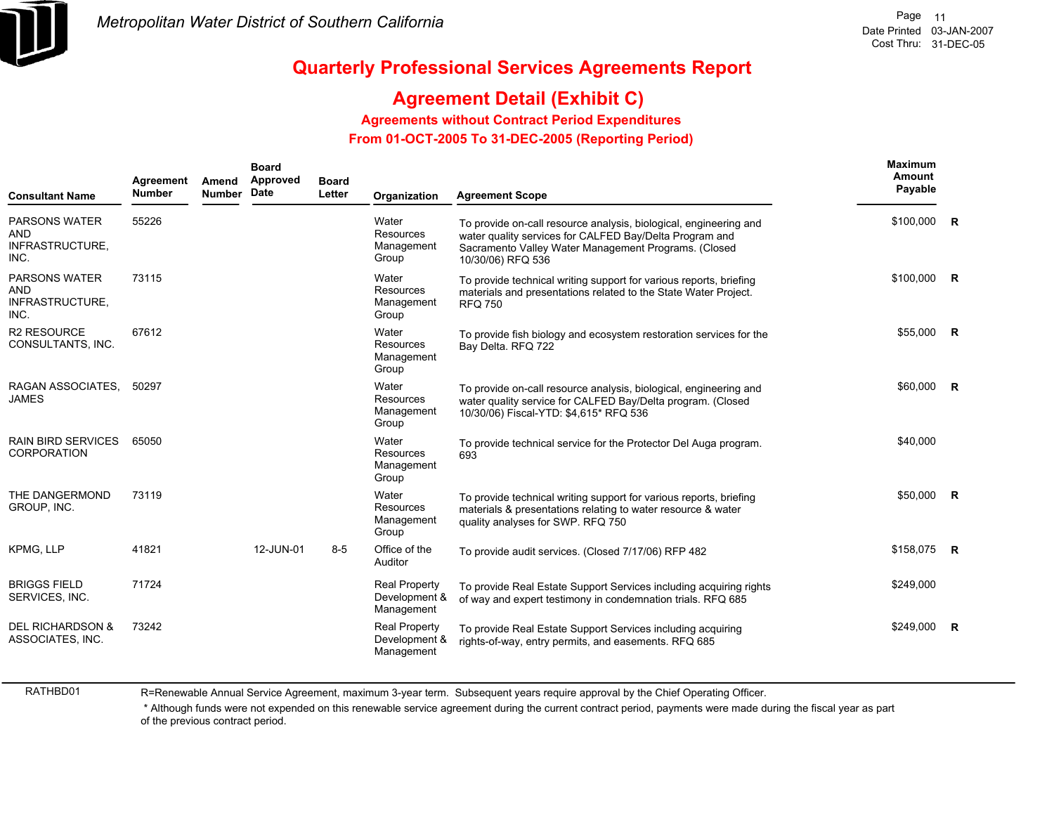Metropolitan Water District of Southern California

# Quarterly Professional Services Agreements Report

## Agreement Detail (Exhibit C)

### Agreements without Contract Period Expenditures

### From 01-OCT-2005 To 31-DEC-2005 (Reporting Period)

| Consultant Name | Agreement Number | Amend Number | Board Approved Date | Board Letter | Organization | Agreement Scope | Maximum Amount Payable | |
|---|---|---|---|---|---|---|---|---|
| PARSONS WATER AND INFRASTRUCTURE, INC. | 55226 | | | | Water Resources Management Group | To provide on-call resource analysis, biological, engineering and water quality services for CALFED Bay/Delta Program and Sacramento Valley Water Management Programs. (Closed 10/30/06) RFQ 536 | $100,000 | R |
| PARSONS WATER AND INFRASTRUCTURE, INC. | 73115 | | | | Water Resources Management Group | To provide technical writing support for various reports, briefing materials and presentations related to the State Water Project. RFQ 750 | $100,000 | R |
| R2 RESOURCE CONSULTANTS, INC. | 67612 | | | | Water Resources Management Group | To provide fish biology and ecosystem restoration services for the Bay Delta. RFQ 722 | $55,000 | R |
| RAGAN ASSOCIATES, JAMES | 50297 | | | | Water Resources Management Group | To provide on-call resource analysis, biological, engineering and water quality service for CALFED Bay/Delta program. (Closed 10/30/06) Fiscal-YTD: $4,615* RFQ 536 | $60,000 | R |
| RAIN BIRD SERVICES CORPORATION | 65050 | | | | Water Resources Management Group | To provide technical service for the Protector Del Auga program. 693 | $40,000 | |
| THE DANGERMOND GROUP, INC. | 73119 | | | | Water Resources Management Group | To provide technical writing support for various reports, briefing materials & presentations relating to water resource & water quality analyses for SWP. RFQ 750 | $50,000 | R |
| KPMG, LLP | 41821 | | 12-JUN-01 | 8-5 | Office of the Auditor | To provide audit services. (Closed 7/17/06) RFP 482 | $158,075 | R |
| BRIGGS FIELD SERVICES, INC. | 71724 | | | | Real Property Development & Management | To provide Real Estate Support Services including acquiring rights of way and expert testimony in condemnation trials. RFQ 685 | $249,000 | |
| DEL RICHARDSON & ASSOCIATES, INC. | 73242 | | | | Real Property Development & Management | To provide Real Estate Support Services including acquiring rights-of-way, entry permits, and easements. RFQ 685 | $249,000 | R |

RATHBD01

R=Renewable Annual Service Agreement, maximum 3-year term. Subsequent years require approval by the Chief Operating Officer.

* Although funds were not expended on this renewable service agreement during the current contract period, payments were made during the fiscal year as part of the previous contract period.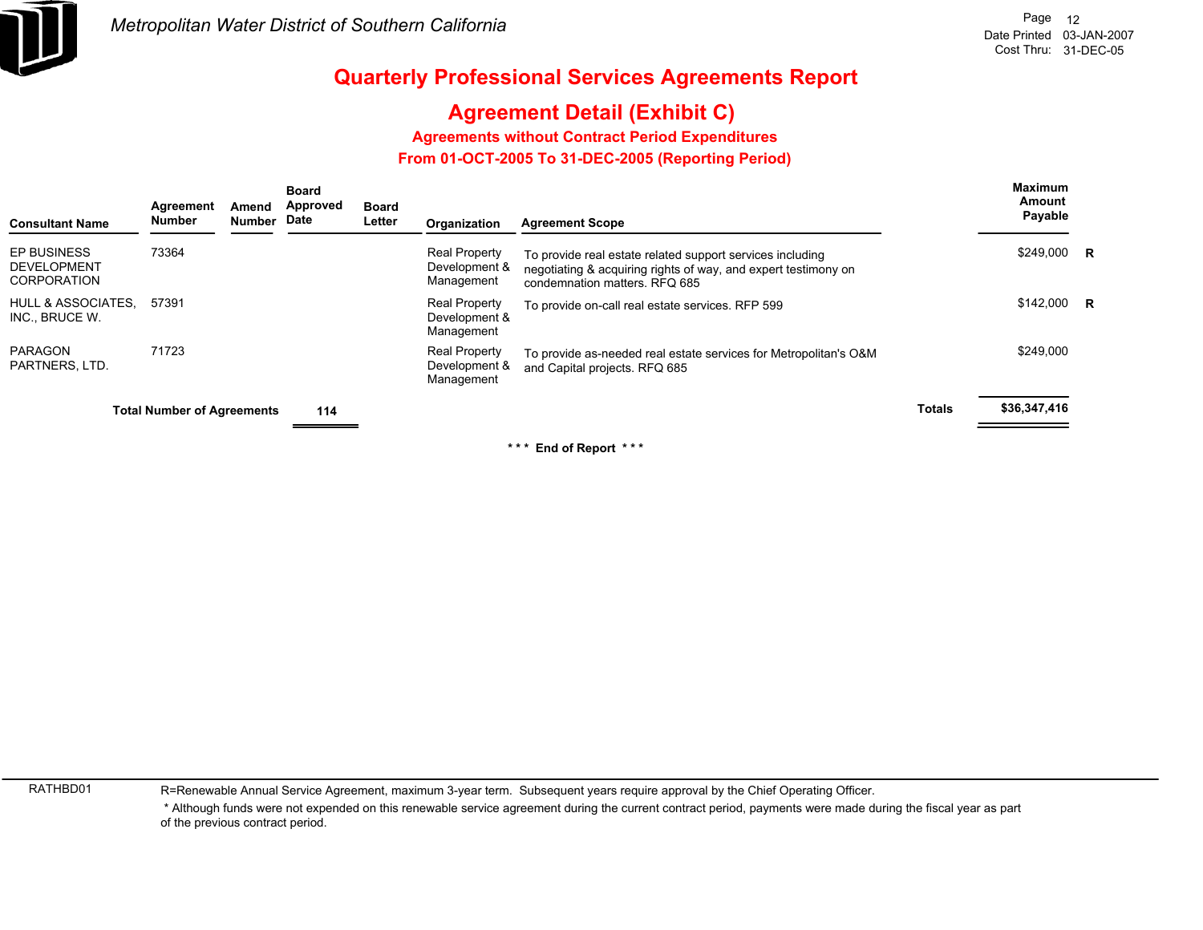Metropolitan Water District of Southern California

# Quarterly Professional Services Agreements Report

## Agreement Detail (Exhibit C)

### Agreements without Contract Period Expenditures

### From 01-OCT-2005 To 31-DEC-2005 (Reporting Period)

Page 12
Date Printed 03-JAN-2007
Cost Thru: 31-DEC-05

| Consultant Name | Agreement Number | Amend Number | Board Approved Date | Board Letter | Organization | Agreement Scope | | Maximum Amount Payable | |
|---|---|---|---|---|---|---|---|---|---|
| EP BUSINESS DEVELOPMENT CORPORATION | 73364 | | | | Real Property Development & Management | To provide real estate related support services including negotiating & acquiring rights of way, and expert testimony on condemnation matters. RFQ 685 | | $249,000 | R |
| HULL & ASSOCIATES, INC., BRUCE W. | 57391 | | | | Real Property Development & Management | To provide on-call real estate services. RFP 599 | | $142,000 | R |
| PARAGON PARTNERS, LTD. | 71723 | | | | Real Property Development & Management | To provide as-needed real estate services for Metropolitan's O&M and Capital projects. RFQ 685 | | $249,000 | |
| **Total Number of Agreements** | | | **114** | | | | **Totals** | **$36,347,416** | |

\*\*\* **End of Report** \*\*\*

RATHBD01

R=Renewable Annual Service Agreement, maximum 3-year term. Subsequent years require approval by the Chief Operating Officer.

\* Although funds were not expended on this renewable service agreement during the current contract period, payments were made during the fiscal year as part of the previous contract period.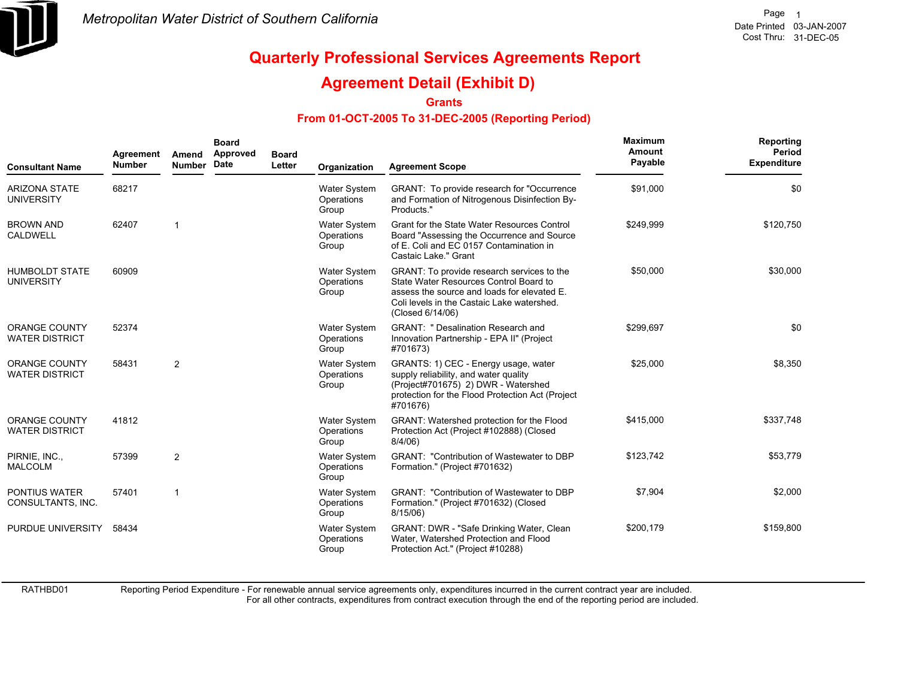*Metropolitan Water District of Southern California*

Date Printed 03-JAN-2007
Cost Thru: 31-DEC-05

# Quarterly Professional Services Agreements Report

## Agreement Detail (Exhibit D)

### Grants

### From 01-OCT-2005 To 31-DEC-2005 (Reporting Period)

| Consultant Name | Agreement Number | Amend Number | Board Approved Date | Board Letter | Organization | Agreement Scope | Maximum Amount Payable | Reporting Period Expenditure |
|---|---|---|---|---|---|---|---|---|
| ARIZONA STATE UNIVERSITY | 68217 | | | | Water System Operations Group | GRANT: To provide research for "Occurrence and Formation of Nitrogenous Disinfection By-Products." | $91,000 | $0 |
| BROWN AND CALDWELL | 62407 | 1 | | | Water System Operations Group | Grant for the State Water Resources Control Board "Assessing the Occurrence and Source of E. Coli and EC 0157 Contamination in Castaic Lake." Grant | $249,999 | $120,750 |
| HUMBOLDT STATE UNIVERSITY | 60909 | | | | Water System Operations Group | GRANT: To provide research services to the State Water Resources Control Board to assess the source and loads for elevated E. Coli levels in the Castaic Lake watershed. (Closed 6/14/06) | $50,000 | $30,000 |
| ORANGE COUNTY WATER DISTRICT | 52374 | | | | Water System Operations Group | GRANT: " Desalination Research and Innovation Partnership - EPA II" (Project #701673) | $299,697 | $0 |
| ORANGE COUNTY WATER DISTRICT | 58431 | 2 | | | Water System Operations Group | GRANTS: 1) CEC - Energy usage, water supply reliability, and water quality (Project#701675) 2) DWR - Watershed protection for the Flood Protection Act (Project #701676) | $25,000 | $8,350 |
| ORANGE COUNTY WATER DISTRICT | 41812 | | | | Water System Operations Group | GRANT: Watershed protection for the Flood Protection Act (Project #102888) (Closed 8/4/06) | $415,000 | $337,748 |
| PIRNIE, INC., MALCOLM | 57399 | 2 | | | Water System Operations Group | GRANT: "Contribution of Wastewater to DBP Formation." (Project #701632) | $123,742 | $53,779 |
| PONTIUS WATER CONSULTANTS, INC. | 57401 | 1 | | | Water System Operations Group | GRANT: "Contribution of Wastewater to DBP Formation." (Project #701632) (Closed 8/15/06) | $7,904 | $2,000 |
| PURDUE UNIVERSITY | 58434 | | | | Water System Operations Group | GRANT: DWR - "Safe Drinking Water, Clean Water, Watershed Protection and Flood Protection Act." (Project #10288) | $200,179 | $159,800 |

RATHBD01 Reporting Period Expenditure - For renewable annual service agreements only, expenditures incurred in the current contract year are included. For all other contracts, expenditures from contract execution through the end of the reporting period are included.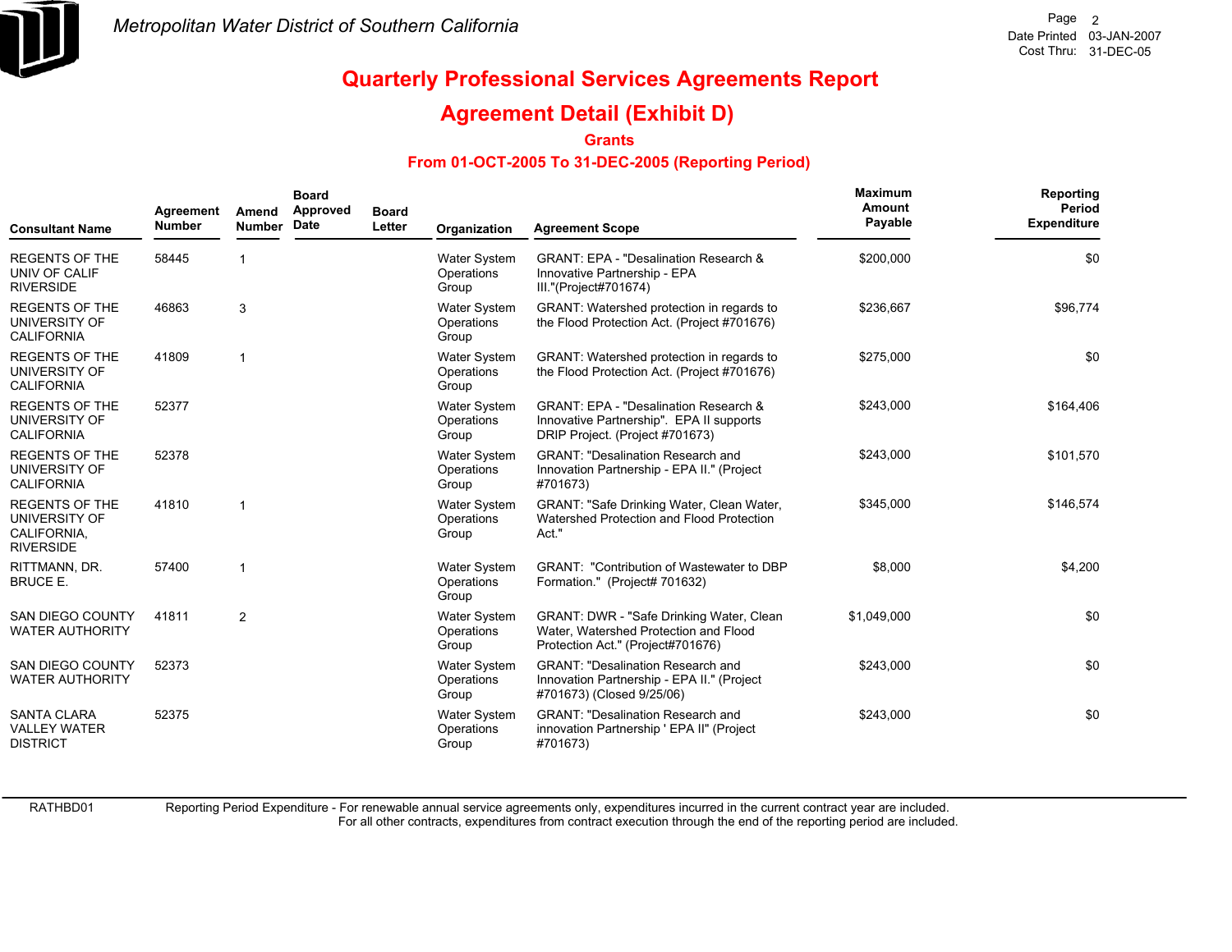# Quarterly Professional Services Agreements Report

## Agreement Detail (Exhibit D)

### Grants

### From 01-OCT-2005 To 31-DEC-2005 (Reporting Period)

| Consultant Name | Agreement Number | Amend Number | Board Approved Date | Board Letter | Organization | Agreement Scope | Maximum Amount Payable | Reporting Period Expenditure |
|---|---|---|---|---|---|---|---|---|
| REGENTS OF THE UNIV OF CALIF RIVERSIDE | 58445 | 1 | | | Water System Operations Group | GRANT: EPA - "Desalination Research & Innovative Partnership - EPA III."(Project#701674) | $200,000 | $0 |
| REGENTS OF THE UNIVERSITY OF CALIFORNIA | 46863 | 3 | | | Water System Operations Group | GRANT: Watershed protection in regards to the Flood Protection Act. (Project #701676) | $236,667 | $96,774 |
| REGENTS OF THE UNIVERSITY OF CALIFORNIA | 41809 | 1 | | | Water System Operations Group | GRANT: Watershed protection in regards to the Flood Protection Act. (Project #701676) | $275,000 | $0 |
| REGENTS OF THE UNIVERSITY OF CALIFORNIA | 52377 | | | | Water System Operations Group | GRANT: EPA - "Desalination Research & Innovative Partnership". EPA II supports DRIP Project. (Project #701673) | $243,000 | $164,406 |
| REGENTS OF THE UNIVERSITY OF CALIFORNIA | 52378 | | | | Water System Operations Group | GRANT: "Desalination Research and Innovation Partnership - EPA II." (Project #701673) | $243,000 | $101,570 |
| REGENTS OF THE UNIVERSITY OF CALIFORNIA, RIVERSIDE | 41810 | 1 | | | Water System Operations Group | GRANT: "Safe Drinking Water, Clean Water, Watershed Protection and Flood Protection Act." | $345,000 | $146,574 |
| RITTMANN, DR. BRUCE E. | 57400 | 1 | | | Water System Operations Group | GRANT: "Contribution of Wastewater to DBP Formation." (Project# 701632) | $8,000 | $4,200 |
| SAN DIEGO COUNTY WATER AUTHORITY | 41811 | 2 | | | Water System Operations Group | GRANT: DWR - "Safe Drinking Water, Clean Water, Watershed Protection and Flood Protection Act." (Project#701676) | $1,049,000 | $0 |
| SAN DIEGO COUNTY WATER AUTHORITY | 52373 | | | | Water System Operations Group | GRANT: "Desalination Research and Innovation Partnership - EPA II." (Project #701673) (Closed 9/25/06) | $243,000 | $0 |
| SANTA CLARA VALLEY WATER DISTRICT | 52375 | | | | Water System Operations Group | GRANT: "Desalination Research and innovation Partnership ' EPA II" (Project #701673) | $243,000 | $0 |

RATHBD01 Reporting Period Expenditure - For renewable annual service agreements only, expenditures incurred in the current contract year are included. For all other contracts, expenditures from contract execution through the end of the reporting period are included.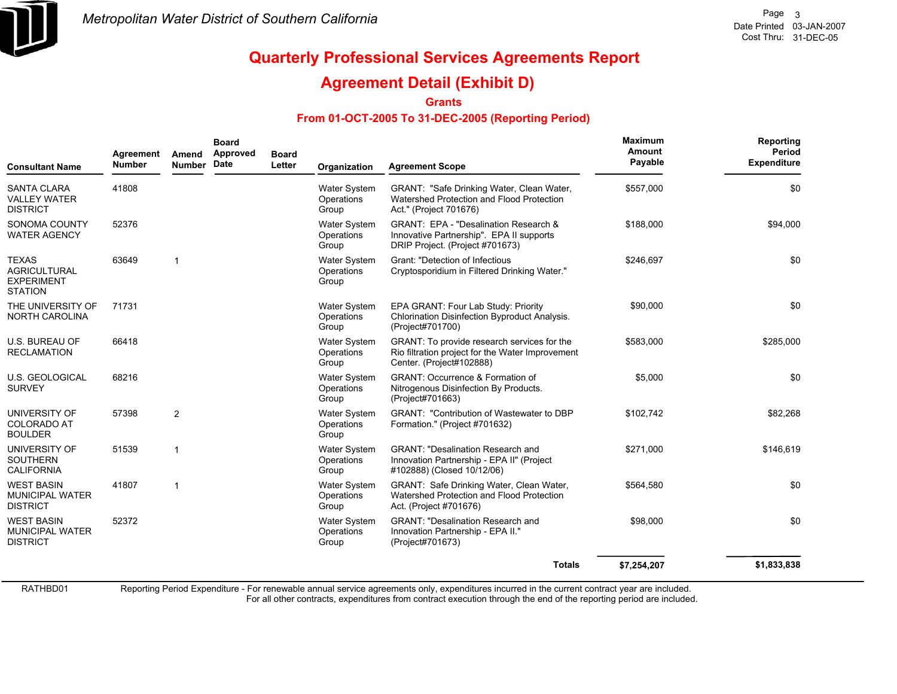Metropolitan Water District of Southern California

Date Printed 03-JAN-2007
Cost Thru: 31-DEC-05

# Quarterly Professional Services Agreements Report

## Agreement Detail (Exhibit D)

### Grants

### From 01-OCT-2005 To 31-DEC-2005 (Reporting Period)

| Consultant Name | Agreement Number | Amend Number | Board Approved Date | Board Letter | Organization | Agreement Scope | Maximum Amount Payable | Reporting Period Expenditure |
|---|---|---|---|---|---|---|---|---|
| SANTA CLARA VALLEY WATER DISTRICT | 41808 | | | | Water System Operations Group | GRANT: "Safe Drinking Water, Clean Water, Watershed Protection and Flood Protection Act." (Project 701676) | $557,000 | $0 |
| SONOMA COUNTY WATER AGENCY | 52376 | | | | Water System Operations Group | GRANT: EPA - "Desalination Research & Innovative Partnership". EPA II supports DRIP Project. (Project #701673) | $188,000 | $94,000 |
| TEXAS AGRICULTURAL EXPERIMENT STATION | 63649 | 1 | | | Water System Operations Group | Grant: "Detection of Infectious Cryptosporidium in Filtered Drinking Water." | $246,697 | $0 |
| THE UNIVERSITY OF NORTH CAROLINA | 71731 | | | | Water System Operations Group | EPA GRANT: Four Lab Study: Priority Chlorination Disinfection Byproduct Analysis. (Project#701700) | $90,000 | $0 |
| U.S. BUREAU OF RECLAMATION | 66418 | | | | Water System Operations Group | GRANT: To provide research services for the Rio filtration project for the Water Improvement Center. (Project#102888) | $583,000 | $285,000 |
| U.S. GEOLOGICAL SURVEY | 68216 | | | | Water System Operations Group | GRANT: Occurrence & Formation of Nitrogenous Disinfection By Products. (Project#701663) | $5,000 | $0 |
| UNIVERSITY OF COLORADO AT BOULDER | 57398 | 2 | | | Water System Operations Group | GRANT: "Contribution of Wastewater to DBP Formation." (Project #701632) | $102,742 | $82,268 |
| UNIVERSITY OF SOUTHERN CALIFORNIA | 51539 | 1 | | | Water System Operations Group | GRANT: "Desalination Research and Innovation Partnership - EPA II" (Project #102888) (Closed 10/12/06) | $271,000 | $146,619 |
| WEST BASIN MUNICIPAL WATER DISTRICT | 41807 | 1 | | | Water System Operations Group | GRANT: Safe Drinking Water, Clean Water, Watershed Protection and Flood Protection Act. (Project #701676) | $564,580 | $0 |
| WEST BASIN MUNICIPAL WATER DISTRICT | 52372 | | | | Water System Operations Group | GRANT: "Desalination Research and Innovation Partnership - EPA II." (Project#701673) | $98,000 | $0 |
| | | | | | | **Totals** | **$7,254,207** | **$1,833,838** |

RATHBD01 Reporting Period Expenditure - For renewable annual service agreements only, expenditures incurred in the current contract year are included. For all other contracts, expenditures from contract execution through the end of the reporting period are included.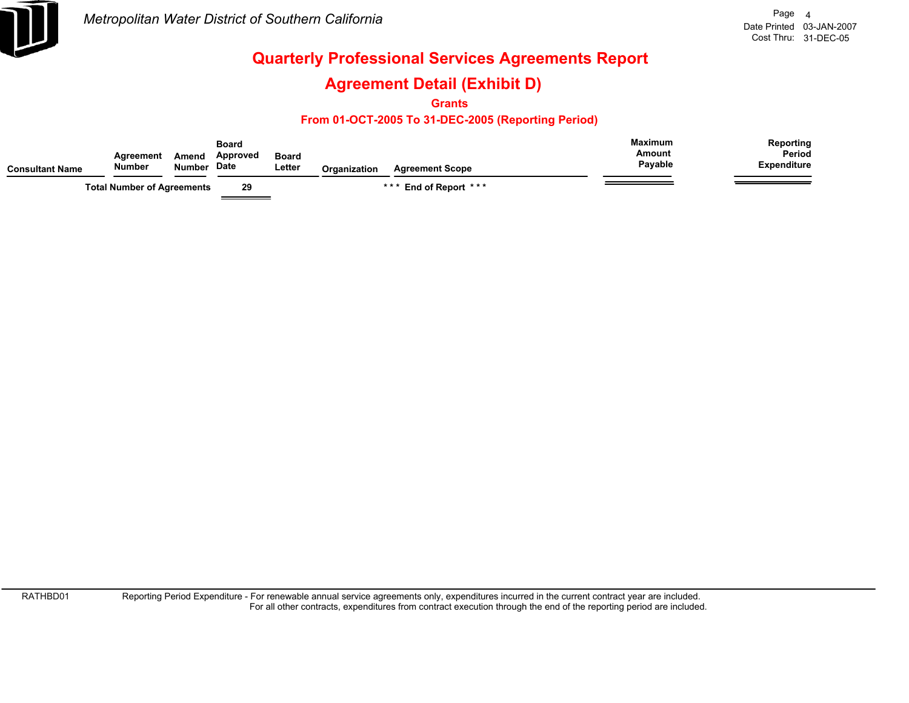Metropolitan Water District of Southern California

Date Printed 03-JAN-2007
Cost Thru: 31-DEC-05

# Quarterly Professional Services Agreements Report

## Agreement Detail (Exhibit D)

### Grants

### From 01-OCT-2005 To 31-DEC-2005 (Reporting Period)

| Consultant Name | Agreement Number | Amend Number | Board Approved Date | Board Letter | Organization | Agreement Scope | Maximum Amount Payable | Reporting Period Expenditure |
|---|---|---|---|---|---|---|---|---|
| Total Number of Agreements | | | 29 | | | * * * End of Report * * * | | |

RATHBD01 Reporting Period Expenditure - For renewable annual service agreements only, expenditures incurred in the current contract year are included.
For all other contracts, expenditures from contract execution through the end of the reporting period are included.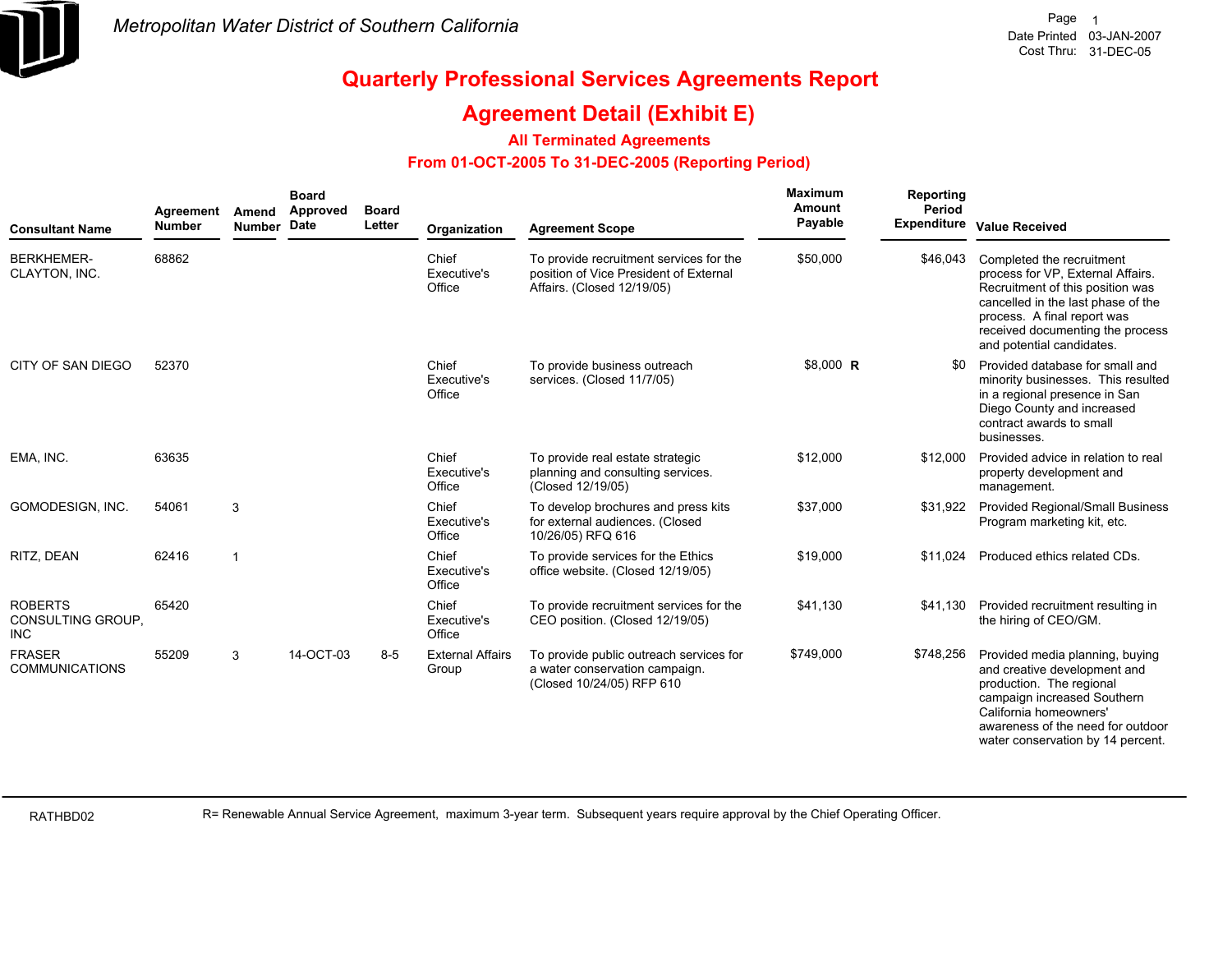*Metropolitan Water District of Southern California*

Date Printed 03-JAN-2007
Cost Thru: 31-DEC-05

# Quarterly Professional Services Agreements Report

## Agreement Detail (Exhibit E)

### All Terminated Agreements

### From 01-OCT-2005 To 31-DEC-2005 (Reporting Period)

| Consultant Name | Agreement Number | Amend Number | Board Approved Date | Board Letter | Organization | Agreement Scope | Maximum Amount Payable | | Reporting Period Expenditure | Value Received |
|---|---|---|---|---|---|---|---|---|---|---|
| BERKHEMER-CLAYTON, INC. | 68862 | | | | Chief Executive's Office | To provide recruitment services for the position of Vice President of External Affairs. (Closed 12/19/05) | $50,000 | | $46,043 | Completed the recruitment process for VP, External Affairs. Recruitment of this position was cancelled in the last phase of the process. A final report was received documenting the process and potential candidates. |
| CITY OF SAN DIEGO | 52370 | | | | Chief Executive's Office | To provide business outreach services. (Closed 11/7/05) | $8,000 | R | $0 | Provided database for small and minority businesses. This resulted in a regional presence in San Diego County and increased contract awards to small businesses. |
| EMA, INC. | 63635 | | | | Chief Executive's Office | To provide real estate strategic planning and consulting services. (Closed 12/19/05) | $12,000 | | $12,000 | Provided advice in relation to real property development and management. |
| GOMODESIGN, INC. | 54061 | 3 | | | Chief Executive's Office | To develop brochures and press kits for external audiences. (Closed 10/26/05) RFQ 616 | $37,000 | | $31,922 | Provided Regional/Small Business Program marketing kit, etc. |
| RITZ, DEAN | 62416 | 1 | | | Chief Executive's Office | To provide services for the Ethics office website. (Closed 12/19/05) | $19,000 | | $11,024 | Produced ethics related CDs. |
| ROBERTS CONSULTING GROUP, INC | 65420 | | | | Chief Executive's Office | To provide recruitment services for the CEO position. (Closed 12/19/05) | $41,130 | | $41,130 | Provided recruitment resulting in the hiring of CEO/GM. |
| FRASER COMMUNICATIONS | 55209 | 3 | 14-OCT-03 | 8-5 | External Affairs Group | To provide public outreach services for a water conservation campaign. (Closed 10/24/05) RFP 610 | $749,000 | | $748,256 | Provided media planning, buying and creative development and production. The regional campaign increased Southern California homeowners' awareness of the need for outdoor water conservation by 14 percent. |

RATHBD02

R= Renewable Annual Service Agreement, maximum 3-year term. Subsequent years require approval by the Chief Operating Officer.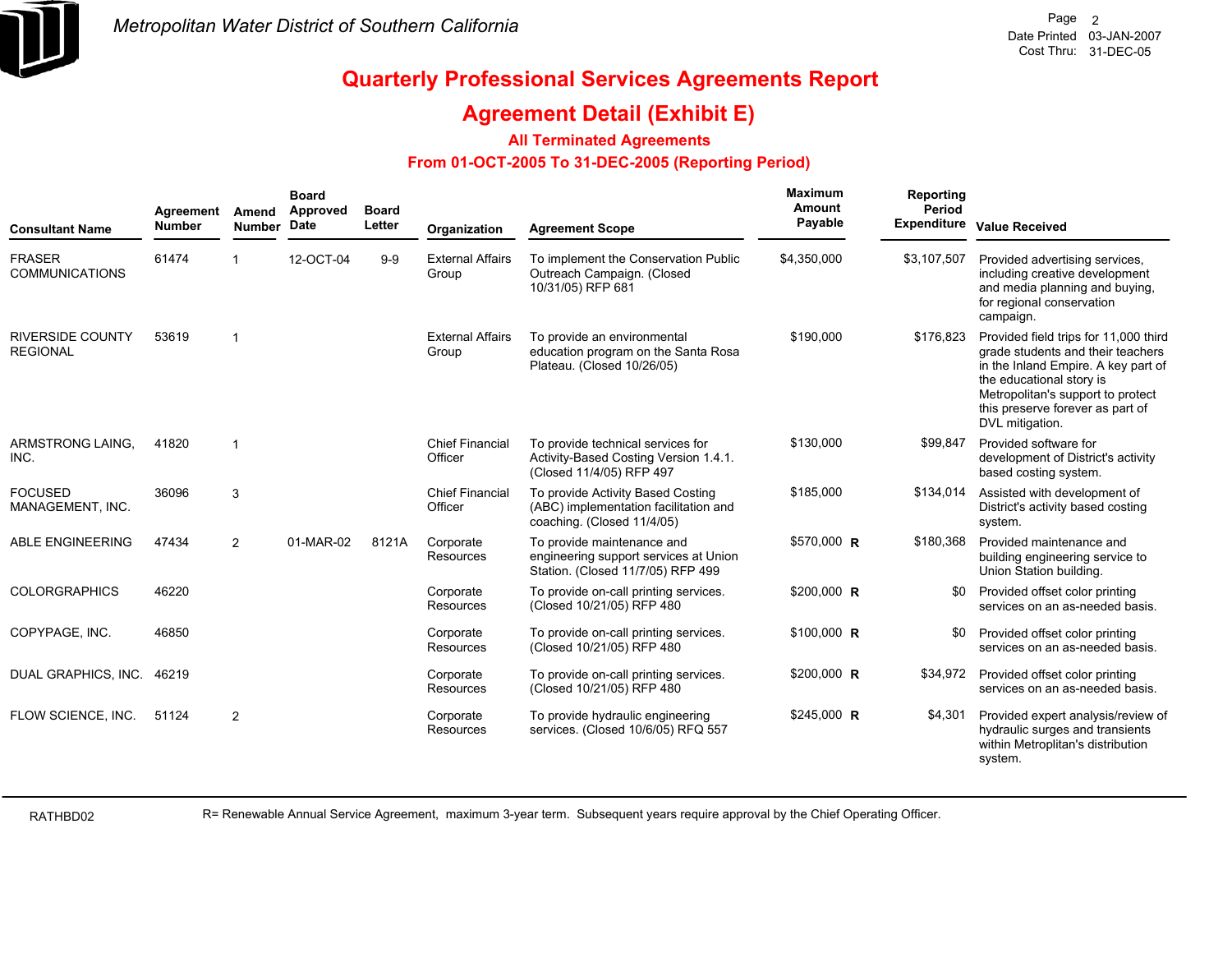Metropolitan Water District of Southern California

Date Printed 03-JAN-2007
Cost Thru: 31-DEC-05

# Quarterly Professional Services Agreements Report

## Agreement Detail (Exhibit E)

### All Terminated Agreements

### From 01-OCT-2005 To 31-DEC-2005 (Reporting Period)

| Consultant Name | Agreement Number | Amend Number | Board Approved Date | Board Letter | Organization | Agreement Scope | Maximum Amount Payable | | Reporting Period Expenditure | Value Received |
|---|---|---|---|---|---|---|---|---|---|---|
| FRASER COMMUNICATIONS | 61474 | 1 | 12-OCT-04 | 9-9 | External Affairs Group | To implement the Conservation Public Outreach Campaign. (Closed 10/31/05) RFP 681 | $4,350,000 | | $3,107,507 | Provided advertising services, including creative development and media planning and buying, for regional conservation campaign. |
| RIVERSIDE COUNTY REGIONAL | 53619 | 1 | | | External Affairs Group | To provide an environmental education program on the Santa Rosa Plateau. (Closed 10/26/05) | $190,000 | | $176,823 | Provided field trips for 11,000 third grade students and their teachers in the Inland Empire. A key part of the educational story is Metropolitan's support to protect this preserve forever as part of DVL mitigation. |
| ARMSTRONG LAING, INC. | 41820 | 1 | | | Chief Financial Officer | To provide technical services for Activity-Based Costing Version 1.4.1. (Closed 11/4/05) RFP 497 | $130,000 | | $99,847 | Provided software for development of District's activity based costing system. |
| FOCUSED MANAGEMENT, INC. | 36096 | 3 | | | Chief Financial Officer | To provide Activity Based Costing (ABC) implementation facilitation and coaching. (Closed 11/4/05) | $185,000 | | $134,014 | Assisted with development of District's activity based costing system. |
| ABLE ENGINEERING | 47434 | 2 | 01-MAR-02 | 8121A | Corporate Resources | To provide maintenance and engineering support services at Union Station. (Closed 11/7/05) RFP 499 | $570,000 | R | $180,368 | Provided maintenance and building engineering service to Union Station building. |
| COLORGRAPHICS | 46220 | | | | Corporate Resources | To provide on-call printing services. (Closed 10/21/05) RFP 480 | $200,000 | R | $0 | Provided offset color printing services on an as-needed basis. |
| COPYPAGE, INC. | 46850 | | | | Corporate Resources | To provide on-call printing services. (Closed 10/21/05) RFP 480 | $100,000 | R | $0 | Provided offset color printing services on an as-needed basis. |
| DUAL GRAPHICS, INC. | 46219 | | | | Corporate Resources | To provide on-call printing services. (Closed 10/21/05) RFP 480 | $200,000 | R | $34,972 | Provided offset color printing services on an as-needed basis. |
| FLOW SCIENCE, INC. | 51124 | 2 | | | Corporate Resources | To provide hydraulic engineering services. (Closed 10/6/05) RFQ 557 | $245,000 | R | $4,301 | Provided expert analysis/review of hydraulic surges and transients within Metroplitan's distribution system. |

RATHBD02

R= Renewable Annual Service Agreement, maximum 3-year term. Subsequent years require approval by the Chief Operating Officer.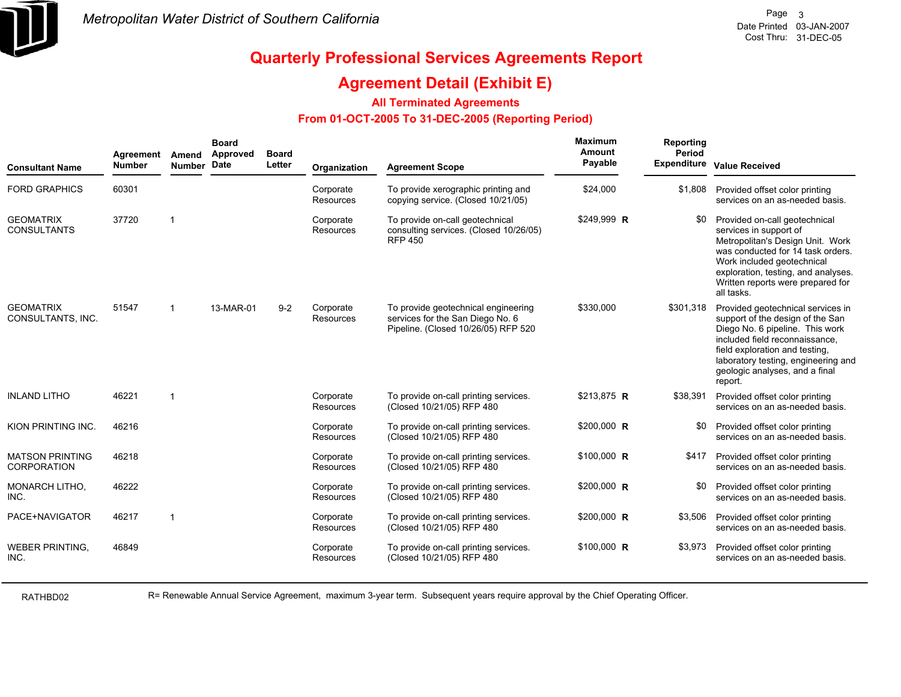Metropolitan Water District of Southern California

Date Printed 03-JAN-2007
Cost Thru: 31-DEC-05

# Quarterly Professional Services Agreements Report

## Agreement Detail (Exhibit E)

### All Terminated Agreements

### From 01-OCT-2005 To 31-DEC-2005 (Reporting Period)

| Consultant Name | Agreement Number | Amend Number | Board Approved Date | Board Letter | Organization | Agreement Scope | Maximum Amount Payable | | Reporting Period Expenditure | Value Received |
|---|---|---|---|---|---|---|---|---|---|---|
| FORD GRAPHICS | 60301 | | | | Corporate Resources | To provide xerographic printing and copying service. (Closed 10/21/05) | $24,000 | | $1,808 | Provided offset color printing services on an as-needed basis. |
| GEOMATRIX CONSULTANTS | 37720 | 1 | | | Corporate Resources | To provide on-call geotechnical consulting services. (Closed 10/26/05) RFP 450 | $249,999 | R | $0 | Provided on-call geotechnical services in support of Metropolitan's Design Unit. Work was conducted for 14 task orders. Work included geotechnical exploration, testing, and analyses. Written reports were prepared for all tasks. |
| GEOMATRIX CONSULTANTS, INC. | 51547 | 1 | 13-MAR-01 | 9-2 | Corporate Resources | To provide geotechnical engineering services for the San Diego No. 6 Pipeline. (Closed 10/26/05) RFP 520 | $330,000 | | $301,318 | Provided geotechnical services in support of the design of the San Diego No. 6 pipeline. This work included field reconnaissance, field exploration and testing, laboratory testing, engineering and geologic analyses, and a final report. |
| INLAND LITHO | 46221 | 1 | | | Corporate Resources | To provide on-call printing services. (Closed 10/21/05) RFP 480 | $213,875 | R | $38,391 | Provided offset color printing services on an as-needed basis. |
| KION PRINTING INC. | 46216 | | | | Corporate Resources | To provide on-call printing services. (Closed 10/21/05) RFP 480 | $200,000 | R | $0 | Provided offset color printing services on an as-needed basis. |
| MATSON PRINTING CORPORATION | 46218 | | | | Corporate Resources | To provide on-call printing services. (Closed 10/21/05) RFP 480 | $100,000 | R | $417 | Provided offset color printing services on an as-needed basis. |
| MONARCH LITHO, INC. | 46222 | | | | Corporate Resources | To provide on-call printing services. (Closed 10/21/05) RFP 480 | $200,000 | R | $0 | Provided offset color printing services on an as-needed basis. |
| PACE+NAVIGATOR | 46217 | 1 | | | Corporate Resources | To provide on-call printing services. (Closed 10/21/05) RFP 480 | $200,000 | R | $3,506 | Provided offset color printing services on an as-needed basis. |
| WEBER PRINTING, INC. | 46849 | | | | Corporate Resources | To provide on-call printing services. (Closed 10/21/05) RFP 480 | $100,000 | R | $3,973 | Provided offset color printing services on an as-needed basis. |

RATHBD02

R= Renewable Annual Service Agreement, maximum 3-year term. Subsequent years require approval by the Chief Operating Officer.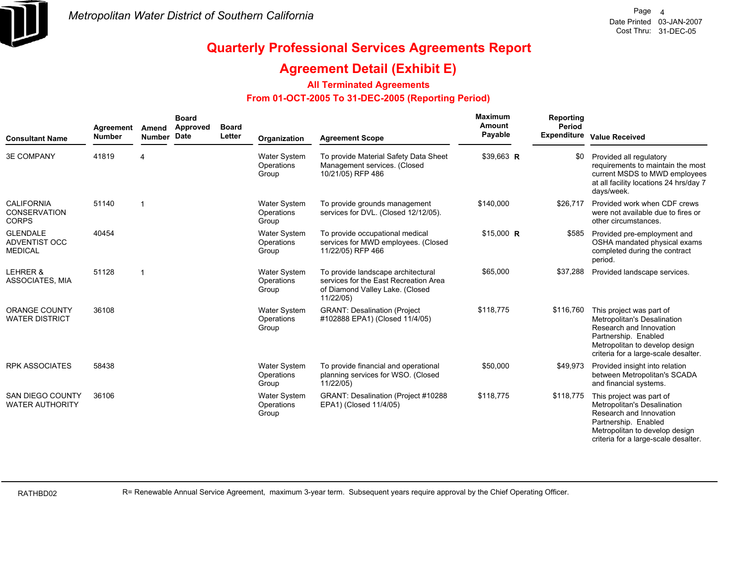# Quarterly Professional Services Agreements Report

## Agreement Detail (Exhibit E)

### All Terminated Agreements

### From 01-OCT-2005 To 31-DEC-2005 (Reporting Period)

| Consultant Name | Agreement Number | Amend Number | Board Approved Date | Board Letter | Organization | Agreement Scope | Maximum Amount Payable | Reporting Period Expenditure | Value Received |
|---|---|---|---|---|---|---|---|---|---|
| 3E COMPANY | 41819 | 4 | | | Water System Operations Group | To provide Material Safety Data Sheet Management services. (Closed 10/21/05) RFP 486 | $39,663 **R** | $0 | Provided all regulatory requirements to maintain the most current MSDS to MWD employees at all facility locations 24 hrs/day 7 days/week. |
| CALIFORNIA CONSERVATION CORPS | 51140 | 1 | | | Water System Operations Group | To provide grounds management services for DVL. (Closed 12/12/05). | $140,000 | $26,717 | Provided work when CDF crews were not available due to fires or other circumstances. |
| GLENDALE ADVENTIST OCC MEDICAL | 40454 | | | | Water System Operations Group | To provide occupational medical services for MWD employees. (Closed 11/22/05) RFP 466 | $15,000 **R** | $585 | Provided pre-employment and OSHA mandated physical exams completed during the contract period. |
| LEHRER & ASSOCIATES, MIA | 51128 | 1 | | | Water System Operations Group | To provide landscape architectural services for the East Recreation Area of Diamond Valley Lake. (Closed 11/22/05) | $65,000 | $37,288 | Provided landscape services. |
| ORANGE COUNTY WATER DISTRICT | 36108 | | | | Water System Operations Group | GRANT: Desalination (Project #102888 EPA1) (Closed 11/4/05) | $118,775 | $116,760 | This project was part of Metropolitan's Desalination Research and Innovation Partnership. Enabled Metropolitan to develop design criteria for a large-scale desalter. |
| RPK ASSOCIATES | 58438 | | | | Water System Operations Group | To provide financial and operational planning services for WSO. (Closed 11/22/05) | $50,000 | $49,973 | Provided insight into relation between Metropolitan's SCADA and financial systems. |
| SAN DIEGO COUNTY WATER AUTHORITY | 36106 | | | | Water System Operations Group | GRANT: Desalination (Project #10288 EPA1) (Closed 11/4/05) | $118,775 | $118,775 | This project was part of Metropolitan's Desalination Research and Innovation Partnership. Enabled Metropolitan to develop design criteria for a large-scale desalter. |

R= Renewable Annual Service Agreement, maximum 3-year term. Subsequent years require approval by the Chief Operating Officer.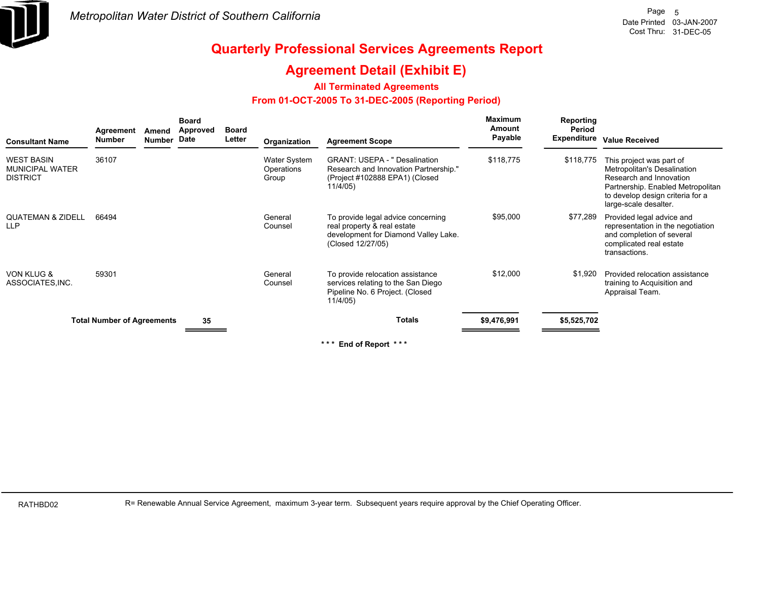# Quarterly Professional Services Agreements Report

## Agreement Detail (Exhibit E)

### All Terminated Agreements

### From 01-OCT-2005 To 31-DEC-2005 (Reporting Period)

| Consultant Name | Agreement Number | Amend Number | Board Approved Date | Board Letter | Organization | Agreement Scope | Maximum Amount Payable | Reporting Period Expenditure | Value Received |
|---|---|---|---|---|---|---|---|---|---|
| WEST BASIN MUNICIPAL WATER DISTRICT | 36107 | | | | Water System Operations Group | GRANT: USEPA - " Desalination Research and Innovation Partnership." (Project #102888 EPA1) (Closed 11/4/05) | $118,775 | $118,775 | This project was part of Metropolitan's Desalination Research and Innovation Partnership. Enabled Metropolitan to develop design criteria for a large-scale desalter. |
| QUATEMAN & ZIDELL LLP | 66494 | | | | General Counsel | To provide legal advice concerning real property & real estate development for Diamond Valley Lake. (Closed 12/27/05) | $95,000 | $77,289 | Provided legal advice and representation in the negotiation and completion of several complicated real estate transactions. |
| VON KLUG & ASSOCIATES,INC. | 59301 | | | | General Counsel | To provide relocation assistance services relating to the San Diego Pipeline No. 6 Project. (Closed 11/4/05) | $12,000 | $1,920 | Provided relocation assistance training to Acquisition and Appraisal Team. |
| **Total Number of Agreements** | | | **35** | | | **Totals** | **$9,476,991** | **$5,525,702** | |

*** End of Report ***

RATHBD02

R= Renewable Annual Service Agreement, maximum 3-year term. Subsequent years require approval by the Chief Operating Officer.